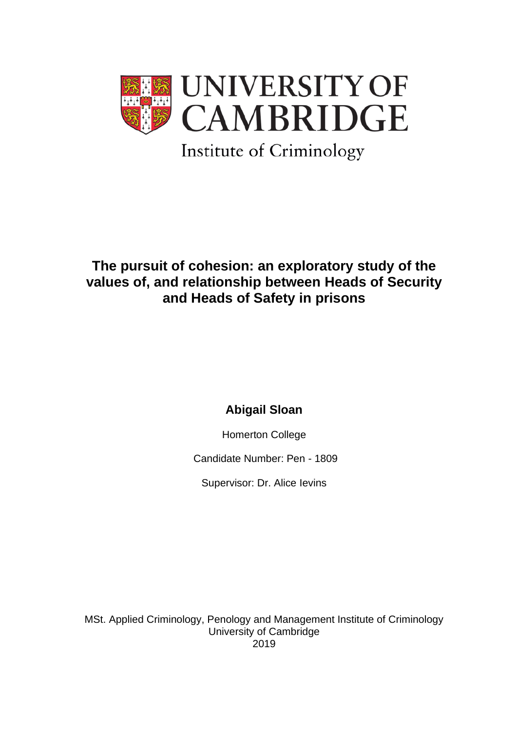UNIVERSITY OF CAMBRIDGE

Institute of Criminology

# The pursuit of cohesion: an exploratory study of the values of, and relationship between Heads of Security and Heads of Safety in prisons

**Abigail Sloan**

Homerton College

Candidate Number: Pen - 1809

Supervisor: Dr. Alice Ievins

MSt. Applied Criminology, Penology and Management Institute of Criminology
University of Cambridge
2019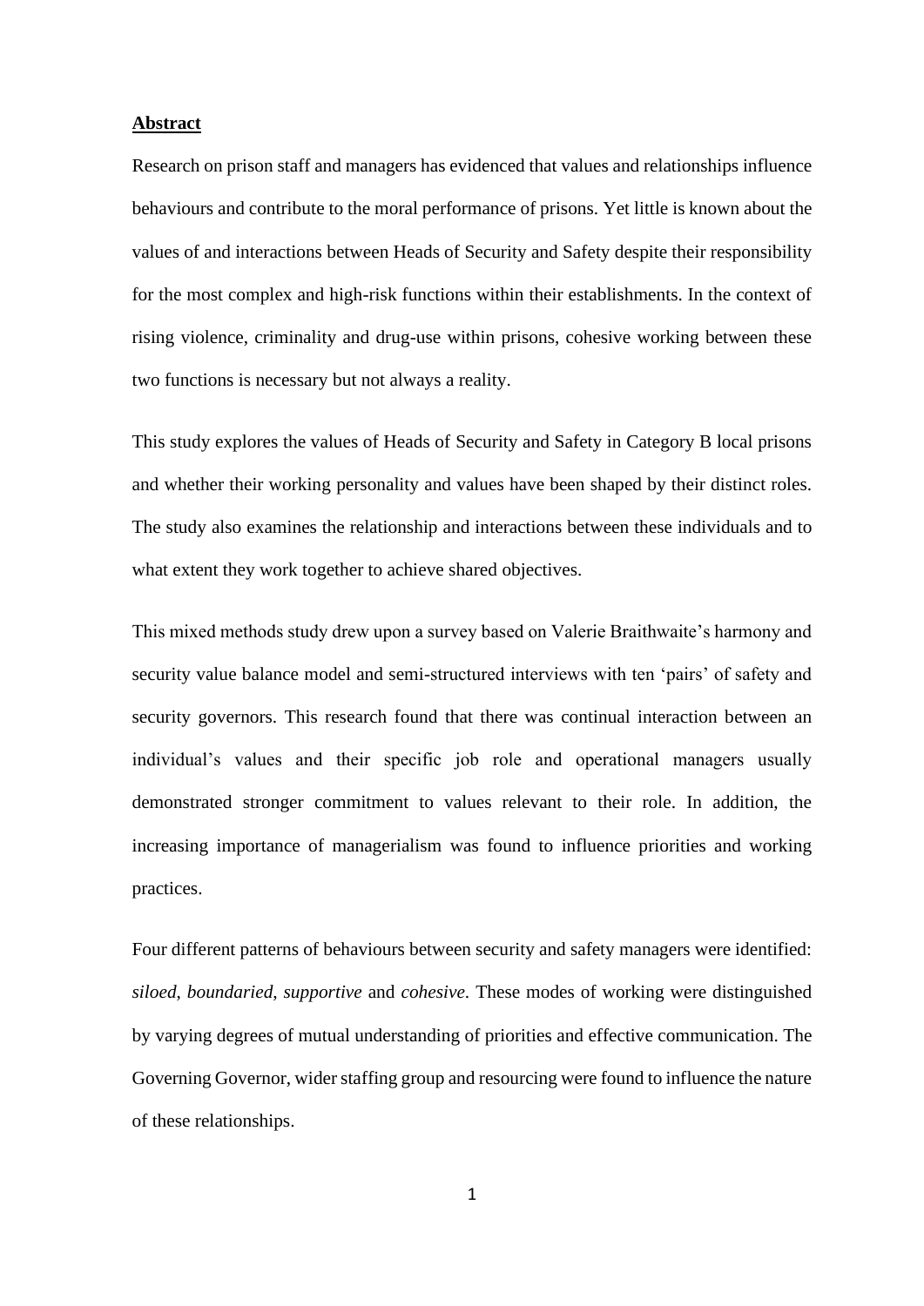**Abstract**

Research on prison staff and managers has evidenced that values and relationships influence behaviours and contribute to the moral performance of prisons. Yet little is known about the values of and interactions between Heads of Security and Safety despite their responsibility for the most complex and high-risk functions within their establishments. In the context of rising violence, criminality and drug-use within prisons, cohesive working between these two functions is necessary but not always a reality.

This study explores the values of Heads of Security and Safety in Category B local prisons and whether their working personality and values have been shaped by their distinct roles. The study also examines the relationship and interactions between these individuals and to what extent they work together to achieve shared objectives.

This mixed methods study drew upon a survey based on Valerie Braithwaite's harmony and security value balance model and semi-structured interviews with ten 'pairs' of safety and security governors. This research found that there was continual interaction between an individual's values and their specific job role and operational managers usually demonstrated stronger commitment to values relevant to their role. In addition, the increasing importance of managerialism was found to influence priorities and working practices.

Four different patterns of behaviours between security and safety managers were identified: *siloed*, *boundaried*, *supportive* and *cohesive*. These modes of working were distinguished by varying degrees of mutual understanding of priorities and effective communication. The Governing Governor, wider staffing group and resourcing were found to influence the nature of these relationships.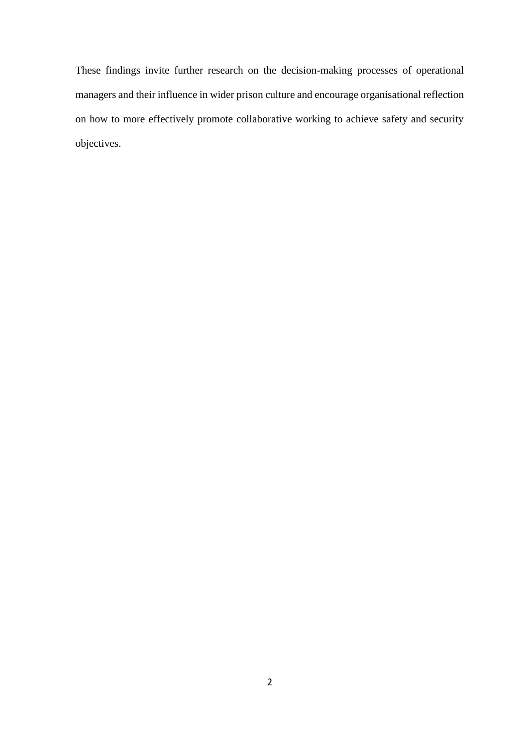These findings invite further research on the decision-making processes of operational managers and their influence in wider prison culture and encourage organisational reflection on how to more effectively promote collaborative working to achieve safety and security objectives.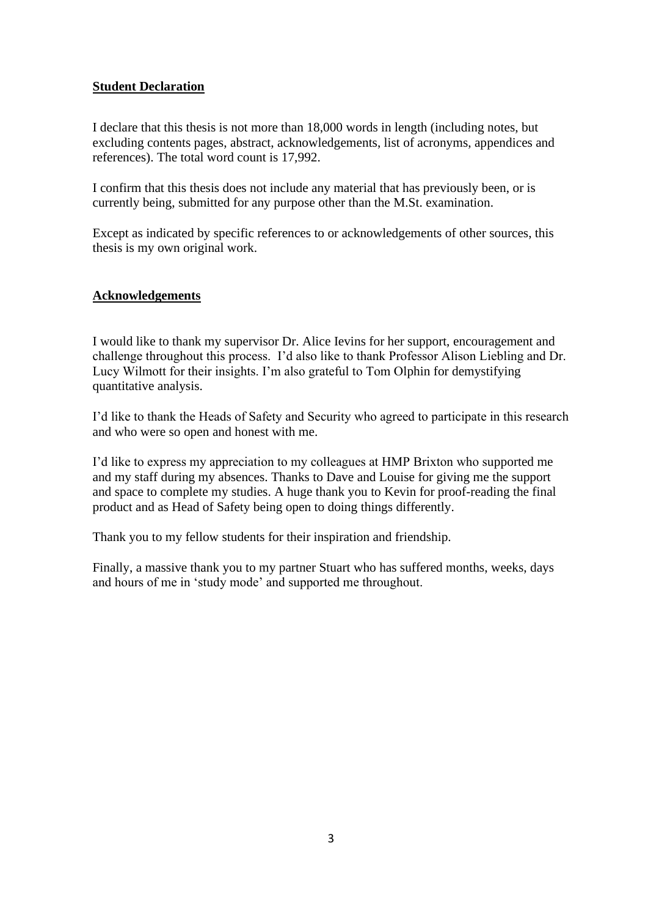## Student Declaration

I declare that this thesis is not more than 18,000 words in length (including notes, but excluding contents pages, abstract, acknowledgements, list of acronyms, appendices and references). The total word count is 17,992.

I confirm that this thesis does not include any material that has previously been, or is currently being, submitted for any purpose other than the M.St. examination.

Except as indicated by specific references to or acknowledgements of other sources, this thesis is my own original work.

## Acknowledgements

I would like to thank my supervisor Dr. Alice Ievins for her support, encouragement and challenge throughout this process. I'd also like to thank Professor Alison Liebling and Dr. Lucy Wilmott for their insights. I'm also grateful to Tom Olphin for demystifying quantitative analysis.

I'd like to thank the Heads of Safety and Security who agreed to participate in this research and who were so open and honest with me.

I'd like to express my appreciation to my colleagues at HMP Brixton who supported me and my staff during my absences. Thanks to Dave and Louise for giving me the support and space to complete my studies. A huge thank you to Kevin for proof-reading the final product and as Head of Safety being open to doing things differently.

Thank you to my fellow students for their inspiration and friendship.

Finally, a massive thank you to my partner Stuart who has suffered months, weeks, days and hours of me in 'study mode' and supported me throughout.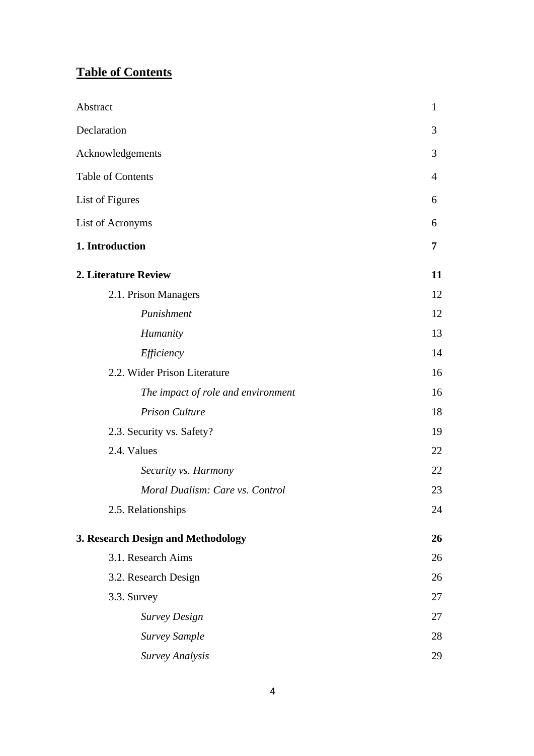## **Table of Contents**

| | |
|---|---|
| Abstract | 1 |
| Declaration | 3 |
| Acknowledgements | 3 |
| Table of Contents | 4 |
| List of Figures | 6 |
| List of Acronyms | 6 |
| **1. Introduction** | **7** |
| **2. Literature Review** | **11** |
| 2.1. Prison Managers | 12 |
| *Punishment* | 12 |
| *Humanity* | 13 |
| *Efficiency* | 14 |
| 2.2. Wider Prison Literature | 16 |
| *The impact of role and environment* | 16 |
| *Prison Culture* | 18 |
| 2.3. Security vs. Safety? | 19 |
| 2.4. Values | 22 |
| *Security vs. Harmony* | 22 |
| *Moral Dualism: Care vs. Control* | 23 |
| 2.5. Relationships | 24 |
| **3. Research Design and Methodology** | **26** |
| 3.1. Research Aims | 26 |
| 3.2. Research Design | 26 |
| 3.3. Survey | 27 |
| *Survey Design* | 27 |
| *Survey Sample* | 28 |
| *Survey Analysis* | 29 |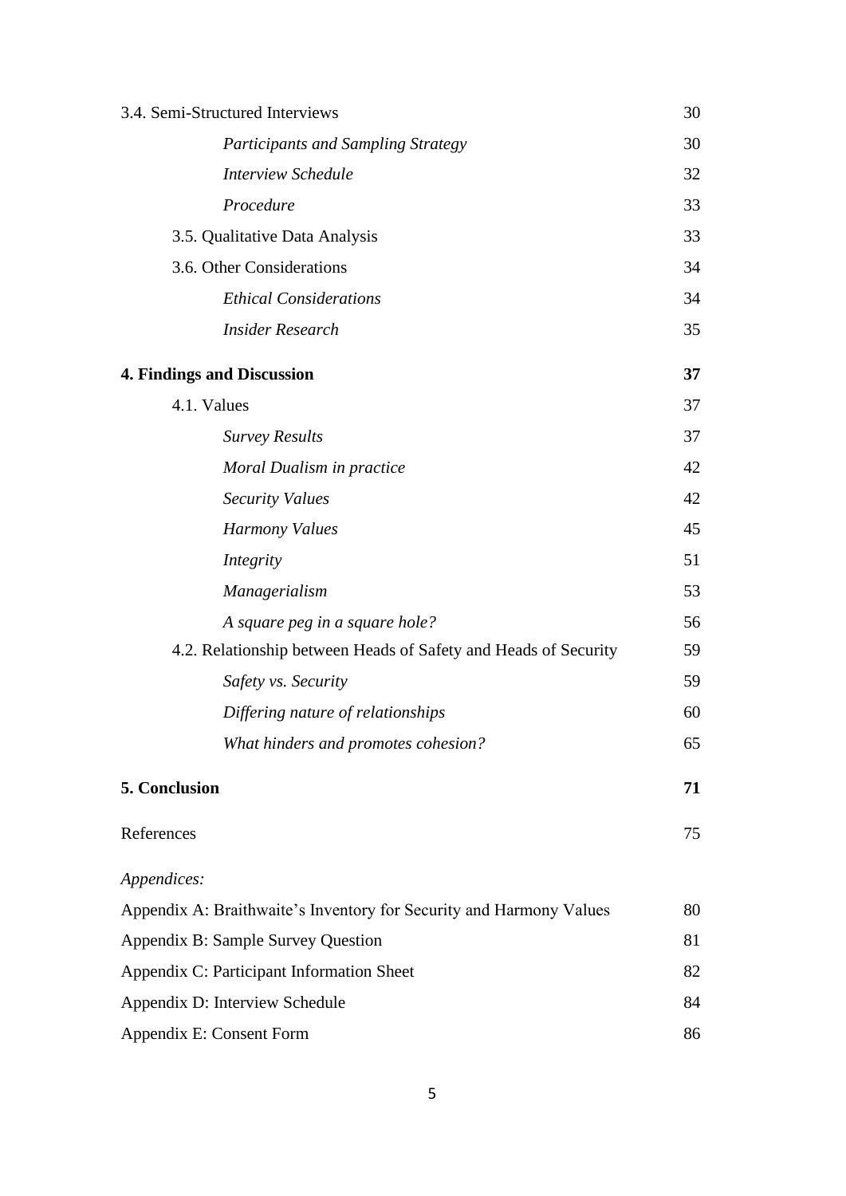| | |
|---|---|
| 3.4. Semi-Structured Interviews | 30 |
| *Participants and Sampling Strategy* | 30 |
| *Interview Schedule* | 32 |
| *Procedure* | 33 |
| 3.5. Qualitative Data Analysis | 33 |
| 3.6. Other Considerations | 34 |
| *Ethical Considerations* | 34 |
| *Insider Research* | 35 |
| **4. Findings and Discussion** | **37** |
| 4.1. Values | 37 |
| *Survey Results* | 37 |
| *Moral Dualism in practice* | 42 |
| *Security Values* | 42 |
| *Harmony Values* | 45 |
| *Integrity* | 51 |
| *Managerialism* | 53 |
| *A square peg in a square hole?* | 56 |
| 4.2. Relationship between Heads of Safety and Heads of Security | 59 |
| *Safety vs. Security* | 59 |
| *Differing nature of relationships* | 60 |
| *What hinders and promotes cohesion?* | 65 |
| **5. Conclusion** | **71** |
| References | 75 |
| *Appendices:* | |
| Appendix A: Braithwaite's Inventory for Security and Harmony Values | 80 |
| Appendix B: Sample Survey Question | 81 |
| Appendix C: Participant Information Sheet | 82 |
| Appendix D: Interview Schedule | 84 |
| Appendix E: Consent Form | 86 |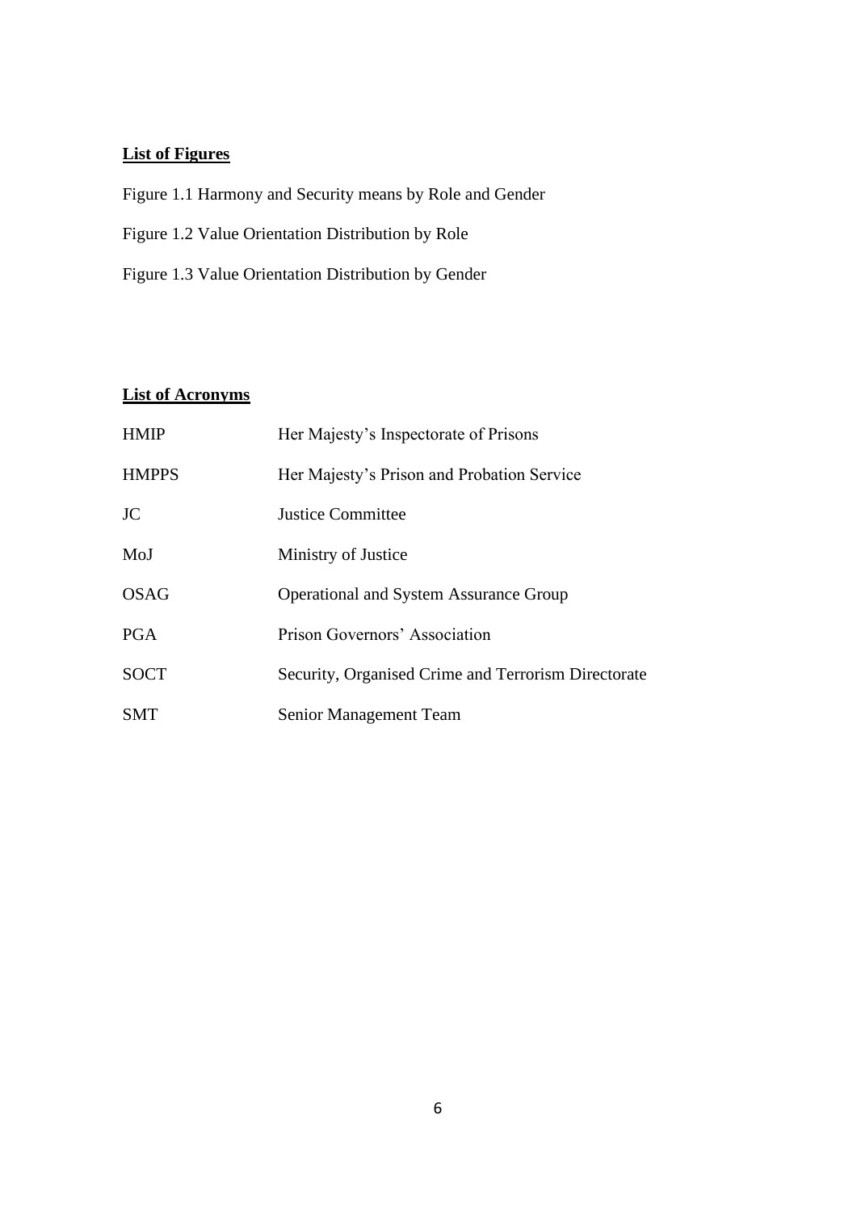## List of Figures

Figure 1.1 Harmony and Security means by Role and Gender

Figure 1.2 Value Orientation Distribution by Role

Figure 1.3 Value Orientation Distribution by Gender

## List of Acronyms

| | |
|---|---|
| HMIP | Her Majesty's Inspectorate of Prisons |
| HMPPS | Her Majesty's Prison and Probation Service |
| JC | Justice Committee |
| MoJ | Ministry of Justice |
| OSAG | Operational and System Assurance Group |
| PGA | Prison Governors' Association |
| SOCT | Security, Organised Crime and Terrorism Directorate |
| SMT | Senior Management Team |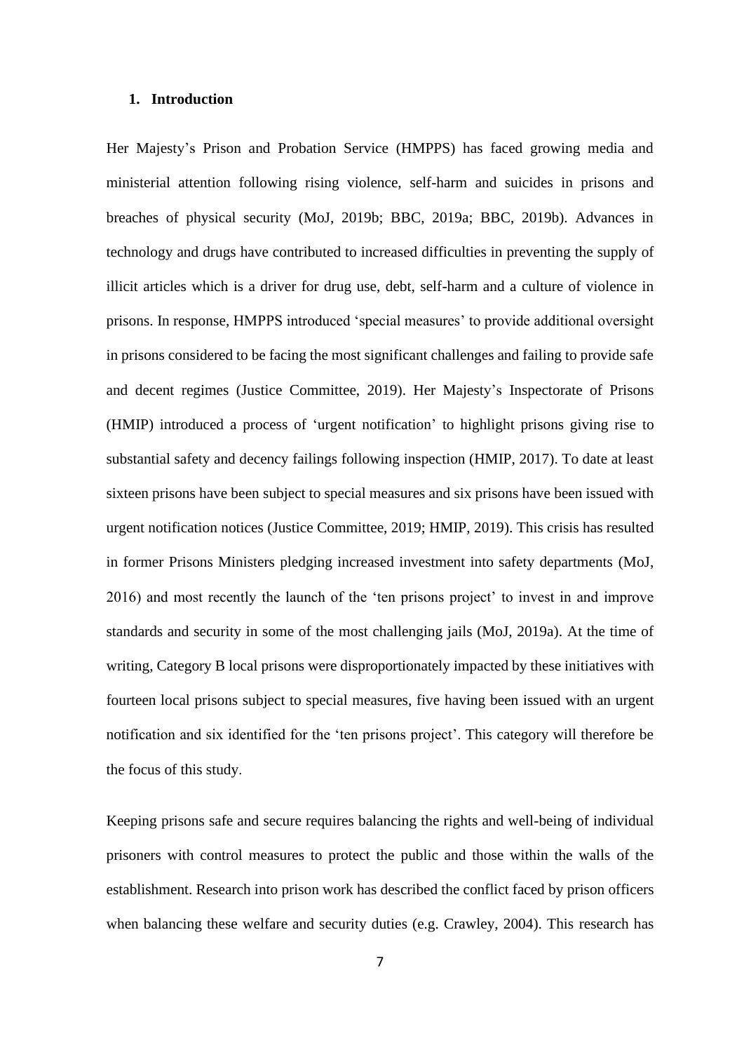## 1. Introduction

Her Majesty's Prison and Probation Service (HMPPS) has faced growing media and ministerial attention following rising violence, self-harm and suicides in prisons and breaches of physical security (MoJ, 2019b; BBC, 2019a; BBC, 2019b). Advances in technology and drugs have contributed to increased difficulties in preventing the supply of illicit articles which is a driver for drug use, debt, self-harm and a culture of violence in prisons. In response, HMPPS introduced 'special measures' to provide additional oversight in prisons considered to be facing the most significant challenges and failing to provide safe and decent regimes (Justice Committee, 2019). Her Majesty's Inspectorate of Prisons (HMIP) introduced a process of 'urgent notification' to highlight prisons giving rise to substantial safety and decency failings following inspection (HMIP, 2017). To date at least sixteen prisons have been subject to special measures and six prisons have been issued with urgent notification notices (Justice Committee, 2019; HMIP, 2019). This crisis has resulted in former Prisons Ministers pledging increased investment into safety departments (MoJ, 2016) and most recently the launch of the 'ten prisons project' to invest in and improve standards and security in some of the most challenging jails (MoJ, 2019a). At the time of writing, Category B local prisons were disproportionately impacted by these initiatives with fourteen local prisons subject to special measures, five having been issued with an urgent notification and six identified for the 'ten prisons project'. This category will therefore be the focus of this study.

Keeping prisons safe and secure requires balancing the rights and well-being of individual prisoners with control measures to protect the public and those within the walls of the establishment. Research into prison work has described the conflict faced by prison officers when balancing these welfare and security duties (e.g. Crawley, 2004). This research has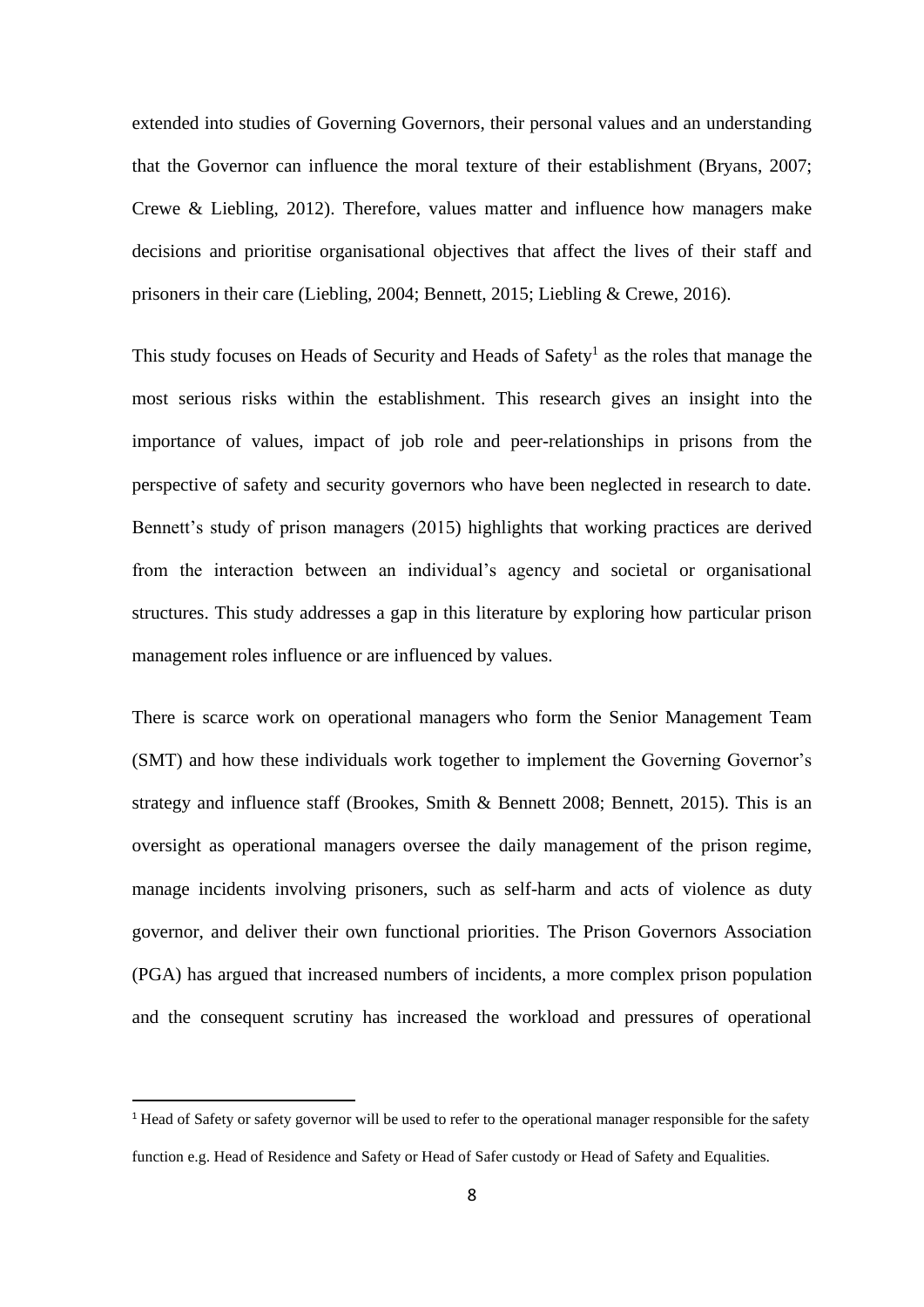extended into studies of Governing Governors, their personal values and an understanding that the Governor can influence the moral texture of their establishment (Bryans, 2007; Crewe & Liebling, 2012). Therefore, values matter and influence how managers make decisions and prioritise organisational objectives that affect the lives of their staff and prisoners in their care (Liebling, 2004; Bennett, 2015; Liebling & Crewe, 2016).

This study focuses on Heads of Security and Heads of Safety[1] as the roles that manage the most serious risks within the establishment. This research gives an insight into the importance of values, impact of job role and peer-relationships in prisons from the perspective of safety and security governors who have been neglected in research to date. Bennett's study of prison managers (2015) highlights that working practices are derived from the interaction between an individual's agency and societal or organisational structures. This study addresses a gap in this literature by exploring how particular prison management roles influence or are influenced by values.

There is scarce work on operational managers who form the Senior Management Team (SMT) and how these individuals work together to implement the Governing Governor's strategy and influence staff (Brookes, Smith & Bennett 2008; Bennett, 2015). This is an oversight as operational managers oversee the daily management of the prison regime, manage incidents involving prisoners, such as self-harm and acts of violence as duty governor, and deliver their own functional priorities. The Prison Governors Association (PGA) has argued that increased numbers of incidents, a more complex prison population and the consequent scrutiny has increased the workload and pressures of operational

[1] Head of Safety or safety governor will be used to refer to the operational manager responsible for the safety function e.g. Head of Residence and Safety or Head of Safer custody or Head of Safety and Equalities.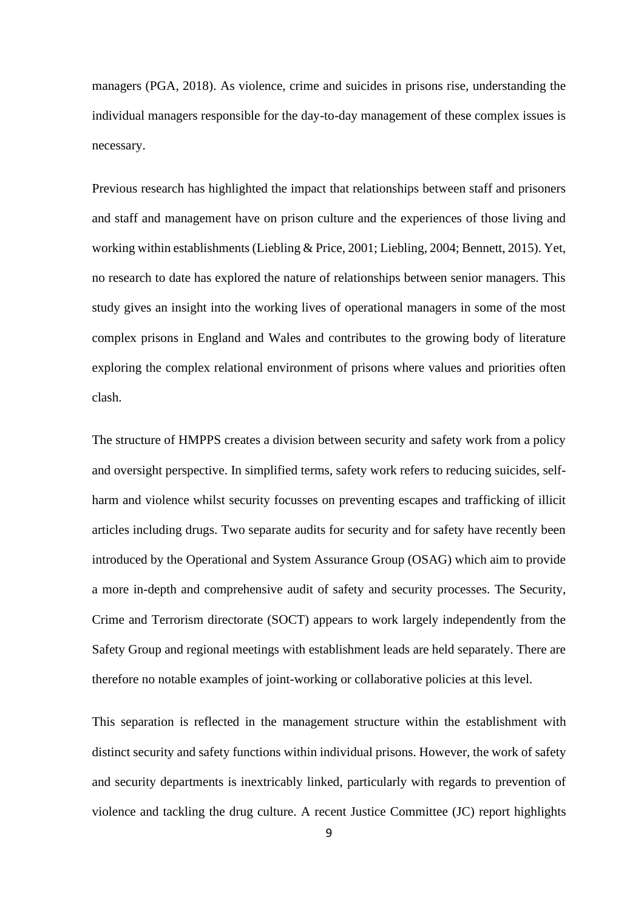managers (PGA, 2018). As violence, crime and suicides in prisons rise, understanding the individual managers responsible for the day-to-day management of these complex issues is necessary.

Previous research has highlighted the impact that relationships between staff and prisoners and staff and management have on prison culture and the experiences of those living and working within establishments (Liebling & Price, 2001; Liebling, 2004; Bennett, 2015). Yet, no research to date has explored the nature of relationships between senior managers. This study gives an insight into the working lives of operational managers in some of the most complex prisons in England and Wales and contributes to the growing body of literature exploring the complex relational environment of prisons where values and priorities often clash.

The structure of HMPPS creates a division between security and safety work from a policy and oversight perspective. In simplified terms, safety work refers to reducing suicides, self-harm and violence whilst security focusses on preventing escapes and trafficking of illicit articles including drugs. Two separate audits for security and for safety have recently been introduced by the Operational and System Assurance Group (OSAG) which aim to provide a more in-depth and comprehensive audit of safety and security processes. The Security, Crime and Terrorism directorate (SOCT) appears to work largely independently from the Safety Group and regional meetings with establishment leads are held separately. There are therefore no notable examples of joint-working or collaborative policies at this level.

This separation is reflected in the management structure within the establishment with distinct security and safety functions within individual prisons. However, the work of safety and security departments is inextricably linked, particularly with regards to prevention of violence and tackling the drug culture. A recent Justice Committee (JC) report highlights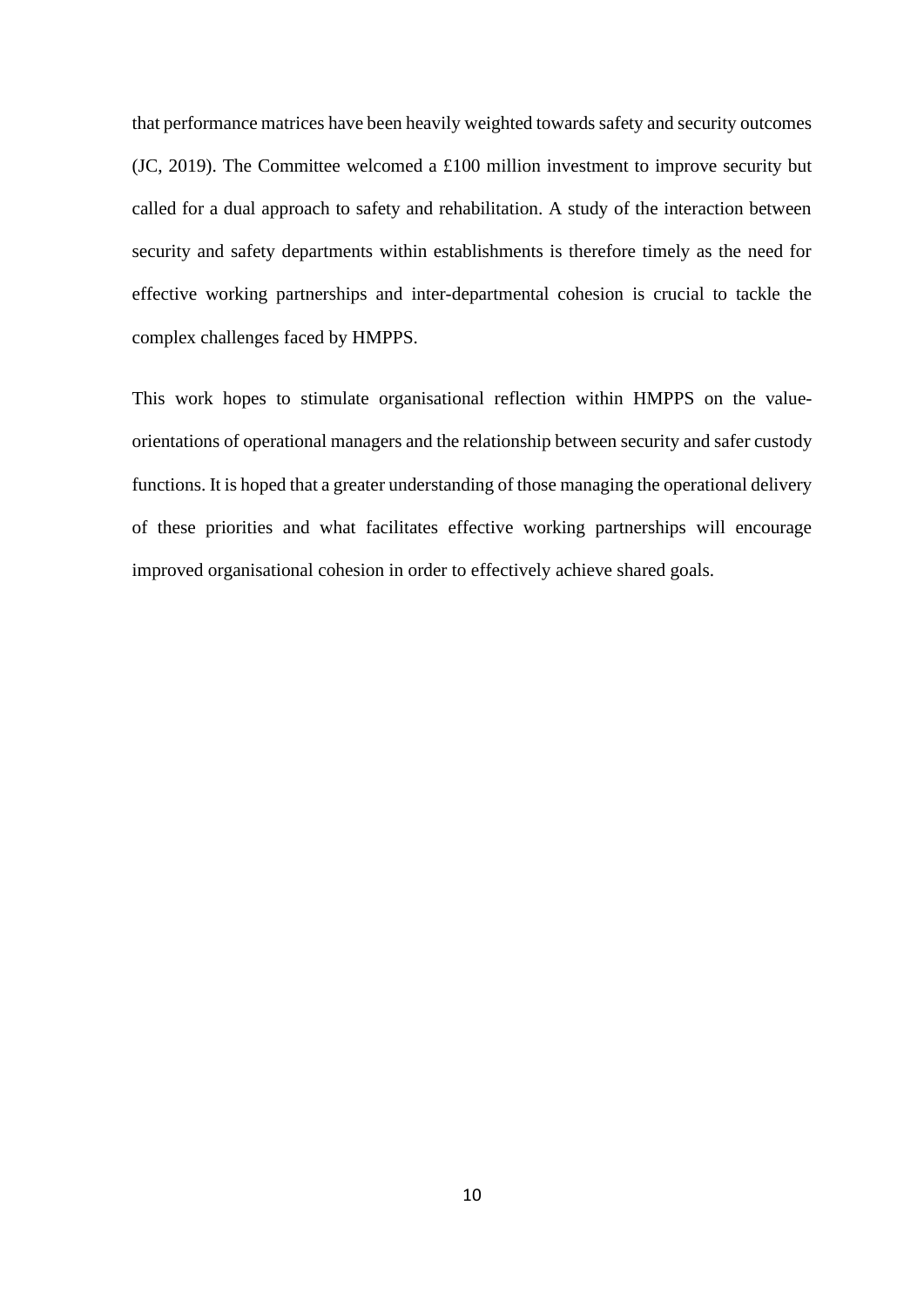that performance matrices have been heavily weighted towards safety and security outcomes (JC, 2019). The Committee welcomed a £100 million investment to improve security but called for a dual approach to safety and rehabilitation. A study of the interaction between security and safety departments within establishments is therefore timely as the need for effective working partnerships and inter-departmental cohesion is crucial to tackle the complex challenges faced by HMPPS.

This work hopes to stimulate organisational reflection within HMPPS on the value-orientations of operational managers and the relationship between security and safer custody functions. It is hoped that a greater understanding of those managing the operational delivery of these priorities and what facilitates effective working partnerships will encourage improved organisational cohesion in order to effectively achieve shared goals.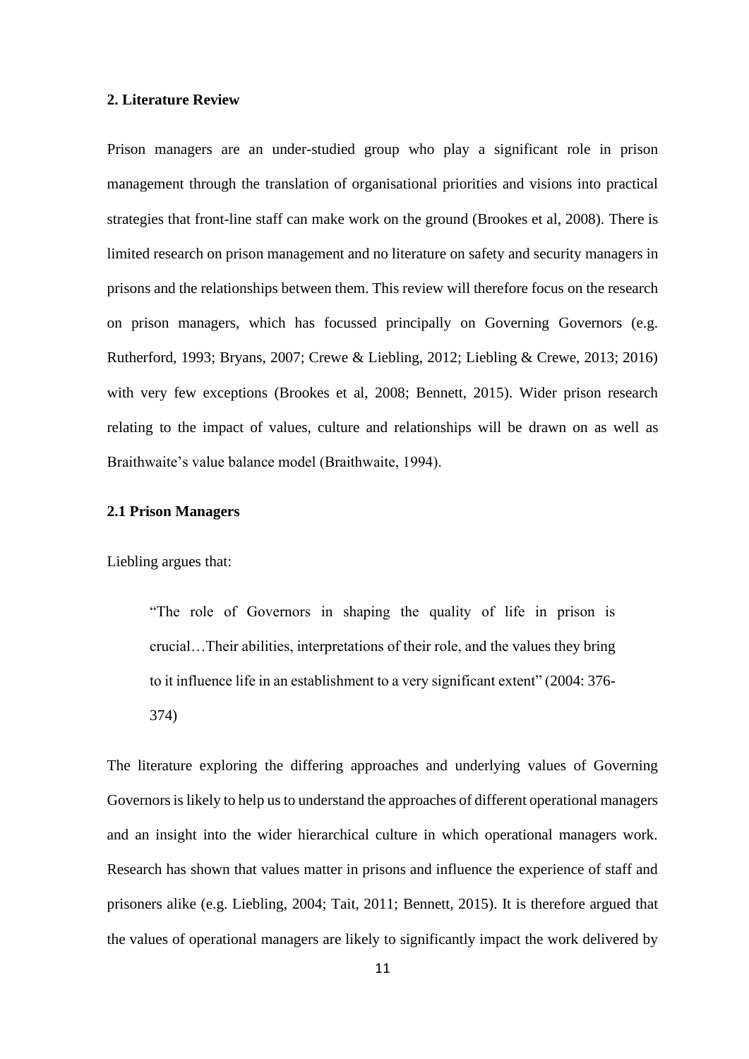## 2. Literature Review

Prison managers are an under-studied group who play a significant role in prison management through the translation of organisational priorities and visions into practical strategies that front-line staff can make work on the ground (Brookes et al, 2008). There is limited research on prison management and no literature on safety and security managers in prisons and the relationships between them. This review will therefore focus on the research on prison managers, which has focussed principally on Governing Governors (e.g. Rutherford, 1993; Bryans, 2007; Crewe & Liebling, 2012; Liebling & Crewe, 2013; 2016) with very few exceptions (Brookes et al, 2008; Bennett, 2015). Wider prison research relating to the impact of values, culture and relationships will be drawn on as well as Braithwaite's value balance model (Braithwaite, 1994).

### 2.1 Prison Managers

Liebling argues that:

> "The role of Governors in shaping the quality of life in prison is crucial…Their abilities, interpretations of their role, and the values they bring to it influence life in an establishment to a very significant extent" (2004: 376-374)

The literature exploring the differing approaches and underlying values of Governing Governors is likely to help us to understand the approaches of different operational managers and an insight into the wider hierarchical culture in which operational managers work. Research has shown that values matter in prisons and influence the experience of staff and prisoners alike (e.g. Liebling, 2004; Tait, 2011; Bennett, 2015). It is therefore argued that the values of operational managers are likely to significantly impact the work delivered by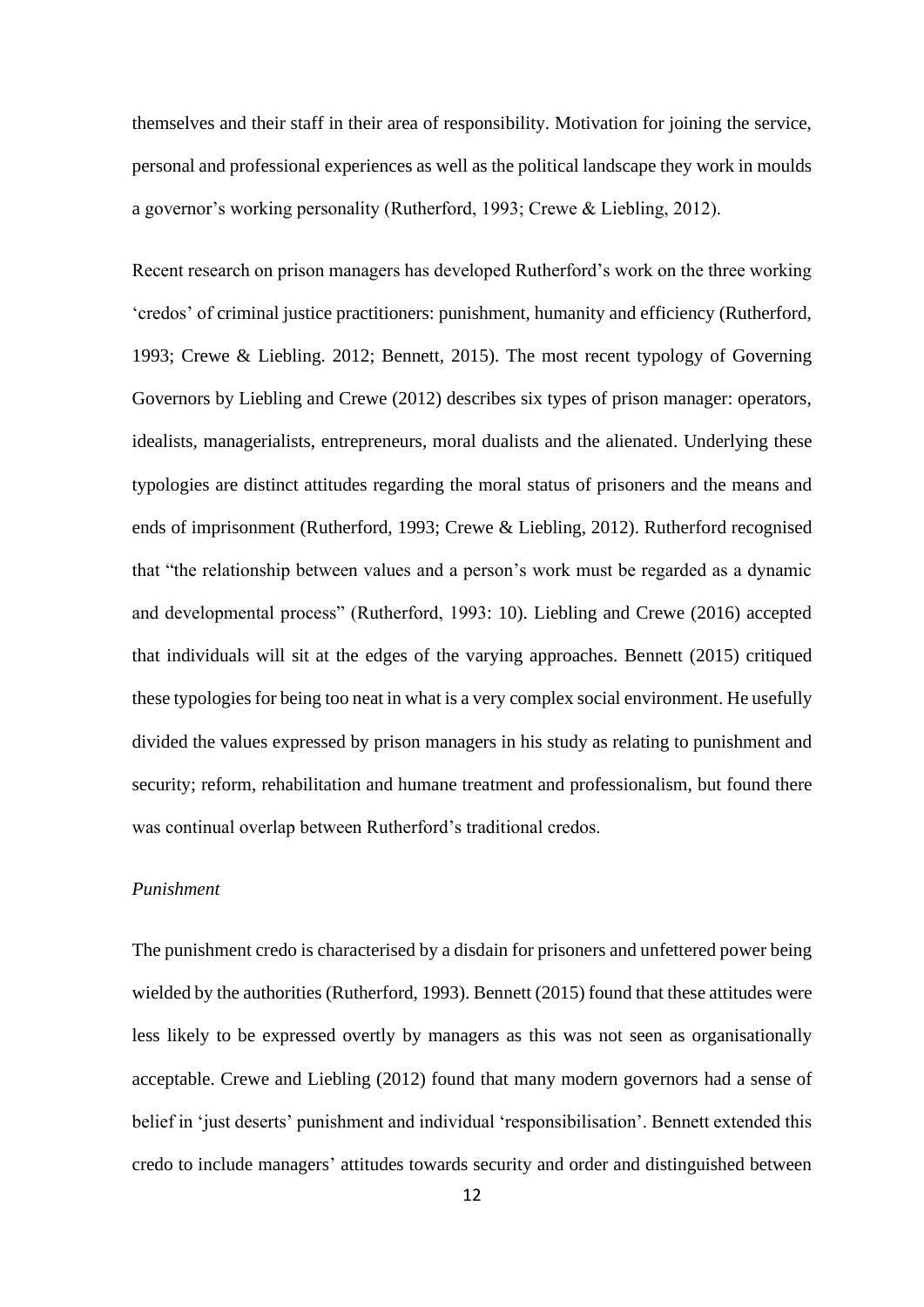themselves and their staff in their area of responsibility. Motivation for joining the service, personal and professional experiences as well as the political landscape they work in moulds a governor's working personality (Rutherford, 1993; Crewe & Liebling, 2012).

Recent research on prison managers has developed Rutherford's work on the three working 'credos' of criminal justice practitioners: punishment, humanity and efficiency (Rutherford, 1993; Crewe & Liebling. 2012; Bennett, 2015). The most recent typology of Governing Governors by Liebling and Crewe (2012) describes six types of prison manager: operators, idealists, managerialists, entrepreneurs, moral dualists and the alienated. Underlying these typologies are distinct attitudes regarding the moral status of prisoners and the means and ends of imprisonment (Rutherford, 1993; Crewe & Liebling, 2012). Rutherford recognised that "the relationship between values and a person's work must be regarded as a dynamic and developmental process" (Rutherford, 1993: 10). Liebling and Crewe (2016) accepted that individuals will sit at the edges of the varying approaches. Bennett (2015) critiqued these typologies for being too neat in what is a very complex social environment. He usefully divided the values expressed by prison managers in his study as relating to punishment and security; reform, rehabilitation and humane treatment and professionalism, but found there was continual overlap between Rutherford's traditional credos.

*Punishment*

The punishment credo is characterised by a disdain for prisoners and unfettered power being wielded by the authorities (Rutherford, 1993). Bennett (2015) found that these attitudes were less likely to be expressed overtly by managers as this was not seen as organisationally acceptable. Crewe and Liebling (2012) found that many modern governors had a sense of belief in 'just deserts' punishment and individual 'responsibilisation'. Bennett extended this credo to include managers' attitudes towards security and order and distinguished between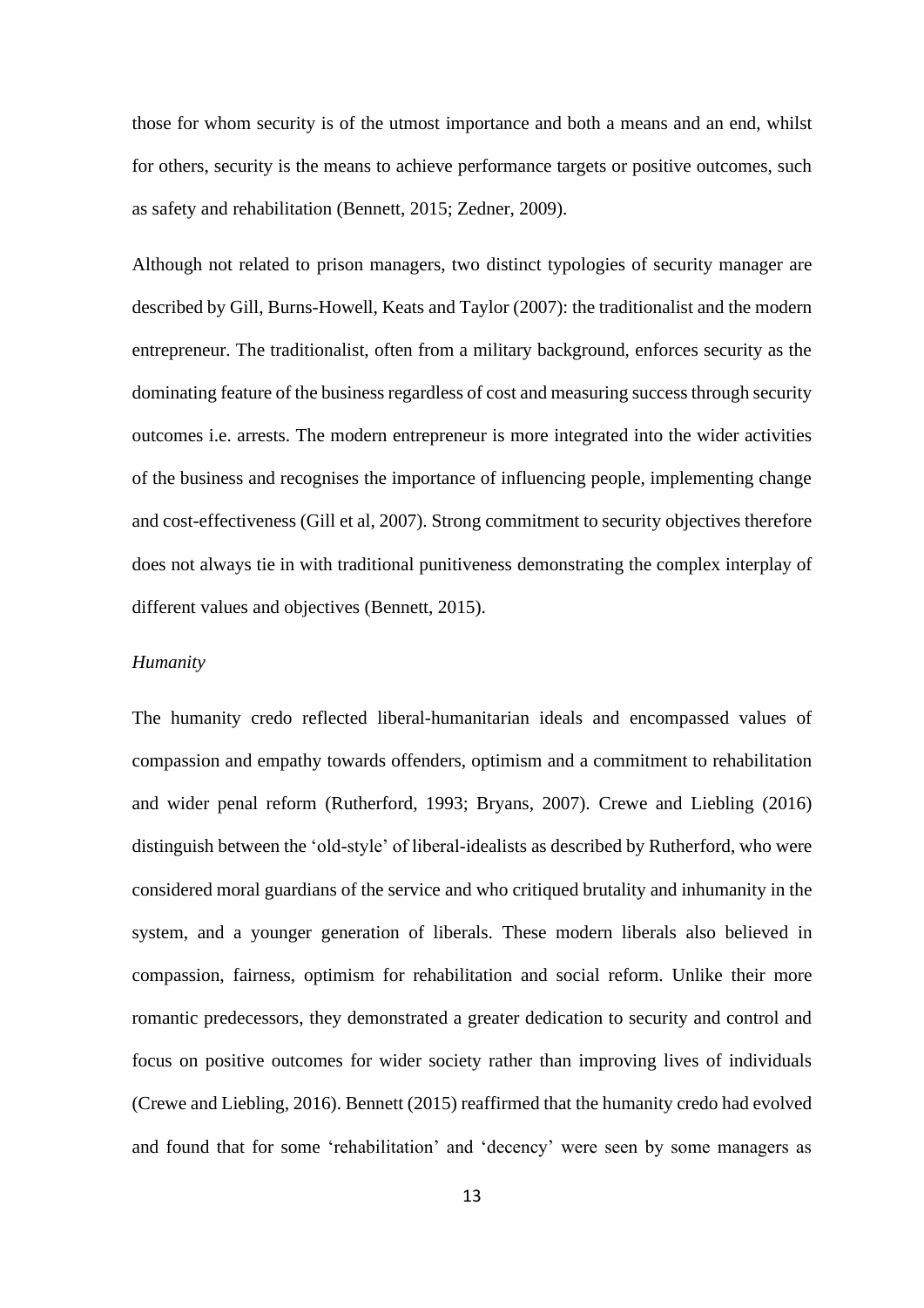those for whom security is of the utmost importance and both a means and an end, whilst for others, security is the means to achieve performance targets or positive outcomes, such as safety and rehabilitation (Bennett, 2015; Zedner, 2009).

Although not related to prison managers, two distinct typologies of security manager are described by Gill, Burns-Howell, Keats and Taylor (2007): the traditionalist and the modern entrepreneur. The traditionalist, often from a military background, enforces security as the dominating feature of the business regardless of cost and measuring success through security outcomes i.e. arrests. The modern entrepreneur is more integrated into the wider activities of the business and recognises the importance of influencing people, implementing change and cost-effectiveness (Gill et al, 2007). Strong commitment to security objectives therefore does not always tie in with traditional punitiveness demonstrating the complex interplay of different values and objectives (Bennett, 2015).

*Humanity*

The humanity credo reflected liberal-humanitarian ideals and encompassed values of compassion and empathy towards offenders, optimism and a commitment to rehabilitation and wider penal reform (Rutherford, 1993; Bryans, 2007). Crewe and Liebling (2016) distinguish between the 'old-style' of liberal-idealists as described by Rutherford, who were considered moral guardians of the service and who critiqued brutality and inhumanity in the system, and a younger generation of liberals. These modern liberals also believed in compassion, fairness, optimism for rehabilitation and social reform. Unlike their more romantic predecessors, they demonstrated a greater dedication to security and control and focus on positive outcomes for wider society rather than improving lives of individuals (Crewe and Liebling, 2016). Bennett (2015) reaffirmed that the humanity credo had evolved and found that for some 'rehabilitation' and 'decency' were seen by some managers as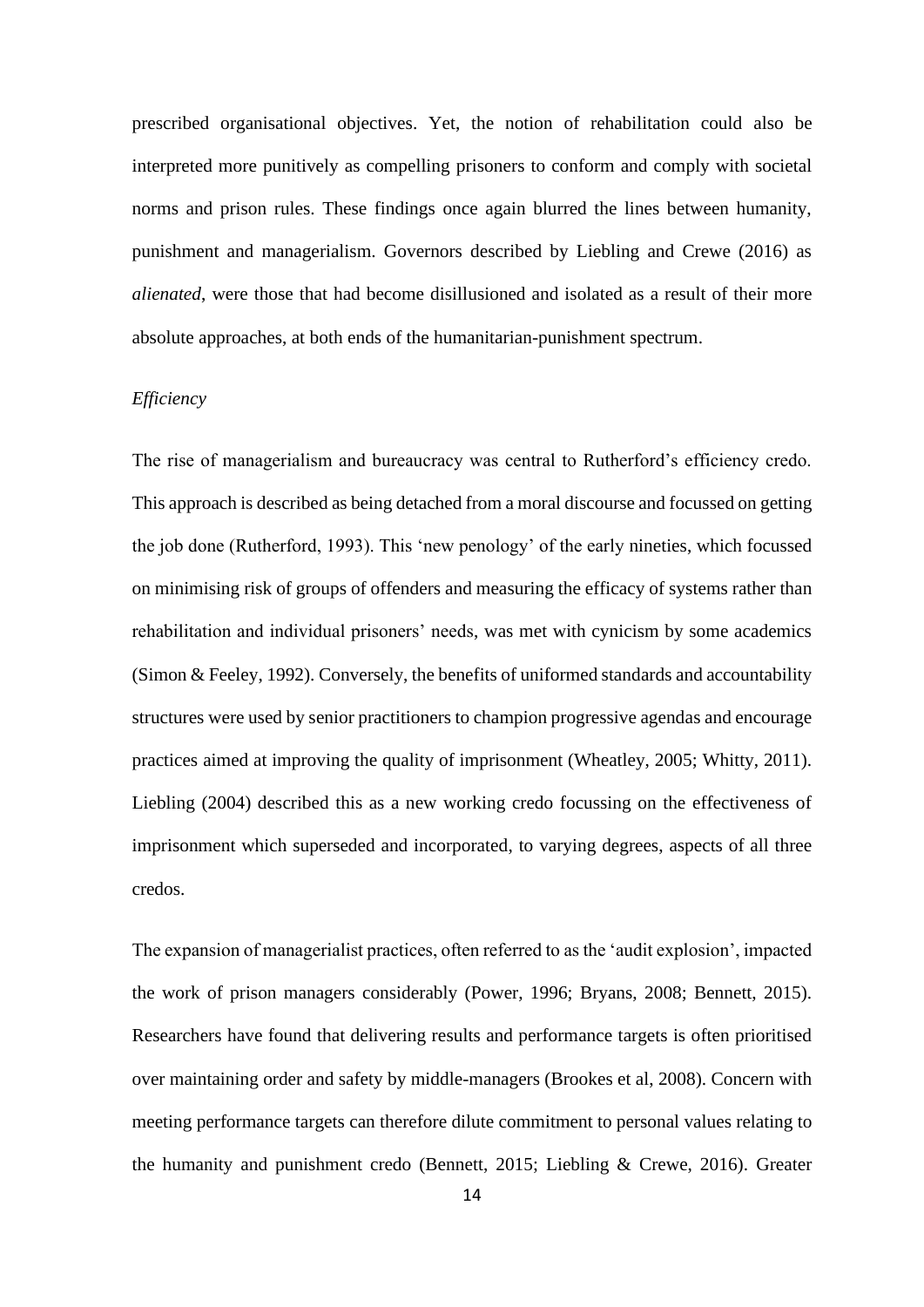prescribed organisational objectives. Yet, the notion of rehabilitation could also be interpreted more punitively as compelling prisoners to conform and comply with societal norms and prison rules. These findings once again blurred the lines between humanity, punishment and managerialism. Governors described by Liebling and Crewe (2016) as *alienated*, were those that had become disillusioned and isolated as a result of their more absolute approaches, at both ends of the humanitarian-punishment spectrum.

### *Efficiency*

The rise of managerialism and bureaucracy was central to Rutherford's efficiency credo. This approach is described as being detached from a moral discourse and focussed on getting the job done (Rutherford, 1993). This 'new penology' of the early nineties, which focussed on minimising risk of groups of offenders and measuring the efficacy of systems rather than rehabilitation and individual prisoners' needs, was met with cynicism by some academics (Simon & Feeley, 1992). Conversely, the benefits of uniformed standards and accountability structures were used by senior practitioners to champion progressive agendas and encourage practices aimed at improving the quality of imprisonment (Wheatley, 2005; Whitty, 2011). Liebling (2004) described this as a new working credo focussing on the effectiveness of imprisonment which superseded and incorporated, to varying degrees, aspects of all three credos.

The expansion of managerialist practices, often referred to as the 'audit explosion', impacted the work of prison managers considerably (Power, 1996; Bryans, 2008; Bennett, 2015). Researchers have found that delivering results and performance targets is often prioritised over maintaining order and safety by middle-managers (Brookes et al, 2008). Concern with meeting performance targets can therefore dilute commitment to personal values relating to the humanity and punishment credo (Bennett, 2015; Liebling & Crewe, 2016). Greater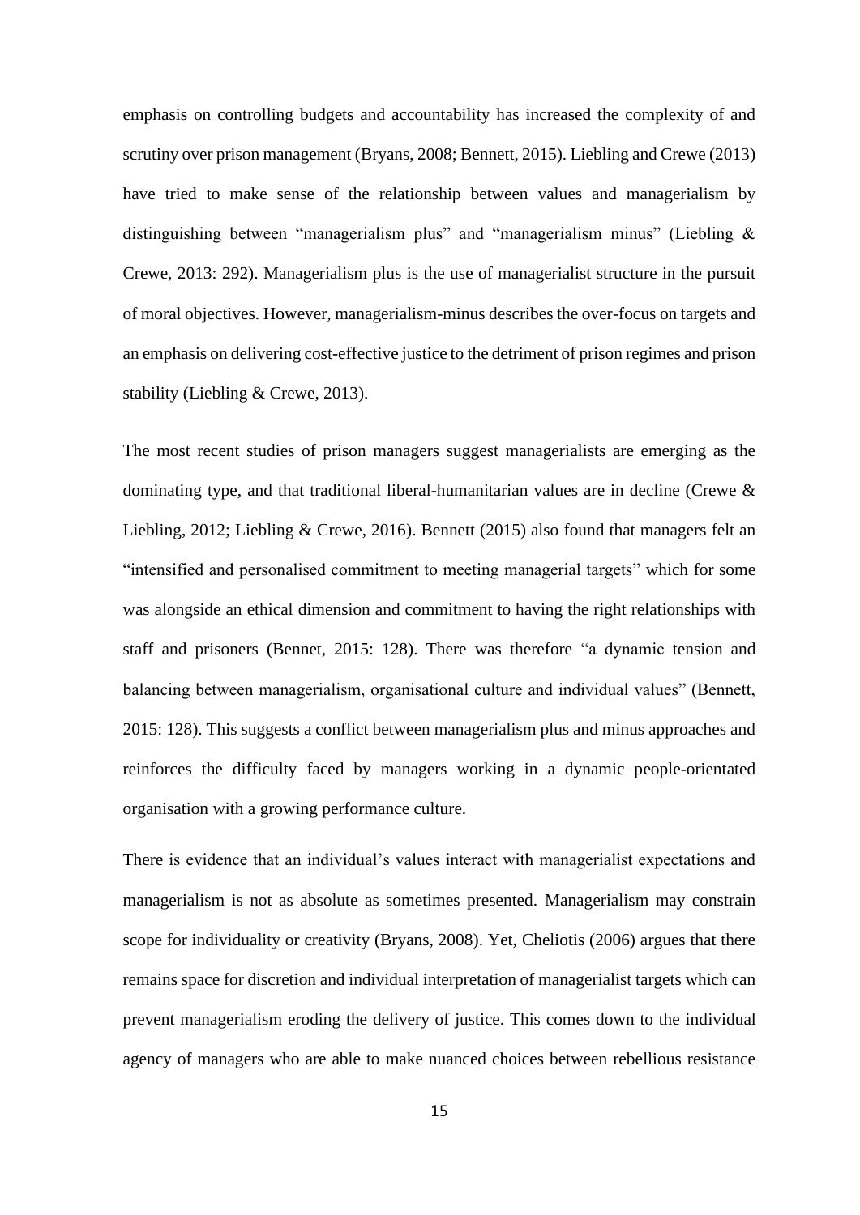emphasis on controlling budgets and accountability has increased the complexity of and scrutiny over prison management (Bryans, 2008; Bennett, 2015). Liebling and Crewe (2013) have tried to make sense of the relationship between values and managerialism by distinguishing between "managerialism plus" and "managerialism minus" (Liebling & Crewe, 2013: 292). Managerialism plus is the use of managerialist structure in the pursuit of moral objectives. However, managerialism-minus describes the over-focus on targets and an emphasis on delivering cost-effective justice to the detriment of prison regimes and prison stability (Liebling & Crewe, 2013).

The most recent studies of prison managers suggest managerialists are emerging as the dominating type, and that traditional liberal-humanitarian values are in decline (Crewe & Liebling, 2012; Liebling & Crewe, 2016). Bennett (2015) also found that managers felt an "intensified and personalised commitment to meeting managerial targets" which for some was alongside an ethical dimension and commitment to having the right relationships with staff and prisoners (Bennet, 2015: 128). There was therefore "a dynamic tension and balancing between managerialism, organisational culture and individual values" (Bennett, 2015: 128). This suggests a conflict between managerialism plus and minus approaches and reinforces the difficulty faced by managers working in a dynamic people-orientated organisation with a growing performance culture.

There is evidence that an individual's values interact with managerialist expectations and managerialism is not as absolute as sometimes presented. Managerialism may constrain scope for individuality or creativity (Bryans, 2008). Yet, Cheliotis (2006) argues that there remains space for discretion and individual interpretation of managerialist targets which can prevent managerialism eroding the delivery of justice. This comes down to the individual agency of managers who are able to make nuanced choices between rebellious resistance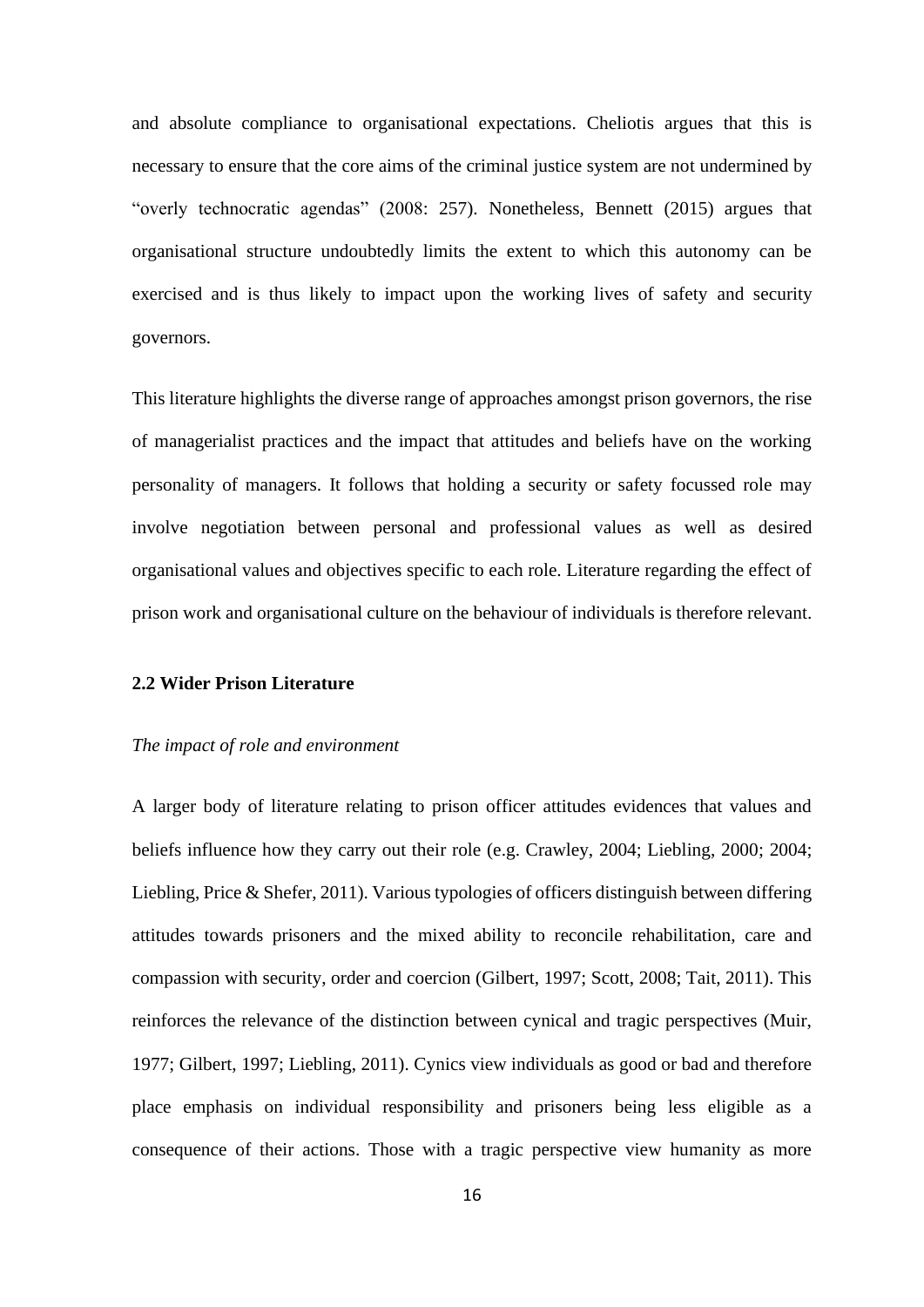and absolute compliance to organisational expectations. Cheliotis argues that this is necessary to ensure that the core aims of the criminal justice system are not undermined by "overly technocratic agendas" (2008: 257). Nonetheless, Bennett (2015) argues that organisational structure undoubtedly limits the extent to which this autonomy can be exercised and is thus likely to impact upon the working lives of safety and security governors.

This literature highlights the diverse range of approaches amongst prison governors, the rise of managerialist practices and the impact that attitudes and beliefs have on the working personality of managers. It follows that holding a security or safety focussed role may involve negotiation between personal and professional values as well as desired organisational values and objectives specific to each role. Literature regarding the effect of prison work and organisational culture on the behaviour of individuals is therefore relevant.

### 2.2 Wider Prison Literature

*The impact of role and environment*

A larger body of literature relating to prison officer attitudes evidences that values and beliefs influence how they carry out their role (e.g. Crawley, 2004; Liebling, 2000; 2004; Liebling, Price & Shefer, 2011). Various typologies of officers distinguish between differing attitudes towards prisoners and the mixed ability to reconcile rehabilitation, care and compassion with security, order and coercion (Gilbert, 1997; Scott, 2008; Tait, 2011). This reinforces the relevance of the distinction between cynical and tragic perspectives (Muir, 1977; Gilbert, 1997; Liebling, 2011). Cynics view individuals as good or bad and therefore place emphasis on individual responsibility and prisoners being less eligible as a consequence of their actions. Those with a tragic perspective view humanity as more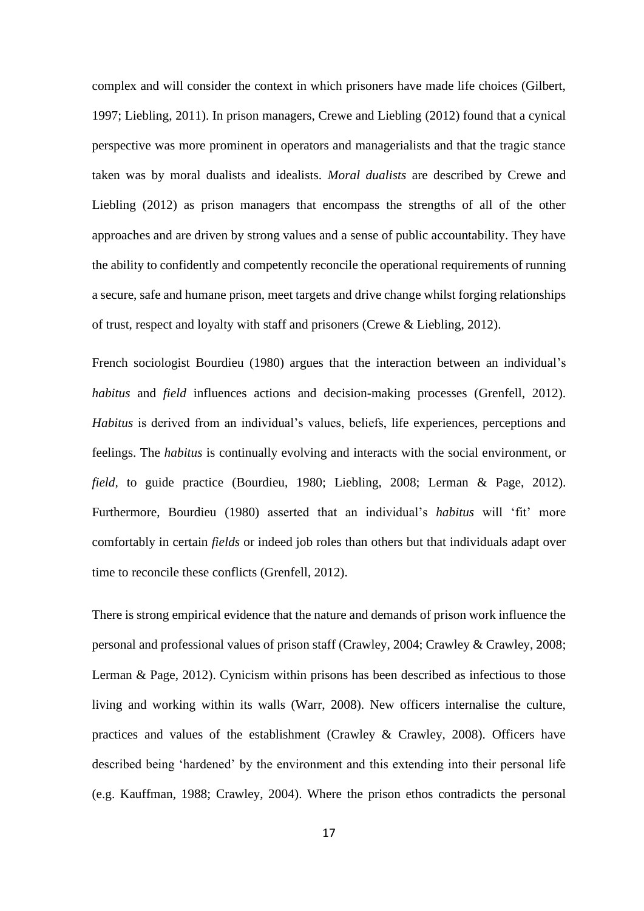complex and will consider the context in which prisoners have made life choices (Gilbert, 1997; Liebling, 2011). In prison managers, Crewe and Liebling (2012) found that a cynical perspective was more prominent in operators and managerialists and that the tragic stance taken was by moral dualists and idealists. *Moral dualists* are described by Crewe and Liebling (2012) as prison managers that encompass the strengths of all of the other approaches and are driven by strong values and a sense of public accountability. They have the ability to confidently and competently reconcile the operational requirements of running a secure, safe and humane prison, meet targets and drive change whilst forging relationships of trust, respect and loyalty with staff and prisoners (Crewe & Liebling, 2012).

French sociologist Bourdieu (1980) argues that the interaction between an individual's *habitus* and *field* influences actions and decision-making processes (Grenfell, 2012). *Habitus* is derived from an individual's values, beliefs, life experiences, perceptions and feelings. The *habitus* is continually evolving and interacts with the social environment, or *field*, to guide practice (Bourdieu, 1980; Liebling, 2008; Lerman & Page, 2012). Furthermore, Bourdieu (1980) asserted that an individual's *habitus* will 'fit' more comfortably in certain *fields* or indeed job roles than others but that individuals adapt over time to reconcile these conflicts (Grenfell, 2012).

There is strong empirical evidence that the nature and demands of prison work influence the personal and professional values of prison staff (Crawley, 2004; Crawley & Crawley, 2008; Lerman & Page, 2012). Cynicism within prisons has been described as infectious to those living and working within its walls (Warr, 2008). New officers internalise the culture, practices and values of the establishment (Crawley & Crawley, 2008). Officers have described being 'hardened' by the environment and this extending into their personal life (e.g. Kauffman, 1988; Crawley, 2004). Where the prison ethos contradicts the personal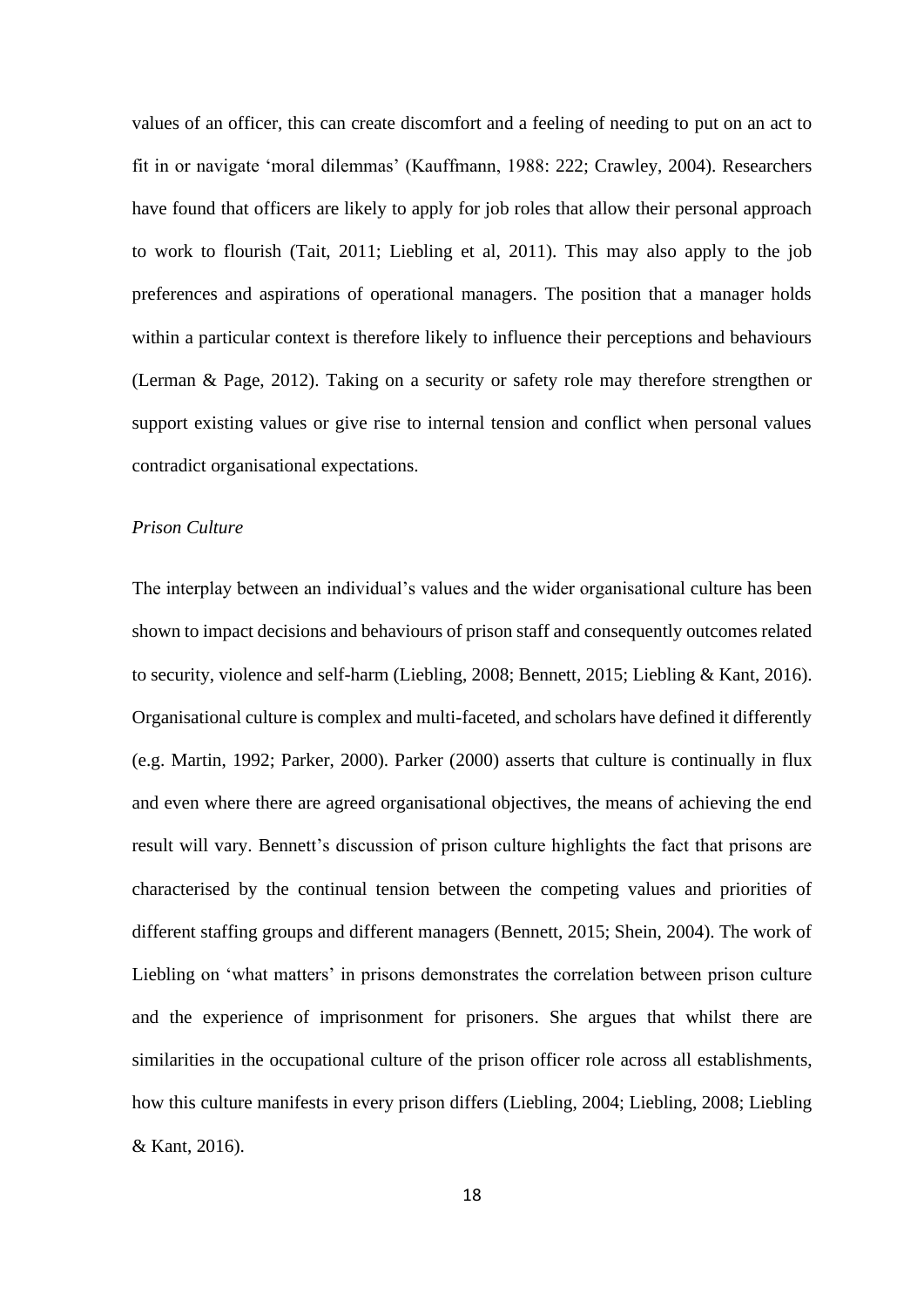values of an officer, this can create discomfort and a feeling of needing to put on an act to fit in or navigate 'moral dilemmas' (Kauffmann, 1988: 222; Crawley, 2004). Researchers have found that officers are likely to apply for job roles that allow their personal approach to work to flourish (Tait, 2011; Liebling et al, 2011). This may also apply to the job preferences and aspirations of operational managers. The position that a manager holds within a particular context is therefore likely to influence their perceptions and behaviours (Lerman & Page, 2012). Taking on a security or safety role may therefore strengthen or support existing values or give rise to internal tension and conflict when personal values contradict organisational expectations.

*Prison Culture*

The interplay between an individual's values and the wider organisational culture has been shown to impact decisions and behaviours of prison staff and consequently outcomes related to security, violence and self-harm (Liebling, 2008; Bennett, 2015; Liebling & Kant, 2016). Organisational culture is complex and multi-faceted, and scholars have defined it differently (e.g. Martin, 1992; Parker, 2000). Parker (2000) asserts that culture is continually in flux and even where there are agreed organisational objectives, the means of achieving the end result will vary. Bennett's discussion of prison culture highlights the fact that prisons are characterised by the continual tension between the competing values and priorities of different staffing groups and different managers (Bennett, 2015; Shein, 2004). The work of Liebling on 'what matters' in prisons demonstrates the correlation between prison culture and the experience of imprisonment for prisoners. She argues that whilst there are similarities in the occupational culture of the prison officer role across all establishments, how this culture manifests in every prison differs (Liebling, 2004; Liebling, 2008; Liebling & Kant, 2016).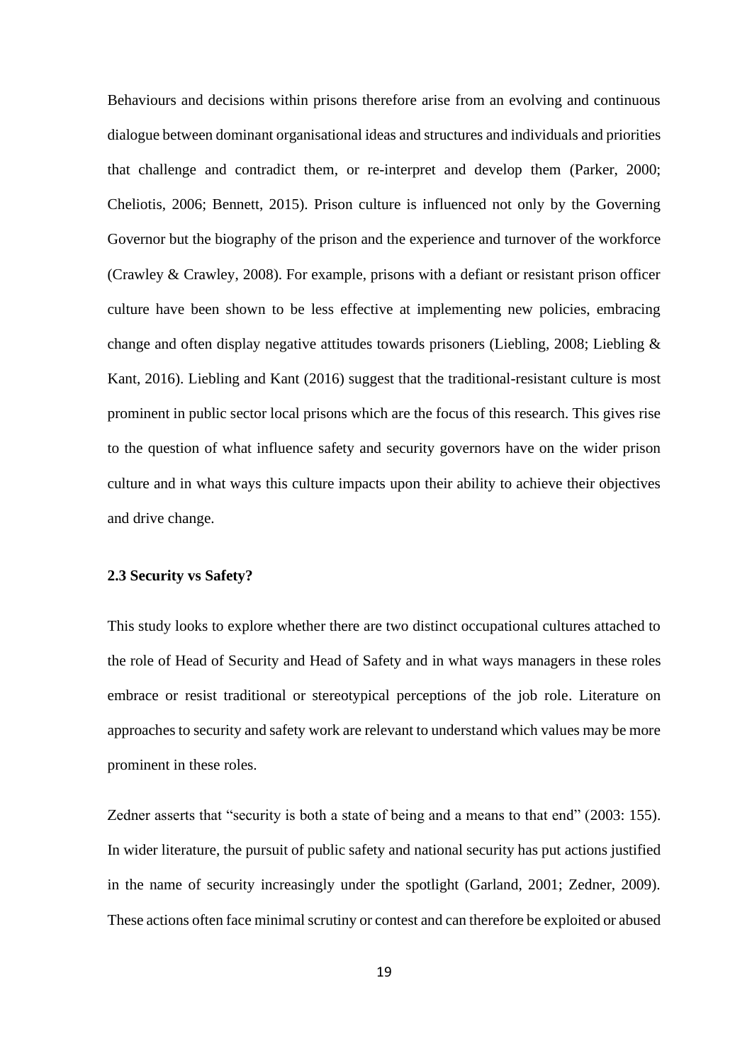Behaviours and decisions within prisons therefore arise from an evolving and continuous dialogue between dominant organisational ideas and structures and individuals and priorities that challenge and contradict them, or re-interpret and develop them (Parker, 2000; Cheliotis, 2006; Bennett, 2015). Prison culture is influenced not only by the Governing Governor but the biography of the prison and the experience and turnover of the workforce (Crawley & Crawley, 2008). For example, prisons with a defiant or resistant prison officer culture have been shown to be less effective at implementing new policies, embracing change and often display negative attitudes towards prisoners (Liebling, 2008; Liebling & Kant, 2016). Liebling and Kant (2016) suggest that the traditional-resistant culture is most prominent in public sector local prisons which are the focus of this research. This gives rise to the question of what influence safety and security governors have on the wider prison culture and in what ways this culture impacts upon their ability to achieve their objectives and drive change.

### 2.3 Security vs Safety?

This study looks to explore whether there are two distinct occupational cultures attached to the role of Head of Security and Head of Safety and in what ways managers in these roles embrace or resist traditional or stereotypical perceptions of the job role. Literature on approaches to security and safety work are relevant to understand which values may be more prominent in these roles.

Zedner asserts that "security is both a state of being and a means to that end" (2003: 155). In wider literature, the pursuit of public safety and national security has put actions justified in the name of security increasingly under the spotlight (Garland, 2001; Zedner, 2009). These actions often face minimal scrutiny or contest and can therefore be exploited or abused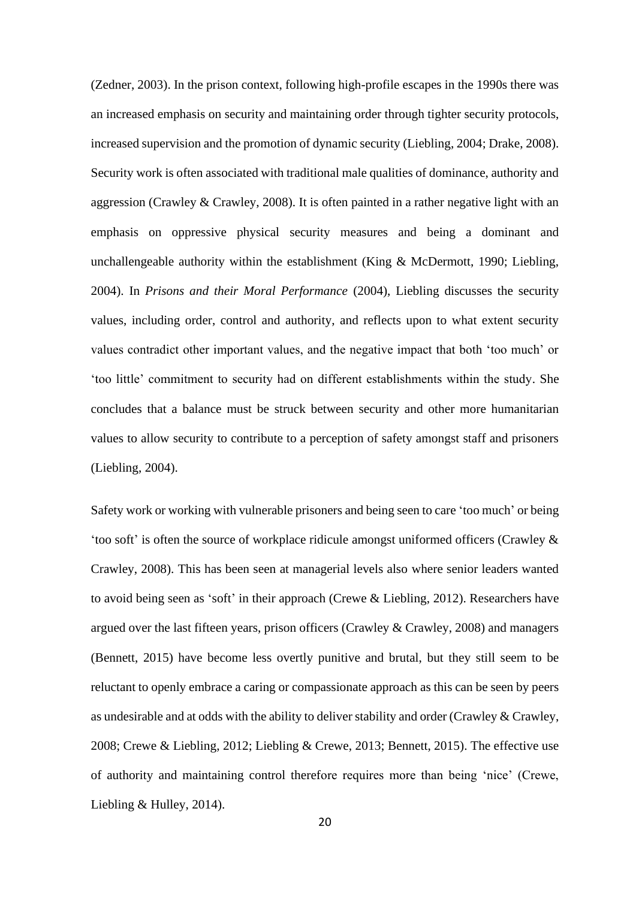(Zedner, 2003). In the prison context, following high-profile escapes in the 1990s there was an increased emphasis on security and maintaining order through tighter security protocols, increased supervision and the promotion of dynamic security (Liebling, 2004; Drake, 2008). Security work is often associated with traditional male qualities of dominance, authority and aggression (Crawley & Crawley, 2008). It is often painted in a rather negative light with an emphasis on oppressive physical security measures and being a dominant and unchallengeable authority within the establishment (King & McDermott, 1990; Liebling, 2004). In *Prisons and their Moral Performance* (2004), Liebling discusses the security values, including order, control and authority, and reflects upon to what extent security values contradict other important values, and the negative impact that both 'too much' or 'too little' commitment to security had on different establishments within the study. She concludes that a balance must be struck between security and other more humanitarian values to allow security to contribute to a perception of safety amongst staff and prisoners (Liebling, 2004).

Safety work or working with vulnerable prisoners and being seen to care 'too much' or being 'too soft' is often the source of workplace ridicule amongst uniformed officers (Crawley & Crawley, 2008). This has been seen at managerial levels also where senior leaders wanted to avoid being seen as 'soft' in their approach (Crewe & Liebling, 2012). Researchers have argued over the last fifteen years, prison officers (Crawley & Crawley, 2008) and managers (Bennett, 2015) have become less overtly punitive and brutal, but they still seem to be reluctant to openly embrace a caring or compassionate approach as this can be seen by peers as undesirable and at odds with the ability to deliver stability and order (Crawley & Crawley, 2008; Crewe & Liebling, 2012; Liebling & Crewe, 2013; Bennett, 2015). The effective use of authority and maintaining control therefore requires more than being 'nice' (Crewe, Liebling & Hulley, 2014).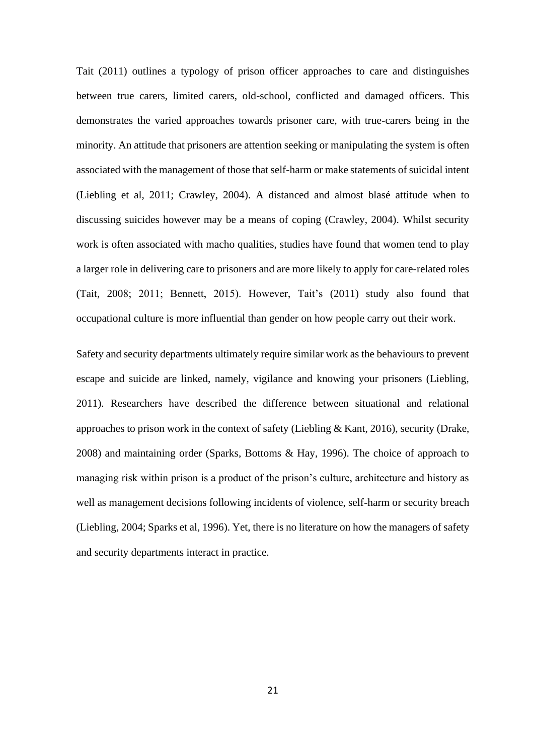Tait (2011) outlines a typology of prison officer approaches to care and distinguishes between true carers, limited carers, old-school, conflicted and damaged officers. This demonstrates the varied approaches towards prisoner care, with true-carers being in the minority. An attitude that prisoners are attention seeking or manipulating the system is often associated with the management of those that self-harm or make statements of suicidal intent (Liebling et al, 2011; Crawley, 2004). A distanced and almost blasé attitude when to discussing suicides however may be a means of coping (Crawley, 2004). Whilst security work is often associated with macho qualities, studies have found that women tend to play a larger role in delivering care to prisoners and are more likely to apply for care-related roles (Tait, 2008; 2011; Bennett, 2015). However, Tait's (2011) study also found that occupational culture is more influential than gender on how people carry out their work.

Safety and security departments ultimately require similar work as the behaviours to prevent escape and suicide are linked, namely, vigilance and knowing your prisoners (Liebling, 2011). Researchers have described the difference between situational and relational approaches to prison work in the context of safety (Liebling & Kant, 2016), security (Drake, 2008) and maintaining order (Sparks, Bottoms & Hay, 1996). The choice of approach to managing risk within prison is a product of the prison's culture, architecture and history as well as management decisions following incidents of violence, self-harm or security breach (Liebling, 2004; Sparks et al, 1996). Yet, there is no literature on how the managers of safety and security departments interact in practice.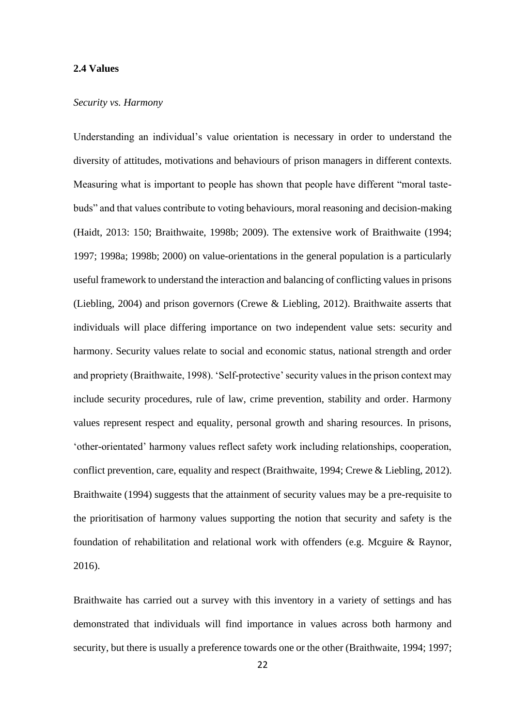## 2.4 Values

*Security vs. Harmony*

Understanding an individual's value orientation is necessary in order to understand the diversity of attitudes, motivations and behaviours of prison managers in different contexts. Measuring what is important to people has shown that people have different "moral taste-buds" and that values contribute to voting behaviours, moral reasoning and decision-making (Haidt, 2013: 150; Braithwaite, 1998b; 2009). The extensive work of Braithwaite (1994; 1997; 1998a; 1998b; 2000) on value-orientations in the general population is a particularly useful framework to understand the interaction and balancing of conflicting values in prisons (Liebling, 2004) and prison governors (Crewe & Liebling, 2012). Braithwaite asserts that individuals will place differing importance on two independent value sets: security and harmony. Security values relate to social and economic status, national strength and order and propriety (Braithwaite, 1998). 'Self-protective' security values in the prison context may include security procedures, rule of law, crime prevention, stability and order. Harmony values represent respect and equality, personal growth and sharing resources. In prisons, 'other-orientated' harmony values reflect safety work including relationships, cooperation, conflict prevention, care, equality and respect (Braithwaite, 1994; Crewe & Liebling, 2012). Braithwaite (1994) suggests that the attainment of security values may be a pre-requisite to the prioritisation of harmony values supporting the notion that security and safety is the foundation of rehabilitation and relational work with offenders (e.g. Mcguire & Raynor, 2016).

Braithwaite has carried out a survey with this inventory in a variety of settings and has demonstrated that individuals will find importance in values across both harmony and security, but there is usually a preference towards one or the other (Braithwaite, 1994; 1997;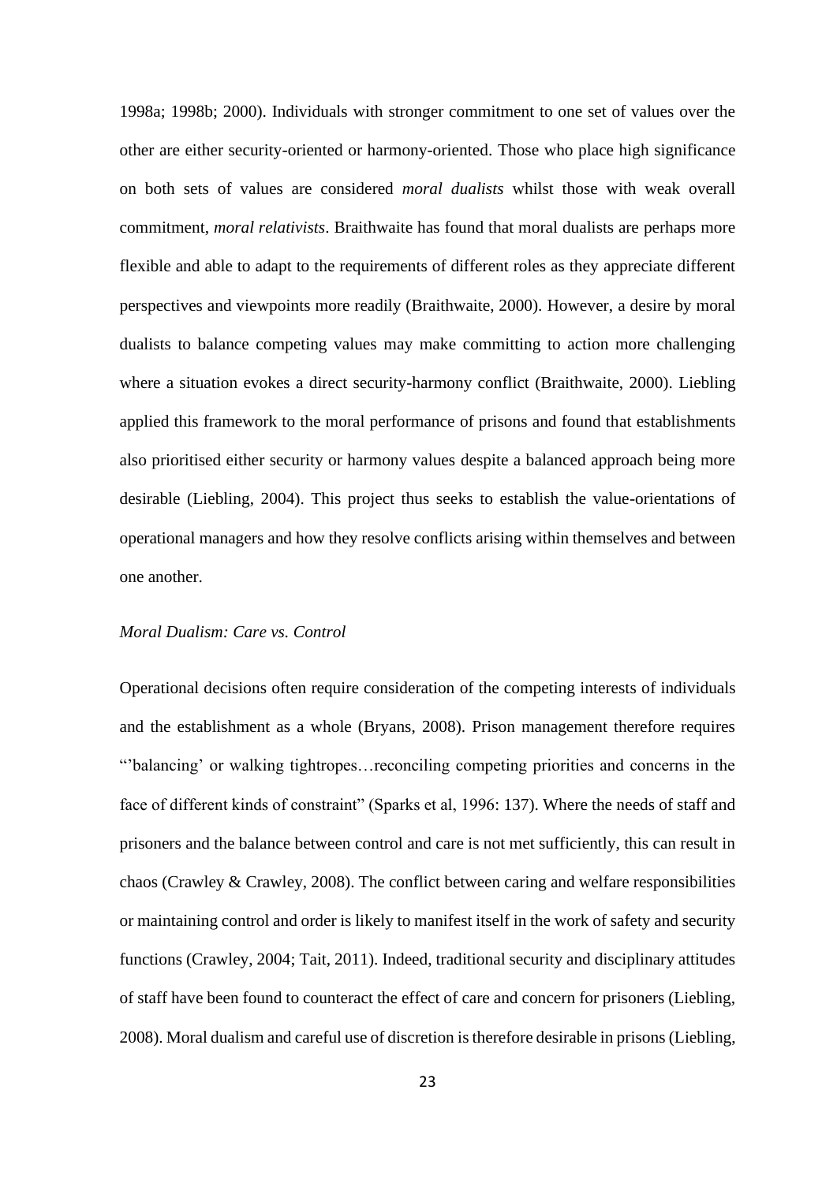1998a; 1998b; 2000). Individuals with stronger commitment to one set of values over the other are either security-oriented or harmony-oriented. Those who place high significance on both sets of values are considered *moral dualists* whilst those with weak overall commitment, *moral relativists*. Braithwaite has found that moral dualists are perhaps more flexible and able to adapt to the requirements of different roles as they appreciate different perspectives and viewpoints more readily (Braithwaite, 2000). However, a desire by moral dualists to balance competing values may make committing to action more challenging where a situation evokes a direct security-harmony conflict (Braithwaite, 2000). Liebling applied this framework to the moral performance of prisons and found that establishments also prioritised either security or harmony values despite a balanced approach being more desirable (Liebling, 2004). This project thus seeks to establish the value-orientations of operational managers and how they resolve conflicts arising within themselves and between one another.

*Moral Dualism: Care vs. Control*

Operational decisions often require consideration of the competing interests of individuals and the establishment as a whole (Bryans, 2008). Prison management therefore requires "'balancing' or walking tightropes…reconciling competing priorities and concerns in the face of different kinds of constraint" (Sparks et al, 1996: 137). Where the needs of staff and prisoners and the balance between control and care is not met sufficiently, this can result in chaos (Crawley & Crawley, 2008). The conflict between caring and welfare responsibilities or maintaining control and order is likely to manifest itself in the work of safety and security functions (Crawley, 2004; Tait, 2011). Indeed, traditional security and disciplinary attitudes of staff have been found to counteract the effect of care and concern for prisoners (Liebling, 2008). Moral dualism and careful use of discretion is therefore desirable in prisons (Liebling,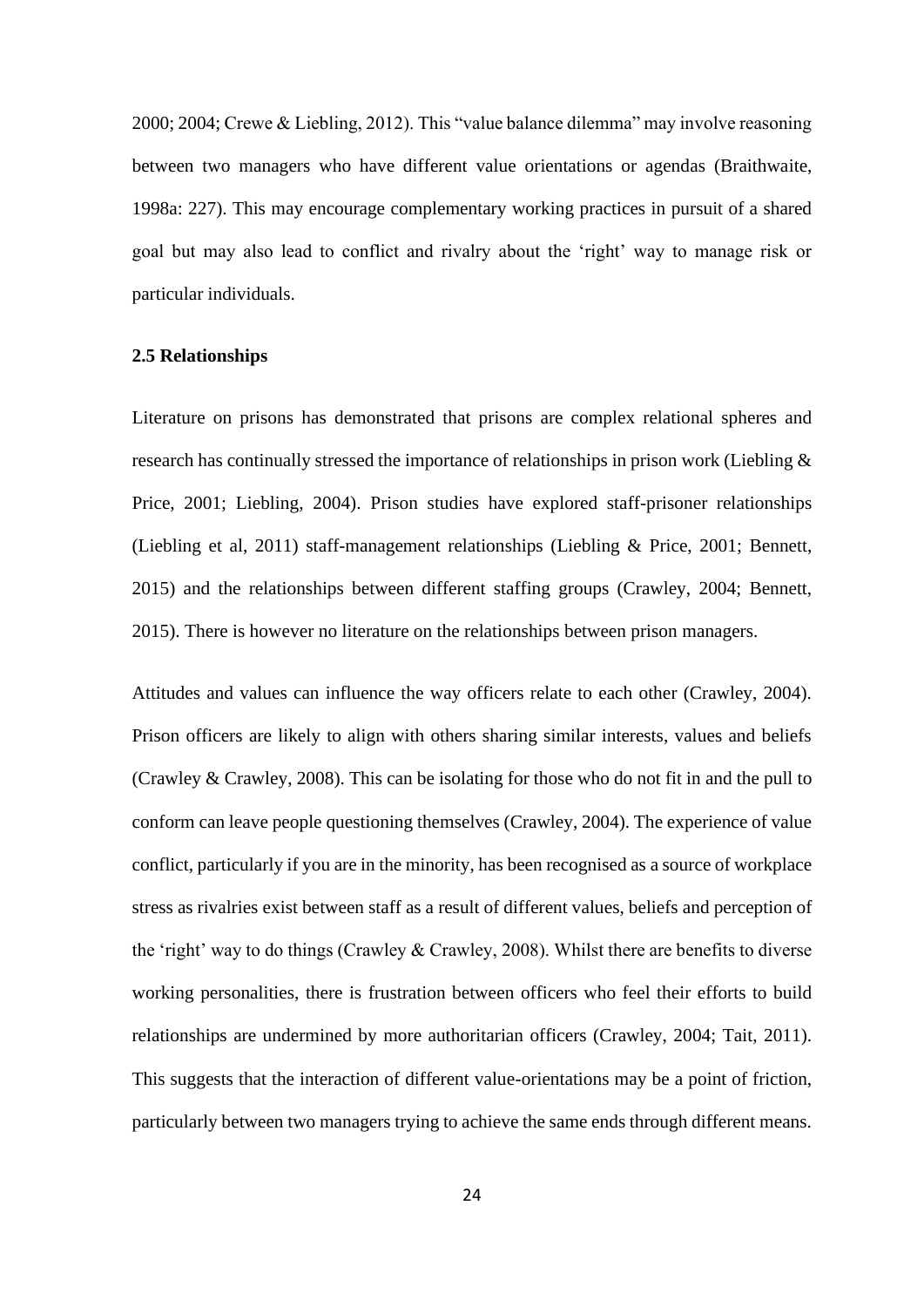2000; 2004; Crewe & Liebling, 2012). This "value balance dilemma" may involve reasoning between two managers who have different value orientations or agendas (Braithwaite, 1998a: 227). This may encourage complementary working practices in pursuit of a shared goal but may also lead to conflict and rivalry about the 'right' way to manage risk or particular individuals.

**2.5 Relationships**

Literature on prisons has demonstrated that prisons are complex relational spheres and research has continually stressed the importance of relationships in prison work (Liebling & Price, 2001; Liebling, 2004). Prison studies have explored staff-prisoner relationships (Liebling et al, 2011) staff-management relationships (Liebling & Price, 2001; Bennett, 2015) and the relationships between different staffing groups (Crawley, 2004; Bennett, 2015). There is however no literature on the relationships between prison managers.

Attitudes and values can influence the way officers relate to each other (Crawley, 2004). Prison officers are likely to align with others sharing similar interests, values and beliefs (Crawley & Crawley, 2008). This can be isolating for those who do not fit in and the pull to conform can leave people questioning themselves (Crawley, 2004). The experience of value conflict, particularly if you are in the minority, has been recognised as a source of workplace stress as rivalries exist between staff as a result of different values, beliefs and perception of the 'right' way to do things (Crawley & Crawley, 2008). Whilst there are benefits to diverse working personalities, there is frustration between officers who feel their efforts to build relationships are undermined by more authoritarian officers (Crawley, 2004; Tait, 2011). This suggests that the interaction of different value-orientations may be a point of friction, particularly between two managers trying to achieve the same ends through different means.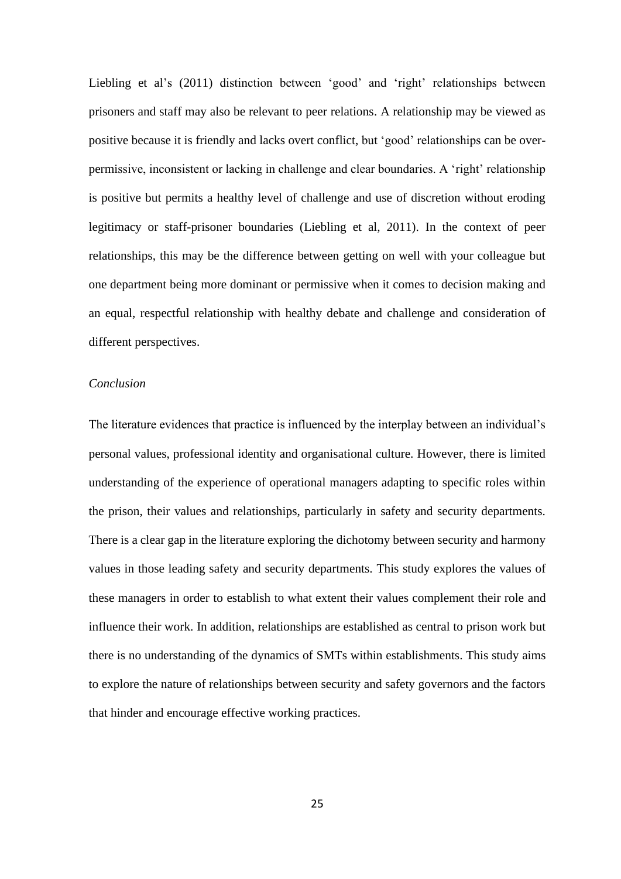Liebling et al's (2011) distinction between 'good' and 'right' relationships between prisoners and staff may also be relevant to peer relations. A relationship may be viewed as positive because it is friendly and lacks overt conflict, but 'good' relationships can be over-permissive, inconsistent or lacking in challenge and clear boundaries. A 'right' relationship is positive but permits a healthy level of challenge and use of discretion without eroding legitimacy or staff-prisoner boundaries (Liebling et al, 2011). In the context of peer relationships, this may be the difference between getting on well with your colleague but one department being more dominant or permissive when it comes to decision making and an equal, respectful relationship with healthy debate and challenge and consideration of different perspectives.

*Conclusion*

The literature evidences that practice is influenced by the interplay between an individual's personal values, professional identity and organisational culture. However, there is limited understanding of the experience of operational managers adapting to specific roles within the prison, their values and relationships, particularly in safety and security departments. There is a clear gap in the literature exploring the dichotomy between security and harmony values in those leading safety and security departments. This study explores the values of these managers in order to establish to what extent their values complement their role and influence their work. In addition, relationships are established as central to prison work but there is no understanding of the dynamics of SMTs within establishments. This study aims to explore the nature of relationships between security and safety governors and the factors that hinder and encourage effective working practices.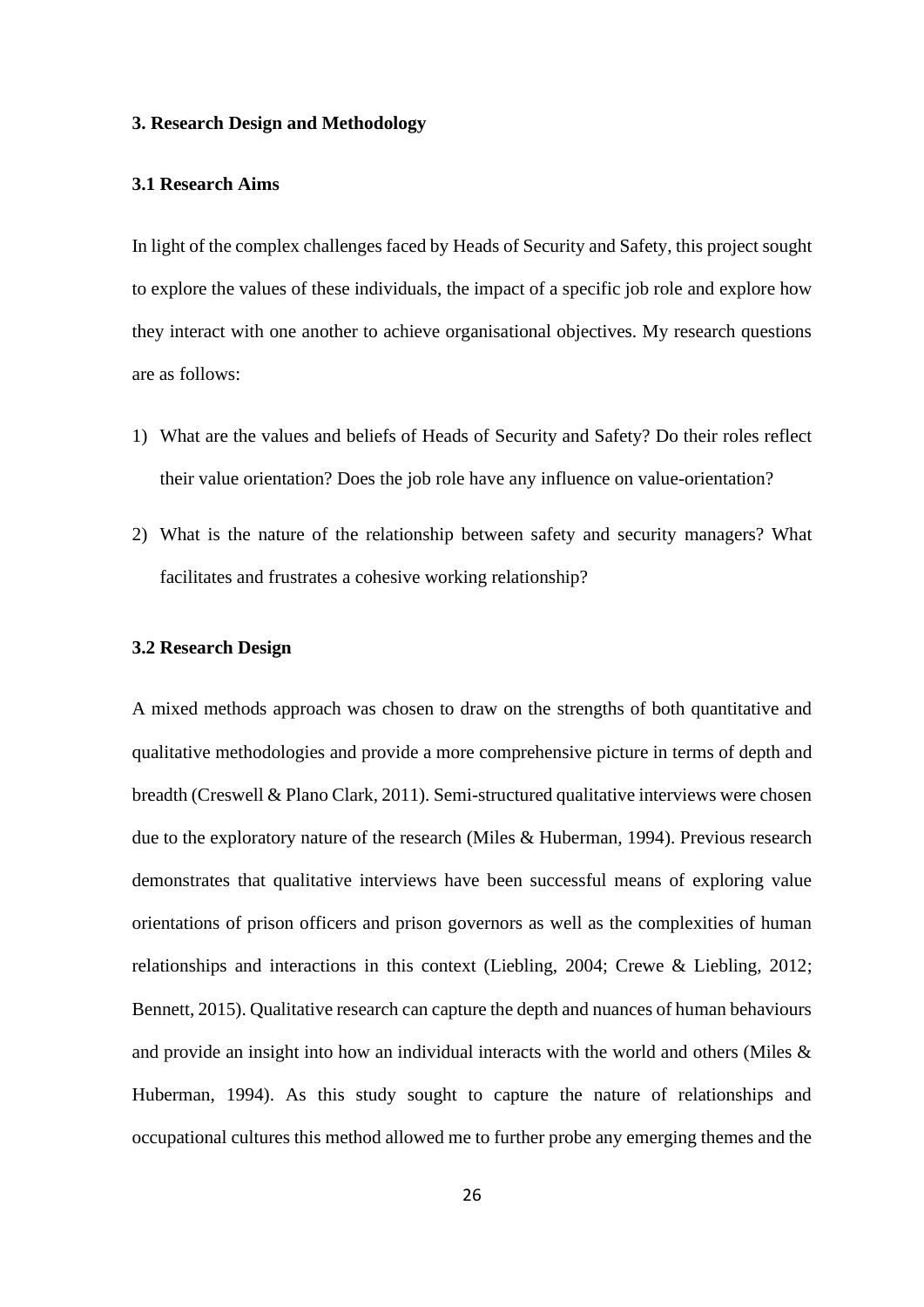# 3. Research Design and Methodology

## 3.1 Research Aims

In light of the complex challenges faced by Heads of Security and Safety, this project sought to explore the values of these individuals, the impact of a specific job role and explore how they interact with one another to achieve organisational objectives. My research questions are as follows:

1) What are the values and beliefs of Heads of Security and Safety? Do their roles reflect their value orientation? Does the job role have any influence on value-orientation?
2) What is the nature of the relationship between safety and security managers? What facilitates and frustrates a cohesive working relationship?

## 3.2 Research Design

A mixed methods approach was chosen to draw on the strengths of both quantitative and qualitative methodologies and provide a more comprehensive picture in terms of depth and breadth (Creswell & Plano Clark, 2011). Semi-structured qualitative interviews were chosen due to the exploratory nature of the research (Miles & Huberman, 1994). Previous research demonstrates that qualitative interviews have been successful means of exploring value orientations of prison officers and prison governors as well as the complexities of human relationships and interactions in this context (Liebling, 2004; Crewe & Liebling, 2012; Bennett, 2015). Qualitative research can capture the depth and nuances of human behaviours and provide an insight into how an individual interacts with the world and others (Miles & Huberman, 1994). As this study sought to capture the nature of relationships and occupational cultures this method allowed me to further probe any emerging themes and the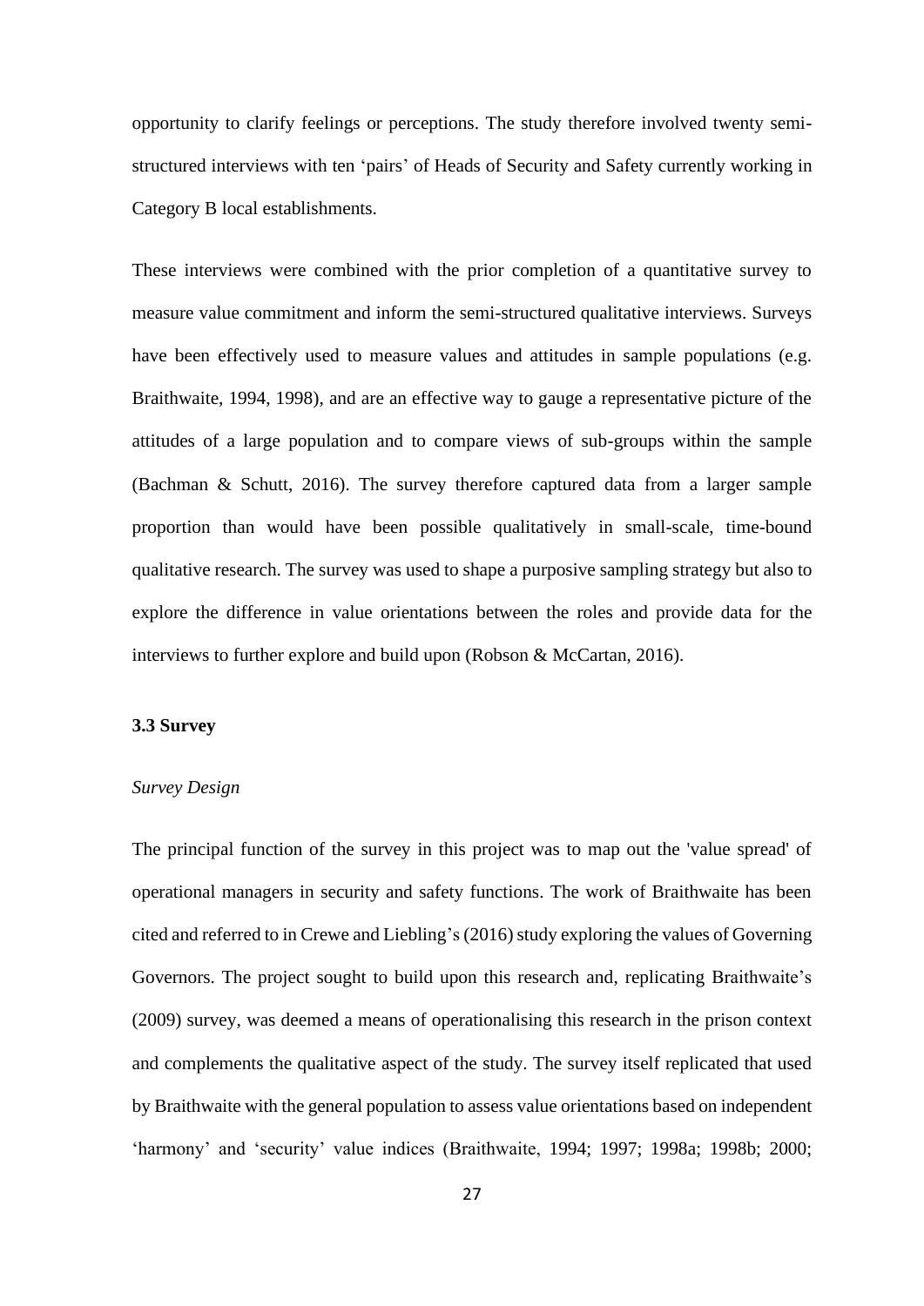opportunity to clarify feelings or perceptions. The study therefore involved twenty semi-structured interviews with ten 'pairs' of Heads of Security and Safety currently working in Category B local establishments.

These interviews were combined with the prior completion of a quantitative survey to measure value commitment and inform the semi-structured qualitative interviews. Surveys have been effectively used to measure values and attitudes in sample populations (e.g. Braithwaite, 1994, 1998), and are an effective way to gauge a representative picture of the attitudes of a large population and to compare views of sub-groups within the sample (Bachman & Schutt, 2016). The survey therefore captured data from a larger sample proportion than would have been possible qualitatively in small-scale, time-bound qualitative research. The survey was used to shape a purposive sampling strategy but also to explore the difference in value orientations between the roles and provide data for the interviews to further explore and build upon (Robson & McCartan, 2016).

### 3.3 Survey

*Survey Design*

The principal function of the survey in this project was to map out the 'value spread' of operational managers in security and safety functions. The work of Braithwaite has been cited and referred to in Crewe and Liebling's (2016) study exploring the values of Governing Governors. The project sought to build upon this research and, replicating Braithwaite's (2009) survey, was deemed a means of operationalising this research in the prison context and complements the qualitative aspect of the study. The survey itself replicated that used by Braithwaite with the general population to assess value orientations based on independent 'harmony' and 'security' value indices (Braithwaite, 1994; 1997; 1998a; 1998b; 2000;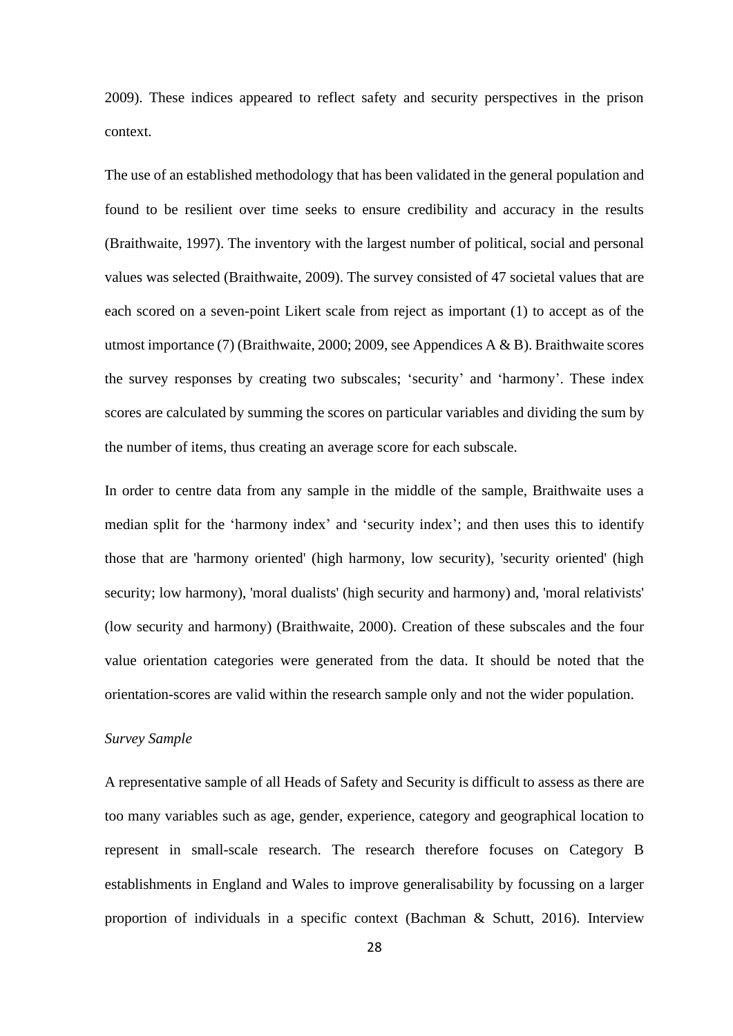2009). These indices appeared to reflect safety and security perspectives in the prison context.

The use of an established methodology that has been validated in the general population and found to be resilient over time seeks to ensure credibility and accuracy in the results (Braithwaite, 1997). The inventory with the largest number of political, social and personal values was selected (Braithwaite, 2009). The survey consisted of 47 societal values that are each scored on a seven-point Likert scale from reject as important (1) to accept as of the utmost importance (7) (Braithwaite, 2000; 2009, see Appendices A & B). Braithwaite scores the survey responses by creating two subscales; 'security' and 'harmony'. These index scores are calculated by summing the scores on particular variables and dividing the sum by the number of items, thus creating an average score for each subscale.

In order to centre data from any sample in the middle of the sample, Braithwaite uses a median split for the 'harmony index' and 'security index'; and then uses this to identify those that are 'harmony oriented' (high harmony, low security), 'security oriented' (high security; low harmony), 'moral dualists' (high security and harmony) and, 'moral relativists' (low security and harmony) (Braithwaite, 2000). Creation of these subscales and the four value orientation categories were generated from the data. It should be noted that the orientation-scores are valid within the research sample only and not the wider population.

*Survey Sample*

A representative sample of all Heads of Safety and Security is difficult to assess as there are too many variables such as age, gender, experience, category and geographical location to represent in small-scale research. The research therefore focuses on Category B establishments in England and Wales to improve generalisability by focussing on a larger proportion of individuals in a specific context (Bachman & Schutt, 2016). Interview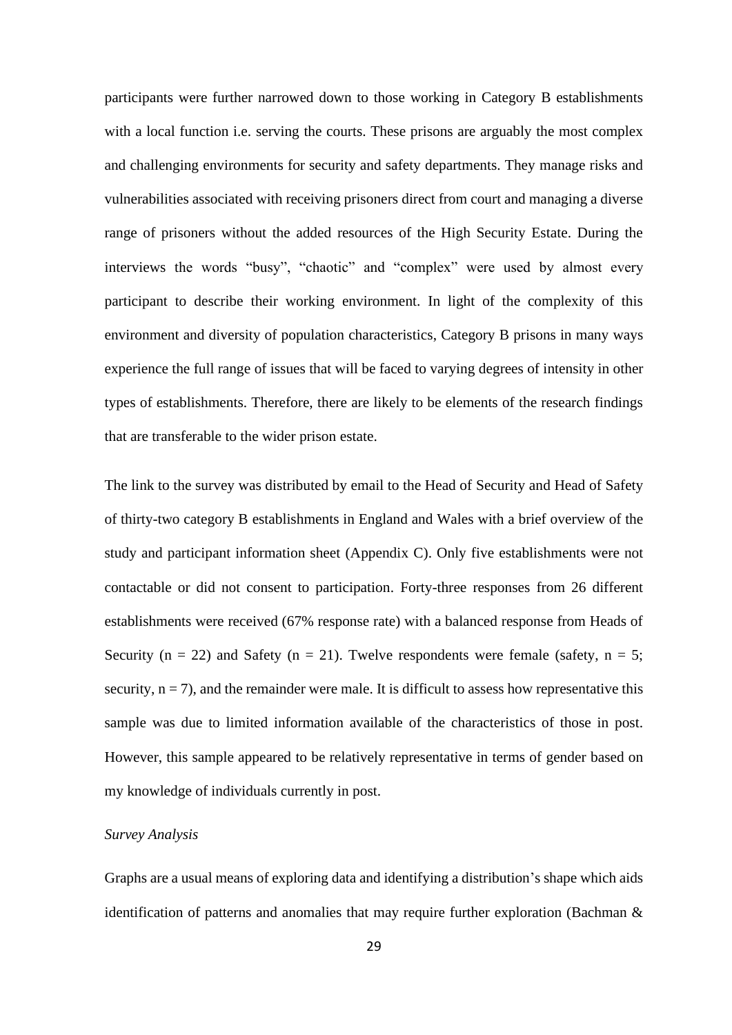participants were further narrowed down to those working in Category B establishments with a local function i.e. serving the courts. These prisons are arguably the most complex and challenging environments for security and safety departments. They manage risks and vulnerabilities associated with receiving prisoners direct from court and managing a diverse range of prisoners without the added resources of the High Security Estate. During the interviews the words "busy", "chaotic" and "complex" were used by almost every participant to describe their working environment. In light of the complexity of this environment and diversity of population characteristics, Category B prisons in many ways experience the full range of issues that will be faced to varying degrees of intensity in other types of establishments. Therefore, there are likely to be elements of the research findings that are transferable to the wider prison estate.

The link to the survey was distributed by email to the Head of Security and Head of Safety of thirty-two category B establishments in England and Wales with a brief overview of the study and participant information sheet (Appendix C). Only five establishments were not contactable or did not consent to participation. Forty-three responses from 26 different establishments were received (67% response rate) with a balanced response from Heads of Security ($n = 22$) and Safety ($n = 21$). Twelve respondents were female (safety, $n = 5$; security, $n = 7$), and the remainder were male. It is difficult to assess how representative this sample was due to limited information available of the characteristics of those in post. However, this sample appeared to be relatively representative in terms of gender based on my knowledge of individuals currently in post.

*Survey Analysis*

Graphs are a usual means of exploring data and identifying a distribution's shape which aids identification of patterns and anomalies that may require further exploration (Bachman &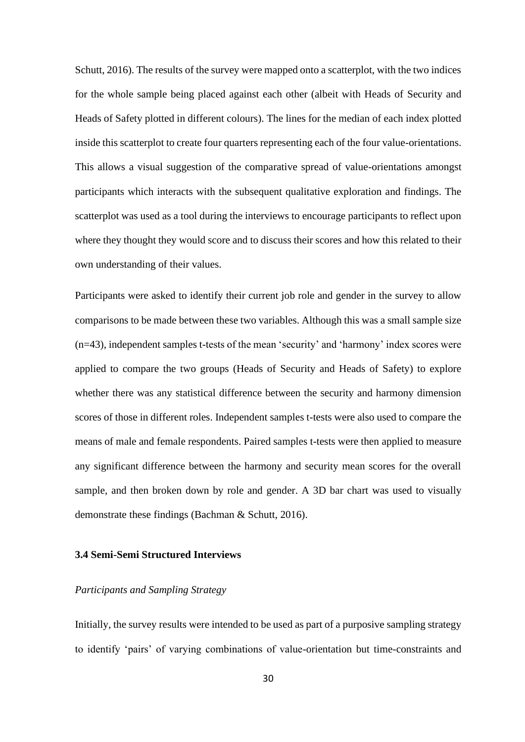Schutt, 2016). The results of the survey were mapped onto a scatterplot, with the two indices for the whole sample being placed against each other (albeit with Heads of Security and Heads of Safety plotted in different colours). The lines for the median of each index plotted inside this scatterplot to create four quarters representing each of the four value-orientations. This allows a visual suggestion of the comparative spread of value-orientations amongst participants which interacts with the subsequent qualitative exploration and findings. The scatterplot was used as a tool during the interviews to encourage participants to reflect upon where they thought they would score and to discuss their scores and how this related to their own understanding of their values.

Participants were asked to identify their current job role and gender in the survey to allow comparisons to be made between these two variables. Although this was a small sample size (n=43), independent samples t-tests of the mean 'security' and 'harmony' index scores were applied to compare the two groups (Heads of Security and Heads of Safety) to explore whether there was any statistical difference between the security and harmony dimension scores of those in different roles. Independent samples t-tests were also used to compare the means of male and female respondents. Paired samples t-tests were then applied to measure any significant difference between the harmony and security mean scores for the overall sample, and then broken down by role and gender. A 3D bar chart was used to visually demonstrate these findings (Bachman & Schutt, 2016).

### 3.4 Semi-Semi Structured Interviews

*Participants and Sampling Strategy*

Initially, the survey results were intended to be used as part of a purposive sampling strategy to identify 'pairs' of varying combinations of value-orientation but time-constraints and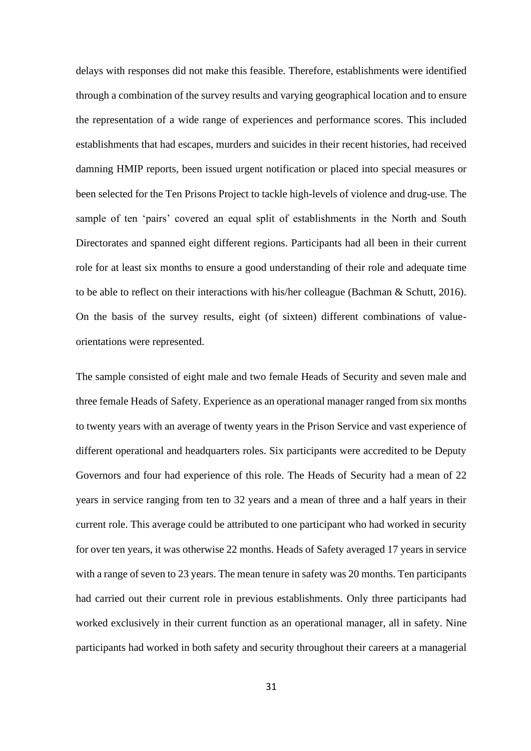delays with responses did not make this feasible. Therefore, establishments were identified through a combination of the survey results and varying geographical location and to ensure the representation of a wide range of experiences and performance scores. This included establishments that had escapes, murders and suicides in their recent histories, had received damning HMIP reports, been issued urgent notification or placed into special measures or been selected for the Ten Prisons Project to tackle high-levels of violence and drug-use. The sample of ten 'pairs' covered an equal split of establishments in the North and South Directorates and spanned eight different regions. Participants had all been in their current role for at least six months to ensure a good understanding of their role and adequate time to be able to reflect on their interactions with his/her colleague (Bachman & Schutt, 2016). On the basis of the survey results, eight (of sixteen) different combinations of value-orientations were represented.

The sample consisted of eight male and two female Heads of Security and seven male and three female Heads of Safety. Experience as an operational manager ranged from six months to twenty years with an average of twenty years in the Prison Service and vast experience of different operational and headquarters roles. Six participants were accredited to be Deputy Governors and four had experience of this role. The Heads of Security had a mean of 22 years in service ranging from ten to 32 years and a mean of three and a half years in their current role. This average could be attributed to one participant who had worked in security for over ten years, it was otherwise 22 months. Heads of Safety averaged 17 years in service with a range of seven to 23 years. The mean tenure in safety was 20 months. Ten participants had carried out their current role in previous establishments. Only three participants had worked exclusively in their current function as an operational manager, all in safety. Nine participants had worked in both safety and security throughout their careers at a managerial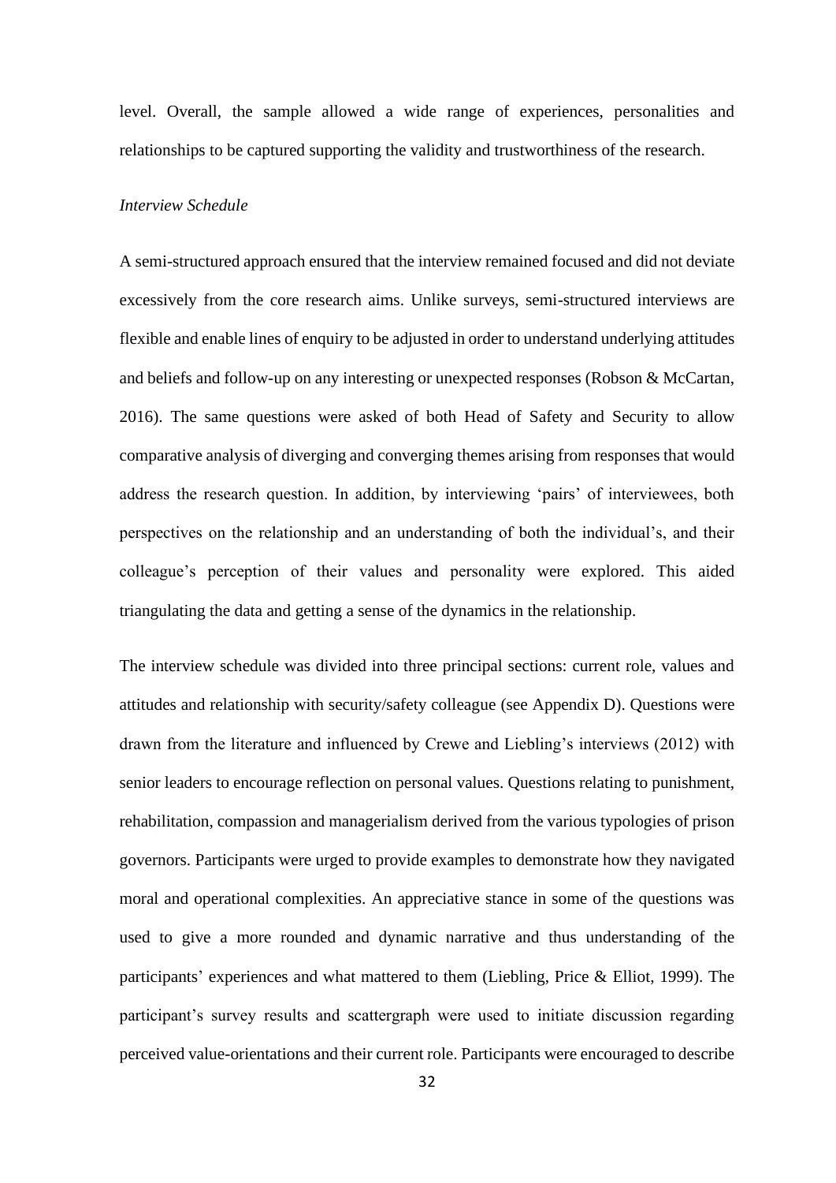level. Overall, the sample allowed a wide range of experiences, personalities and relationships to be captured supporting the validity and trustworthiness of the research.

*Interview Schedule*

A semi-structured approach ensured that the interview remained focused and did not deviate excessively from the core research aims. Unlike surveys, semi-structured interviews are flexible and enable lines of enquiry to be adjusted in order to understand underlying attitudes and beliefs and follow-up on any interesting or unexpected responses (Robson & McCartan, 2016). The same questions were asked of both Head of Safety and Security to allow comparative analysis of diverging and converging themes arising from responses that would address the research question. In addition, by interviewing 'pairs' of interviewees, both perspectives on the relationship and an understanding of both the individual's, and their colleague's perception of their values and personality were explored. This aided triangulating the data and getting a sense of the dynamics in the relationship.

The interview schedule was divided into three principal sections: current role, values and attitudes and relationship with security/safety colleague (see Appendix D). Questions were drawn from the literature and influenced by Crewe and Liebling's interviews (2012) with senior leaders to encourage reflection on personal values. Questions relating to punishment, rehabilitation, compassion and managerialism derived from the various typologies of prison governors. Participants were urged to provide examples to demonstrate how they navigated moral and operational complexities. An appreciative stance in some of the questions was used to give a more rounded and dynamic narrative and thus understanding of the participants' experiences and what mattered to them (Liebling, Price & Elliot, 1999). The participant's survey results and scattergraph were used to initiate discussion regarding perceived value-orientations and their current role. Participants were encouraged to describe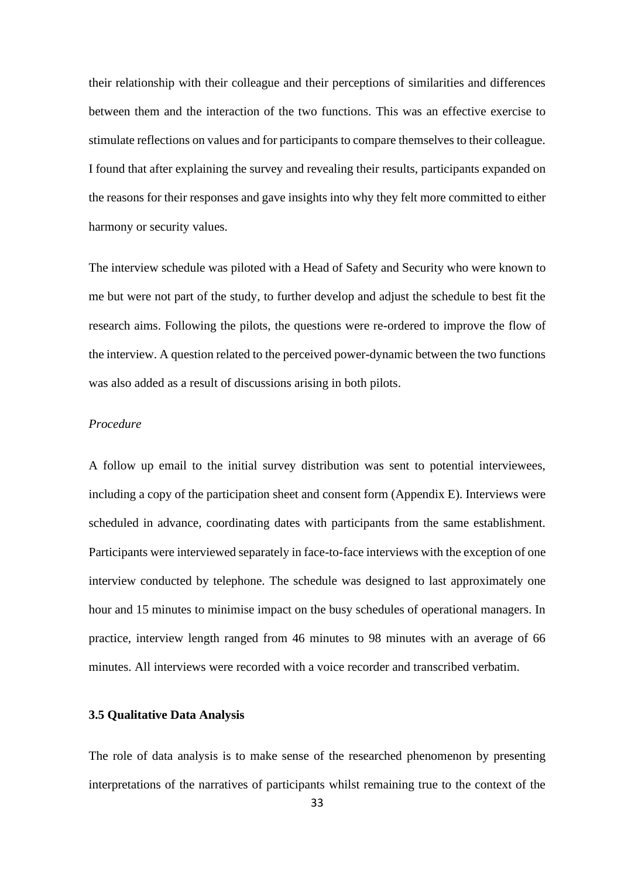their relationship with their colleague and their perceptions of similarities and differences between them and the interaction of the two functions. This was an effective exercise to stimulate reflections on values and for participants to compare themselves to their colleague. I found that after explaining the survey and revealing their results, participants expanded on the reasons for their responses and gave insights into why they felt more committed to either harmony or security values.

The interview schedule was piloted with a Head of Safety and Security who were known to me but were not part of the study, to further develop and adjust the schedule to best fit the research aims. Following the pilots, the questions were re-ordered to improve the flow of the interview. A question related to the perceived power-dynamic between the two functions was also added as a result of discussions arising in both pilots.

*Procedure*

A follow up email to the initial survey distribution was sent to potential interviewees, including a copy of the participation sheet and consent form (Appendix E). Interviews were scheduled in advance, coordinating dates with participants from the same establishment. Participants were interviewed separately in face-to-face interviews with the exception of one interview conducted by telephone. The schedule was designed to last approximately one hour and 15 minutes to minimise impact on the busy schedules of operational managers. In practice, interview length ranged from 46 minutes to 98 minutes with an average of 66 minutes. All interviews were recorded with a voice recorder and transcribed verbatim.

### 3.5 Qualitative Data Analysis

The role of data analysis is to make sense of the researched phenomenon by presenting interpretations of the narratives of participants whilst remaining true to the context of the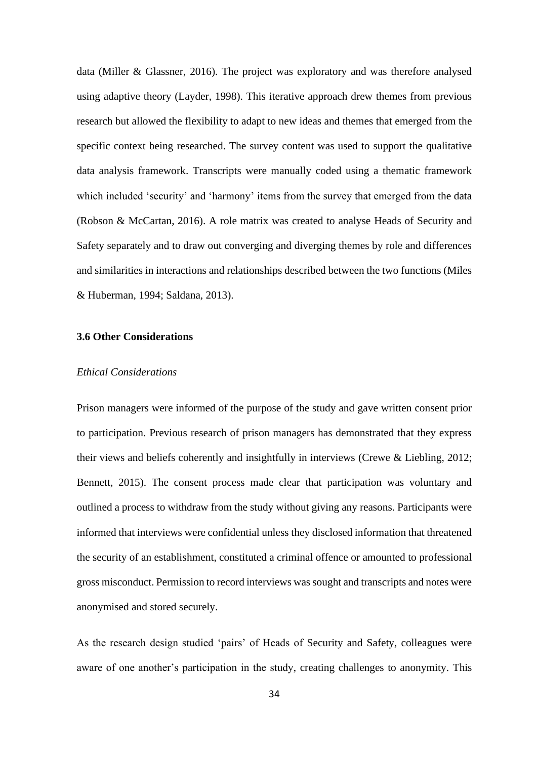data (Miller & Glassner, 2016). The project was exploratory and was therefore analysed using adaptive theory (Layder, 1998). This iterative approach drew themes from previous research but allowed the flexibility to adapt to new ideas and themes that emerged from the specific context being researched. The survey content was used to support the qualitative data analysis framework. Transcripts were manually coded using a thematic framework which included 'security' and 'harmony' items from the survey that emerged from the data (Robson & McCartan, 2016). A role matrix was created to analyse Heads of Security and Safety separately and to draw out converging and diverging themes by role and differences and similarities in interactions and relationships described between the two functions (Miles & Huberman, 1994; Saldana, 2013).

### 3.6 Other Considerations

*Ethical Considerations*

Prison managers were informed of the purpose of the study and gave written consent prior to participation. Previous research of prison managers has demonstrated that they express their views and beliefs coherently and insightfully in interviews (Crewe & Liebling, 2012; Bennett, 2015). The consent process made clear that participation was voluntary and outlined a process to withdraw from the study without giving any reasons. Participants were informed that interviews were confidential unless they disclosed information that threatened the security of an establishment, constituted a criminal offence or amounted to professional gross misconduct. Permission to record interviews was sought and transcripts and notes were anonymised and stored securely.

As the research design studied 'pairs' of Heads of Security and Safety, colleagues were aware of one another's participation in the study, creating challenges to anonymity. This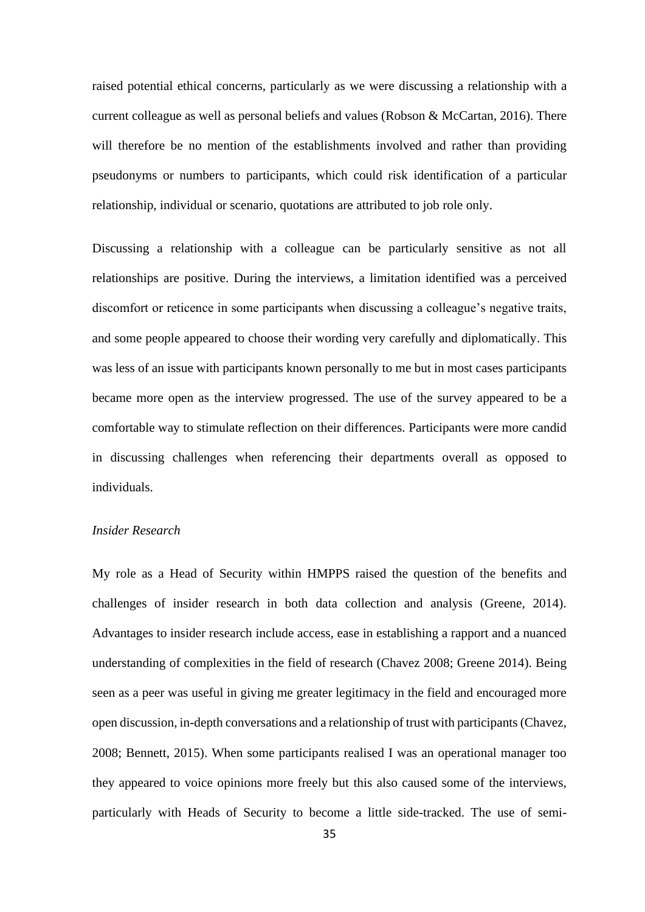raised potential ethical concerns, particularly as we were discussing a relationship with a current colleague as well as personal beliefs and values (Robson & McCartan, 2016). There will therefore be no mention of the establishments involved and rather than providing pseudonyms or numbers to participants, which could risk identification of a particular relationship, individual or scenario, quotations are attributed to job role only.

Discussing a relationship with a colleague can be particularly sensitive as not all relationships are positive. During the interviews, a limitation identified was a perceived discomfort or reticence in some participants when discussing a colleague's negative traits, and some people appeared to choose their wording very carefully and diplomatically. This was less of an issue with participants known personally to me but in most cases participants became more open as the interview progressed. The use of the survey appeared to be a comfortable way to stimulate reflection on their differences. Participants were more candid in discussing challenges when referencing their departments overall as opposed to individuals.

*Insider Research*

My role as a Head of Security within HMPPS raised the question of the benefits and challenges of insider research in both data collection and analysis (Greene, 2014). Advantages to insider research include access, ease in establishing a rapport and a nuanced understanding of complexities in the field of research (Chavez 2008; Greene 2014). Being seen as a peer was useful in giving me greater legitimacy in the field and encouraged more open discussion, in-depth conversations and a relationship of trust with participants (Chavez, 2008; Bennett, 2015). When some participants realised I was an operational manager too they appeared to voice opinions more freely but this also caused some of the interviews, particularly with Heads of Security to become a little side-tracked. The use of semi-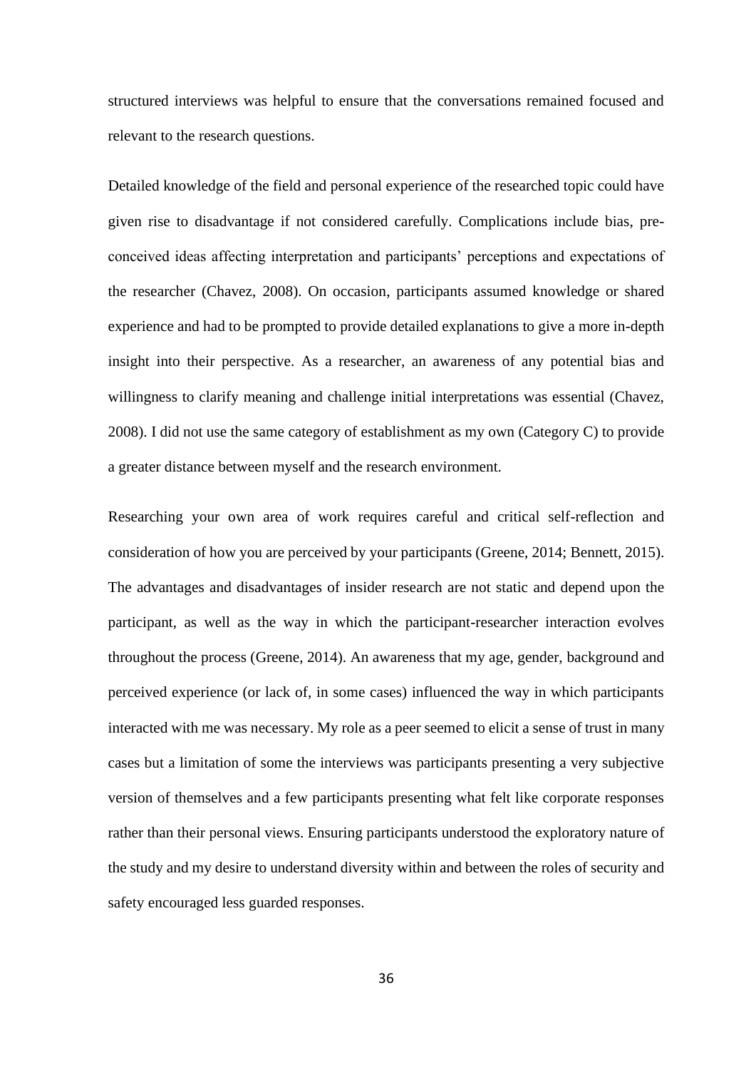structured interviews was helpful to ensure that the conversations remained focused and relevant to the research questions.

Detailed knowledge of the field and personal experience of the researched topic could have given rise to disadvantage if not considered carefully. Complications include bias, pre-conceived ideas affecting interpretation and participants' perceptions and expectations of the researcher (Chavez, 2008). On occasion, participants assumed knowledge or shared experience and had to be prompted to provide detailed explanations to give a more in-depth insight into their perspective. As a researcher, an awareness of any potential bias and willingness to clarify meaning and challenge initial interpretations was essential (Chavez, 2008). I did not use the same category of establishment as my own (Category C) to provide a greater distance between myself and the research environment.

Researching your own area of work requires careful and critical self-reflection and consideration of how you are perceived by your participants (Greene, 2014; Bennett, 2015). The advantages and disadvantages of insider research are not static and depend upon the participant, as well as the way in which the participant-researcher interaction evolves throughout the process (Greene, 2014). An awareness that my age, gender, background and perceived experience (or lack of, in some cases) influenced the way in which participants interacted with me was necessary. My role as a peer seemed to elicit a sense of trust in many cases but a limitation of some the interviews was participants presenting a very subjective version of themselves and a few participants presenting what felt like corporate responses rather than their personal views. Ensuring participants understood the exploratory nature of the study and my desire to understand diversity within and between the roles of security and safety encouraged less guarded responses.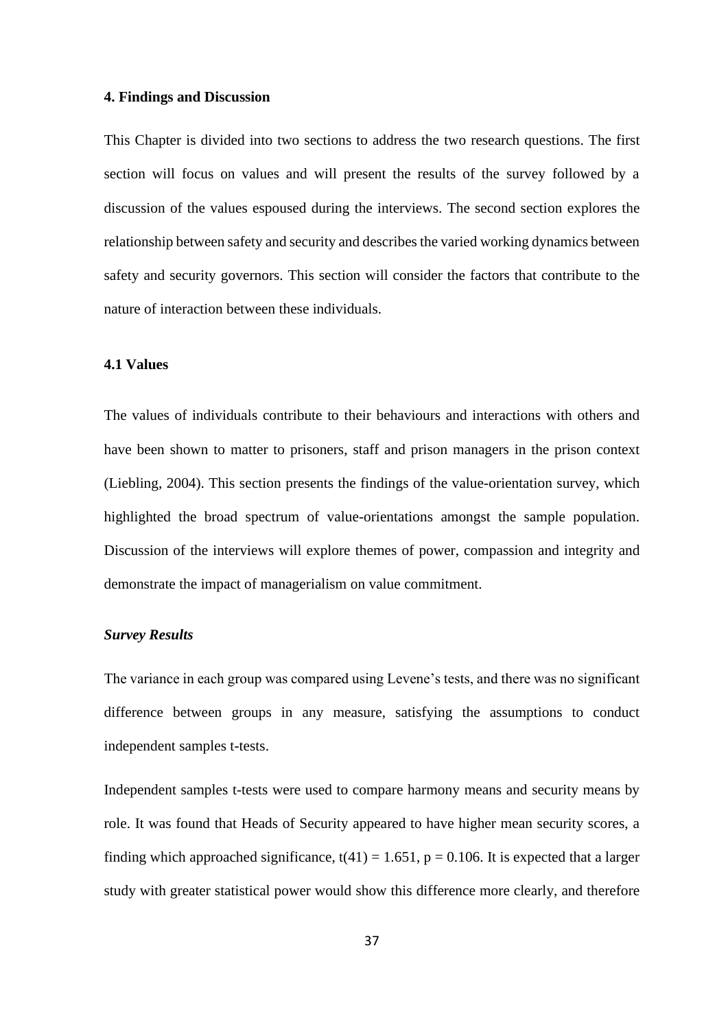## 4. Findings and Discussion

This Chapter is divided into two sections to address the two research questions. The first section will focus on values and will present the results of the survey followed by a discussion of the values espoused during the interviews. The second section explores the relationship between safety and security and describes the varied working dynamics between safety and security governors. This section will consider the factors that contribute to the nature of interaction between these individuals.

### 4.1 Values

The values of individuals contribute to their behaviours and interactions with others and have been shown to matter to prisoners, staff and prison managers in the prison context (Liebling, 2004). This section presents the findings of the value-orientation survey, which highlighted the broad spectrum of value-orientations amongst the sample population. Discussion of the interviews will explore themes of power, compassion and integrity and demonstrate the impact of managerialism on value commitment.

#### *Survey Results*

The variance in each group was compared using Levene's tests, and there was no significant difference between groups in any measure, satisfying the assumptions to conduct independent samples t-tests.

Independent samples t-tests were used to compare harmony means and security means by role. It was found that Heads of Security appeared to have higher mean security scores, a finding which approached significance, $t(41) = 1.651$, $p = 0.106$. It is expected that a larger study with greater statistical power would show this difference more clearly, and therefore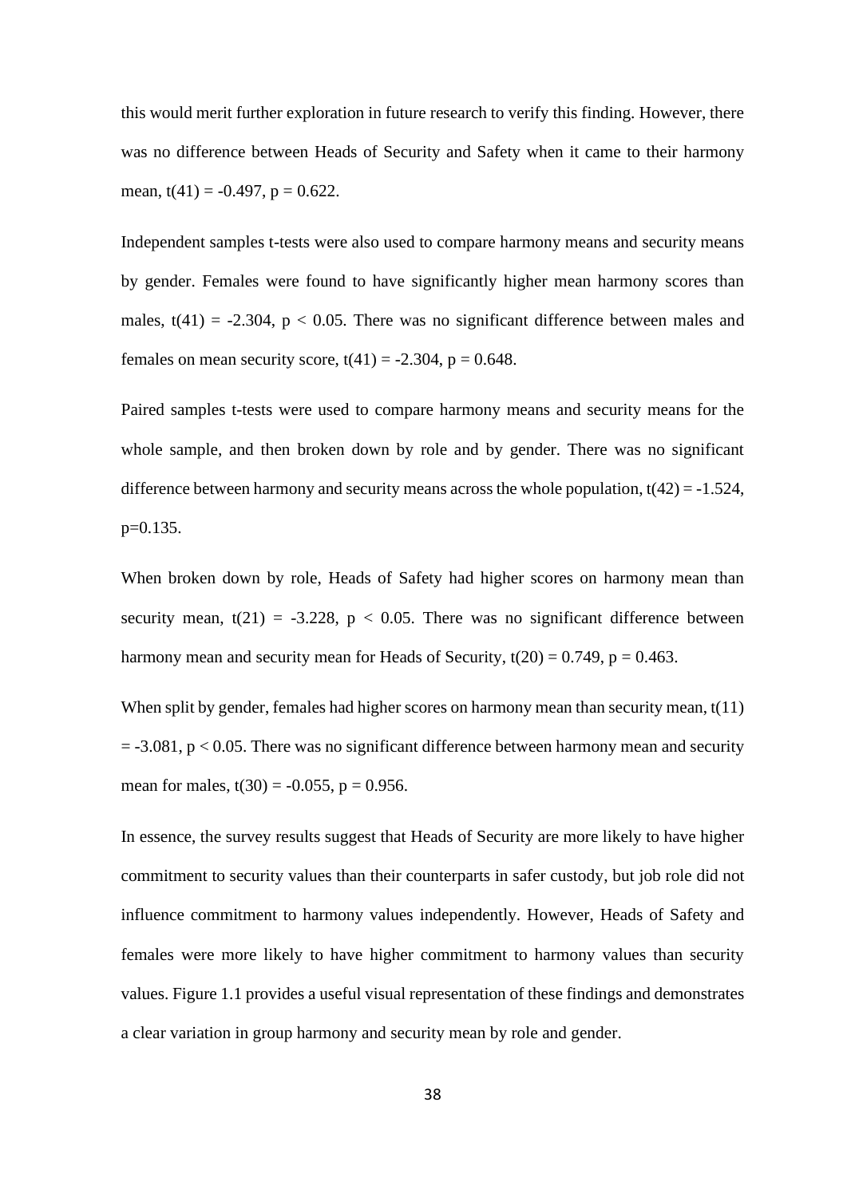this would merit further exploration in future research to verify this finding. However, there was no difference between Heads of Security and Safety when it came to their harmony mean, $t(41) = -0.497$, $p = 0.622$.

Independent samples t-tests were also used to compare harmony means and security means by gender. Females were found to have significantly higher mean harmony scores than males, $t(41) = -2.304$, $p < 0.05$. There was no significant difference between males and females on mean security score, $t(41) = -2.304$, $p = 0.648$.

Paired samples t-tests were used to compare harmony means and security means for the whole sample, and then broken down by role and by gender. There was no significant difference between harmony and security means across the whole population, $t(42) = -1.524$, $p=0.135$.

When broken down by role, Heads of Safety had higher scores on harmony mean than security mean, $t(21) = -3.228$, $p < 0.05$. There was no significant difference between harmony mean and security mean for Heads of Security, $t(20) = 0.749$, $p = 0.463$.

When split by gender, females had higher scores on harmony mean than security mean, $t(11) = -3.081$, $p < 0.05$. There was no significant difference between harmony mean and security mean for males, $t(30) = -0.055$, $p = 0.956$.

In essence, the survey results suggest that Heads of Security are more likely to have higher commitment to security values than their counterparts in safer custody, but job role did not influence commitment to harmony values independently. However, Heads of Safety and females were more likely to have higher commitment to harmony values than security values. Figure 1.1 provides a useful visual representation of these findings and demonstrates a clear variation in group harmony and security mean by role and gender.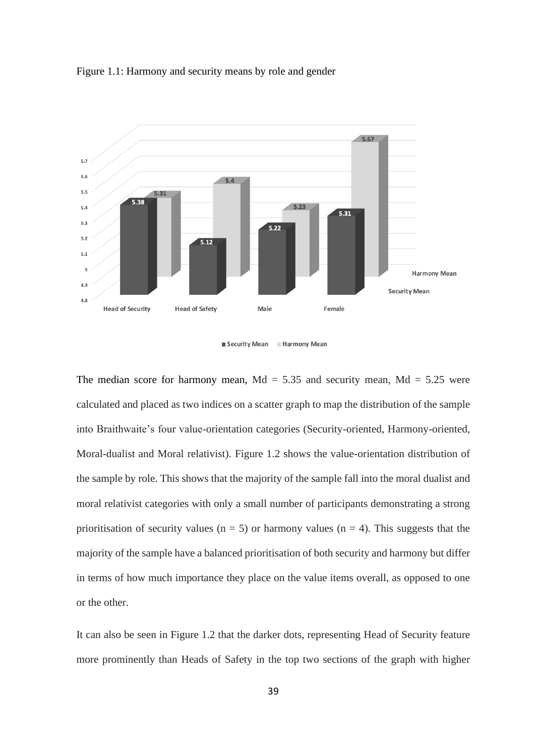Figure 1.1: Harmony and security means by role and gender

The median score for harmony mean, Md = 5.35 and security mean, Md = 5.25 were calculated and placed as two indices on a scatter graph to map the distribution of the sample into Braithwaite's four value-orientation categories (Security-oriented, Harmony-oriented, Moral-dualist and Moral relativist). Figure 1.2 shows the value-orientation distribution of the sample by role. This shows that the majority of the sample fall into the moral dualist and moral relativist categories with only a small number of participants demonstrating a strong prioritisation of security values ($n = 5$) or harmony values ($n = 4$). This suggests that the majority of the sample have a balanced prioritisation of both security and harmony but differ in terms of how much importance they place on the value items overall, as opposed to one or the other.

It can also be seen in Figure 1.2 that the darker dots, representing Head of Security feature more prominently than Heads of Safety in the top two sections of the graph with higher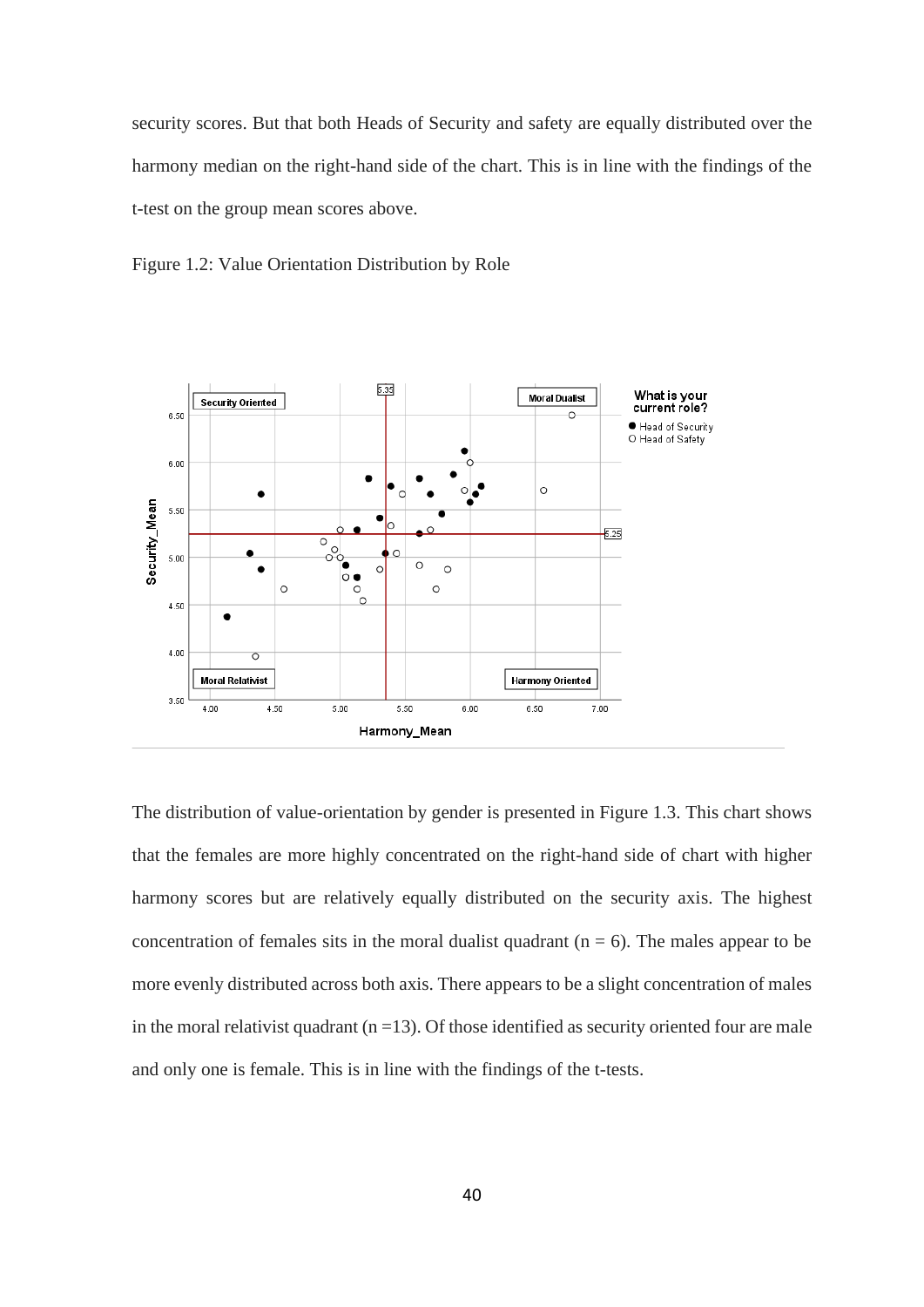security scores. But that both Heads of Security and safety are equally distributed over the harmony median on the right-hand side of the chart. This is in line with the findings of the t-test on the group mean scores above.

Figure 1.2: Value Orientation Distribution by Role

The distribution of value-orientation by gender is presented in Figure 1.3. This chart shows that the females are more highly concentrated on the right-hand side of chart with higher harmony scores but are relatively equally distributed on the security axis. The highest concentration of females sits in the moral dualist quadrant ($n = 6$). The males appear to be more evenly distributed across both axis. There appears to be a slight concentration of males in the moral relativist quadrant ($n = 13$). Of those identified as security oriented four are male and only one is female. This is in line with the findings of the t-tests.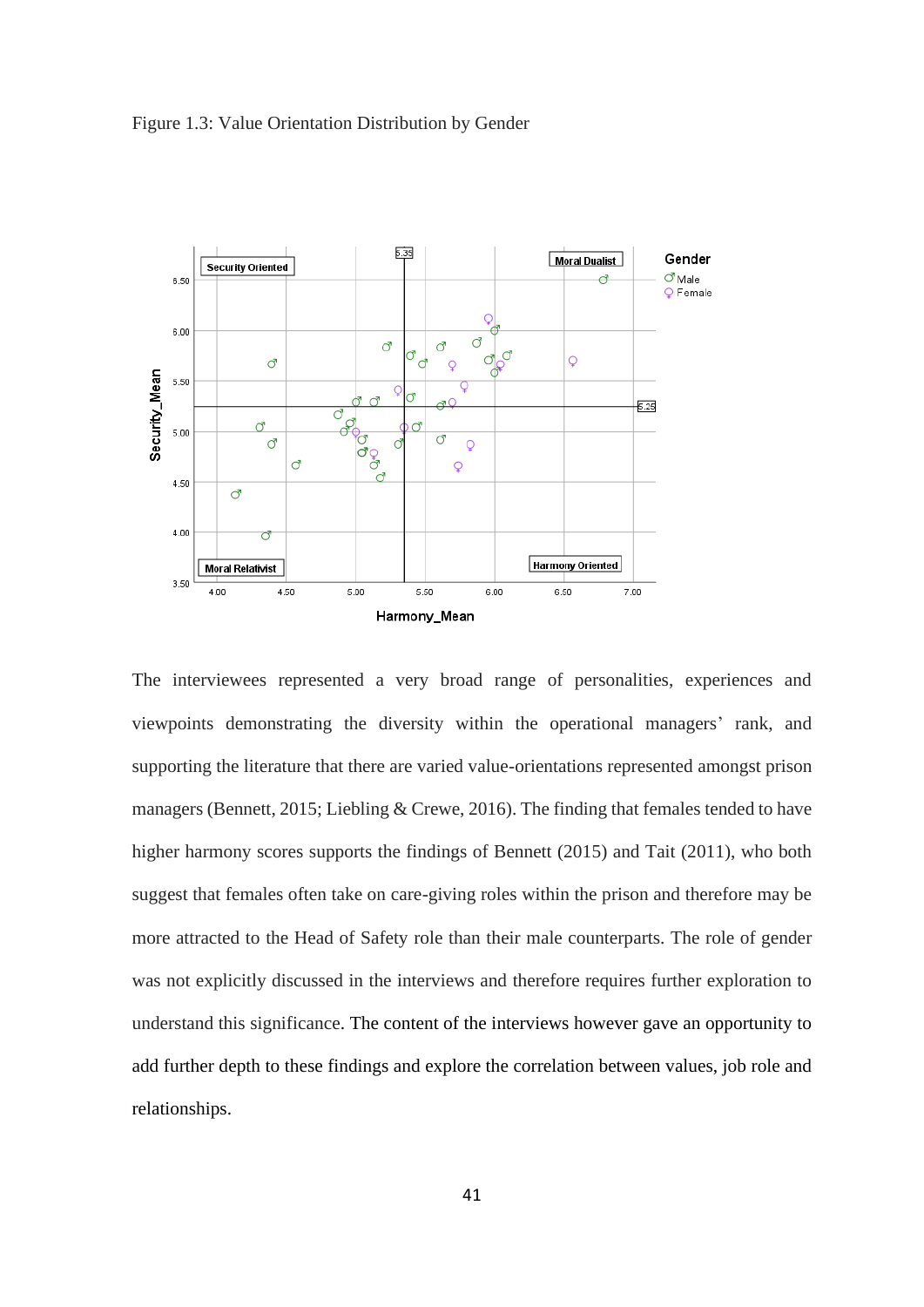Figure 1.3: Value Orientation Distribution by Gender

The interviewees represented a very broad range of personalities, experiences and viewpoints demonstrating the diversity within the operational managers' rank, and supporting the literature that there are varied value-orientations represented amongst prison managers (Bennett, 2015; Liebling & Crewe, 2016). The finding that females tended to have higher harmony scores supports the findings of Bennett (2015) and Tait (2011), who both suggest that females often take on care-giving roles within the prison and therefore may be more attracted to the Head of Safety role than their male counterparts. The role of gender was not explicitly discussed in the interviews and therefore requires further exploration to understand this significance. The content of the interviews however gave an opportunity to add further depth to these findings and explore the correlation between values, job role and relationships.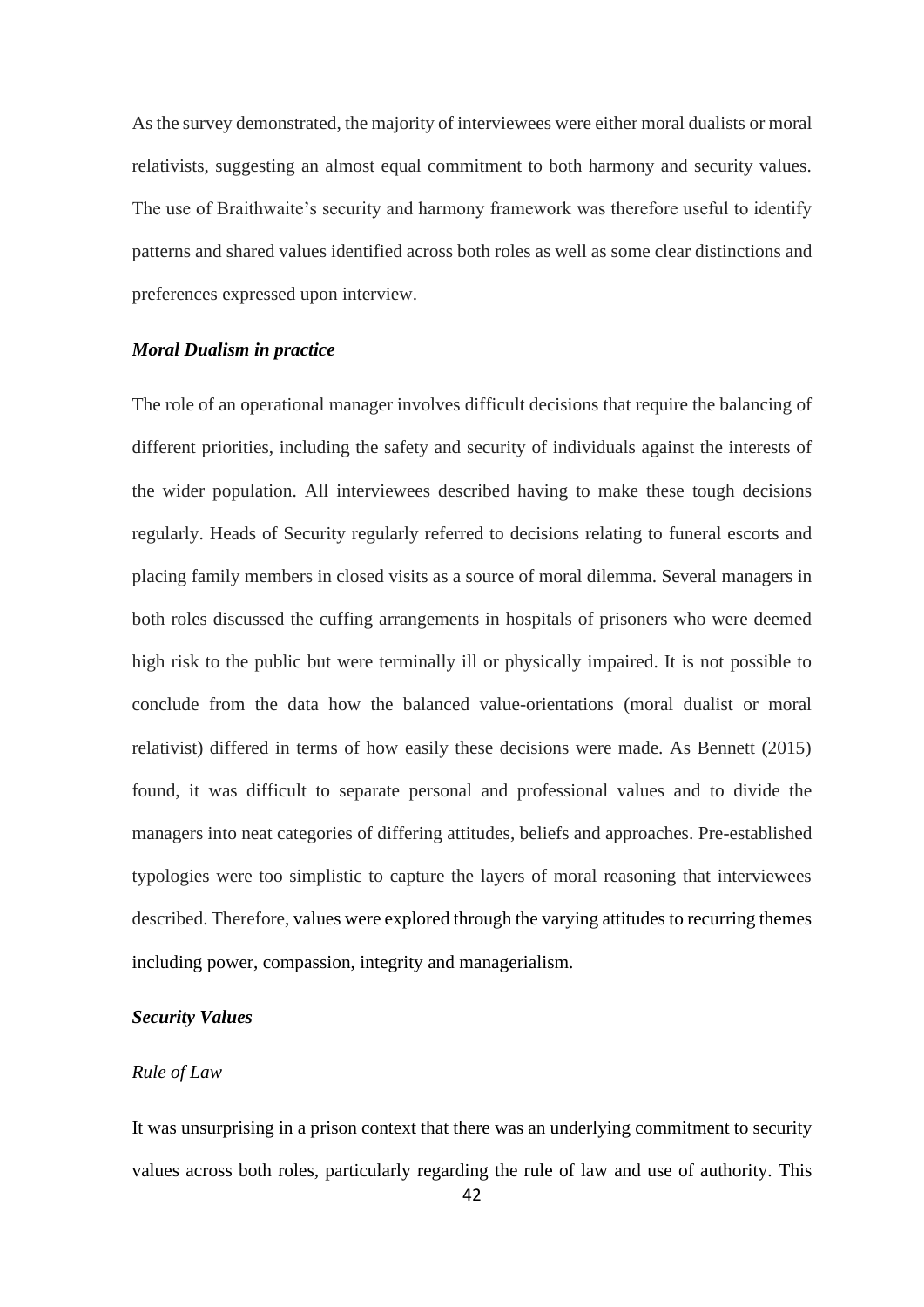As the survey demonstrated, the majority of interviewees were either moral dualists or moral relativists, suggesting an almost equal commitment to both harmony and security values. The use of Braithwaite's security and harmony framework was therefore useful to identify patterns and shared values identified across both roles as well as some clear distinctions and preferences expressed upon interview.

### ***Moral Dualism in practice***

The role of an operational manager involves difficult decisions that require the balancing of different priorities, including the safety and security of individuals against the interests of the wider population. All interviewees described having to make these tough decisions regularly. Heads of Security regularly referred to decisions relating to funeral escorts and placing family members in closed visits as a source of moral dilemma. Several managers in both roles discussed the cuffing arrangements in hospitals of prisoners who were deemed high risk to the public but were terminally ill or physically impaired. It is not possible to conclude from the data how the balanced value-orientations (moral dualist or moral relativist) differed in terms of how easily these decisions were made. As Bennett (2015) found, it was difficult to separate personal and professional values and to divide the managers into neat categories of differing attitudes, beliefs and approaches. Pre-established typologies were too simplistic to capture the layers of moral reasoning that interviewees described. Therefore, values were explored through the varying attitudes to recurring themes including power, compassion, integrity and managerialism.

### ***Security Values***

#### *Rule of Law*

It was unsurprising in a prison context that there was an underlying commitment to security values across both roles, particularly regarding the rule of law and use of authority. This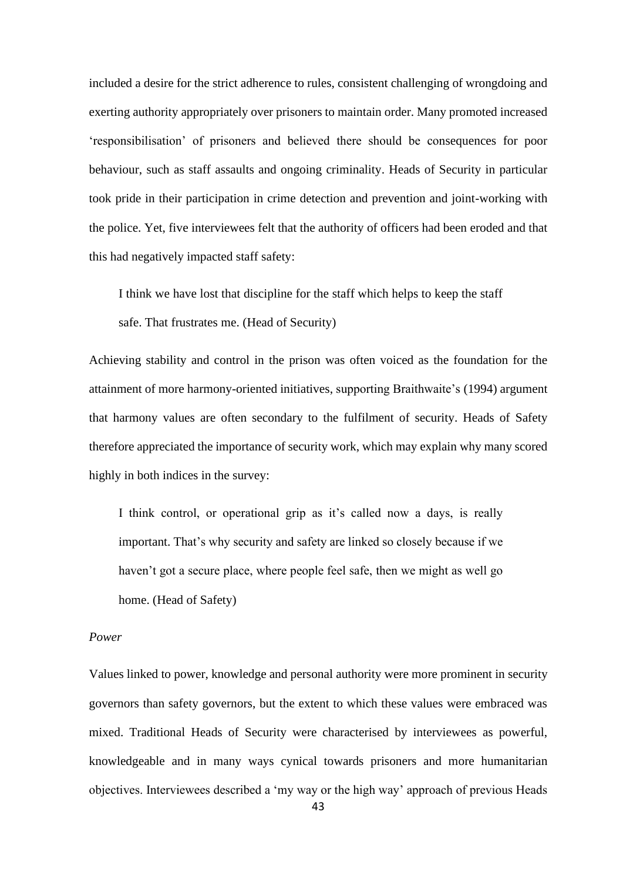included a desire for the strict adherence to rules, consistent challenging of wrongdoing and exerting authority appropriately over prisoners to maintain order. Many promoted increased 'responsibilisation' of prisoners and believed there should be consequences for poor behaviour, such as staff assaults and ongoing criminality. Heads of Security in particular took pride in their participation in crime detection and prevention and joint-working with the police. Yet, five interviewees felt that the authority of officers had been eroded and that this had negatively impacted staff safety:

> I think we have lost that discipline for the staff which helps to keep the staff safe. That frustrates me. (Head of Security)

Achieving stability and control in the prison was often voiced as the foundation for the attainment of more harmony-oriented initiatives, supporting Braithwaite's (1994) argument that harmony values are often secondary to the fulfilment of security. Heads of Safety therefore appreciated the importance of security work, which may explain why many scored highly in both indices in the survey:

> I think control, or operational grip as it's called now a days, is really important. That's why security and safety are linked so closely because if we haven't got a secure place, where people feel safe, then we might as well go home. (Head of Safety)

*Power*

Values linked to power, knowledge and personal authority were more prominent in security governors than safety governors, but the extent to which these values were embraced was mixed. Traditional Heads of Security were characterised by interviewees as powerful, knowledgeable and in many ways cynical towards prisoners and more humanitarian objectives. Interviewees described a 'my way or the high way' approach of previous Heads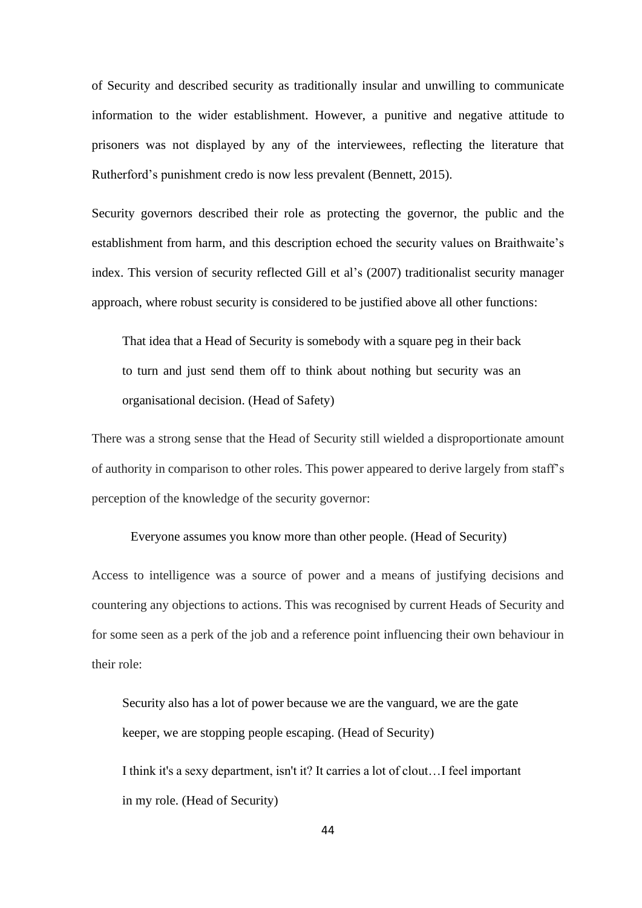of Security and described security as traditionally insular and unwilling to communicate information to the wider establishment. However, a punitive and negative attitude to prisoners was not displayed by any of the interviewees, reflecting the literature that Rutherford's punishment credo is now less prevalent (Bennett, 2015).

Security governors described their role as protecting the governor, the public and the establishment from harm, and this description echoed the security values on Braithwaite's index. This version of security reflected Gill et al's (2007) traditionalist security manager approach, where robust security is considered to be justified above all other functions:

> That idea that a Head of Security is somebody with a square peg in their back to turn and just send them off to think about nothing but security was an organisational decision. (Head of Safety)

There was a strong sense that the Head of Security still wielded a disproportionate amount of authority in comparison to other roles. This power appeared to derive largely from staff's perception of the knowledge of the security governor:

> Everyone assumes you know more than other people. (Head of Security)

Access to intelligence was a source of power and a means of justifying decisions and countering any objections to actions. This was recognised by current Heads of Security and for some seen as a perk of the job and a reference point influencing their own behaviour in their role:

> Security also has a lot of power because we are the vanguard, we are the gate keeper, we are stopping people escaping. (Head of Security)

> I think it's a sexy department, isn't it? It carries a lot of clout…I feel important in my role. (Head of Security)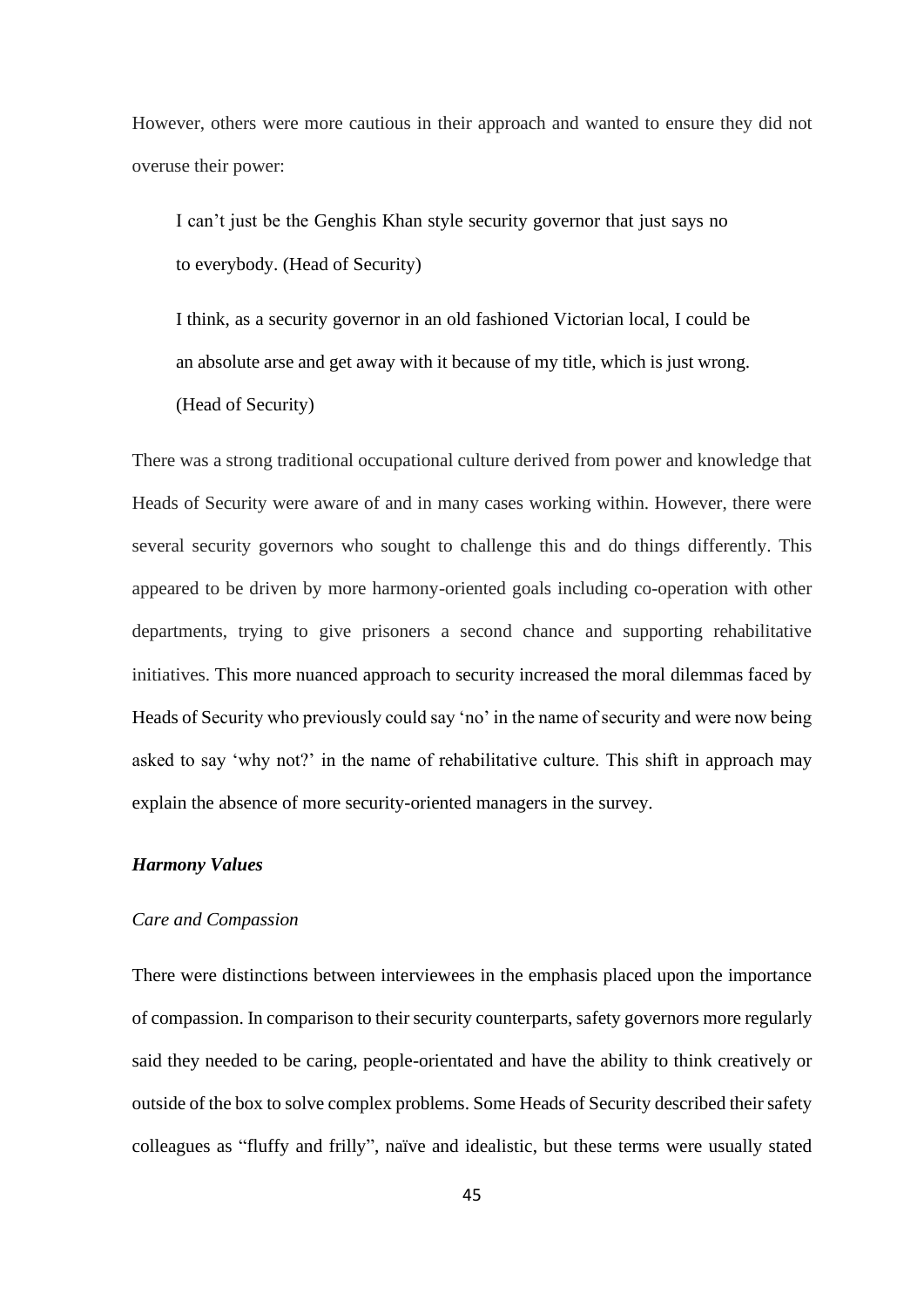However, others were more cautious in their approach and wanted to ensure they did not overuse their power:

> I can't just be the Genghis Khan style security governor that just says no to everybody. (Head of Security)

> I think, as a security governor in an old fashioned Victorian local, I could be an absolute arse and get away with it because of my title, which is just wrong. (Head of Security)

There was a strong traditional occupational culture derived from power and knowledge that Heads of Security were aware of and in many cases working within. However, there were several security governors who sought to challenge this and do things differently. This appeared to be driven by more harmony-oriented goals including co-operation with other departments, trying to give prisoners a second chance and supporting rehabilitative initiatives. This more nuanced approach to security increased the moral dilemmas faced by Heads of Security who previously could say 'no' in the name of security and were now being asked to say 'why not?' in the name of rehabilitative culture. This shift in approach may explain the absence of more security-oriented managers in the survey.

### *Harmony Values*

#### *Care and Compassion*

There were distinctions between interviewees in the emphasis placed upon the importance of compassion. In comparison to their security counterparts, safety governors more regularly said they needed to be caring, people-orientated and have the ability to think creatively or outside of the box to solve complex problems. Some Heads of Security described their safety colleagues as "fluffy and frilly", naïve and idealistic, but these terms were usually stated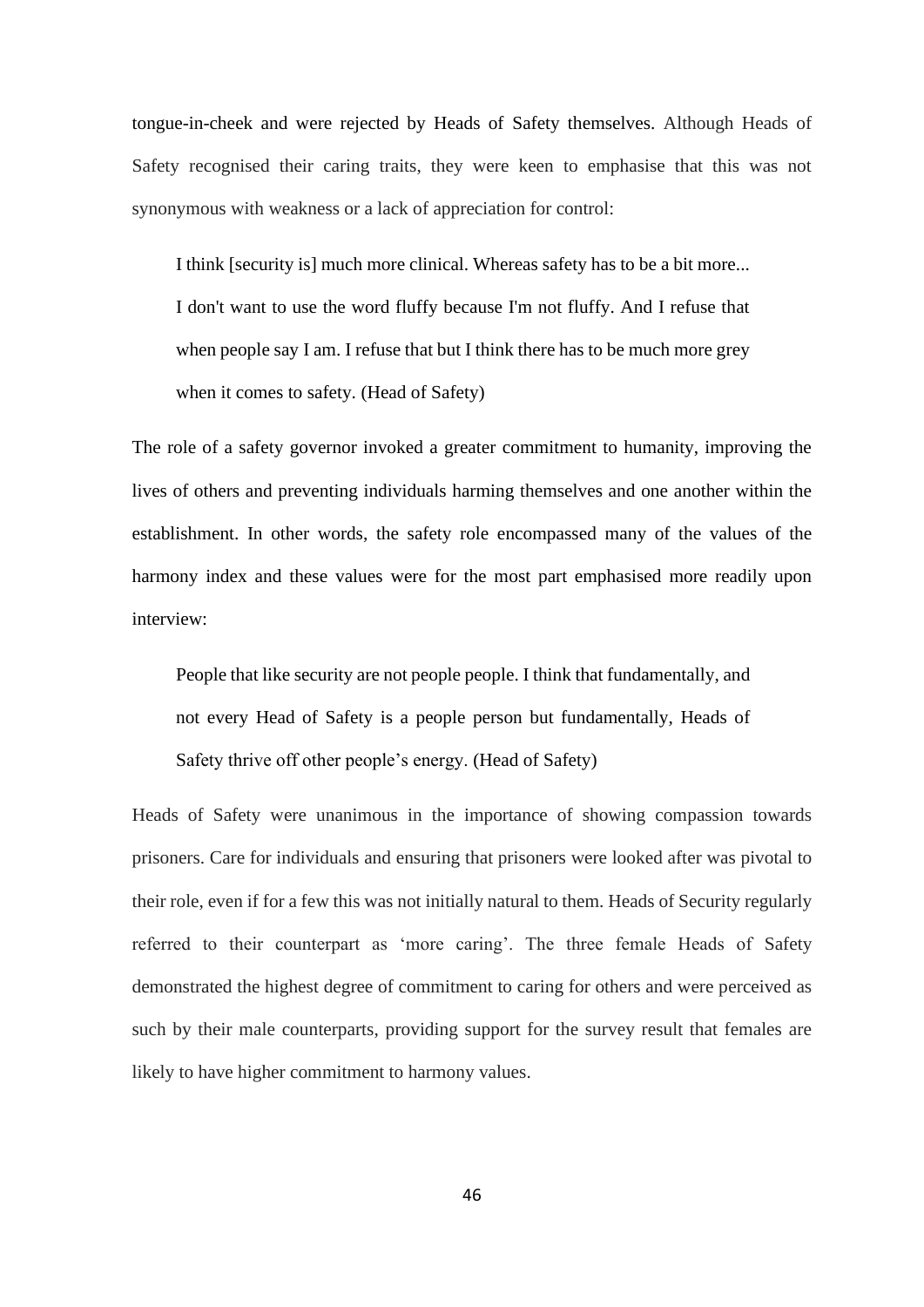tongue-in-cheek and were rejected by Heads of Safety themselves. Although Heads of Safety recognised their caring traits, they were keen to emphasise that this was not synonymous with weakness or a lack of appreciation for control:

> I think [security is] much more clinical. Whereas safety has to be a bit more... I don't want to use the word fluffy because I'm not fluffy. And I refuse that when people say I am. I refuse that but I think there has to be much more grey when it comes to safety. (Head of Safety)

The role of a safety governor invoked a greater commitment to humanity, improving the lives of others and preventing individuals harming themselves and one another within the establishment. In other words, the safety role encompassed many of the values of the harmony index and these values were for the most part emphasised more readily upon interview:

> People that like security are not people people. I think that fundamentally, and not every Head of Safety is a people person but fundamentally, Heads of Safety thrive off other people's energy. (Head of Safety)

Heads of Safety were unanimous in the importance of showing compassion towards prisoners. Care for individuals and ensuring that prisoners were looked after was pivotal to their role, even if for a few this was not initially natural to them. Heads of Security regularly referred to their counterpart as 'more caring'. The three female Heads of Safety demonstrated the highest degree of commitment to caring for others and were perceived as such by their male counterparts, providing support for the survey result that females are likely to have higher commitment to harmony values.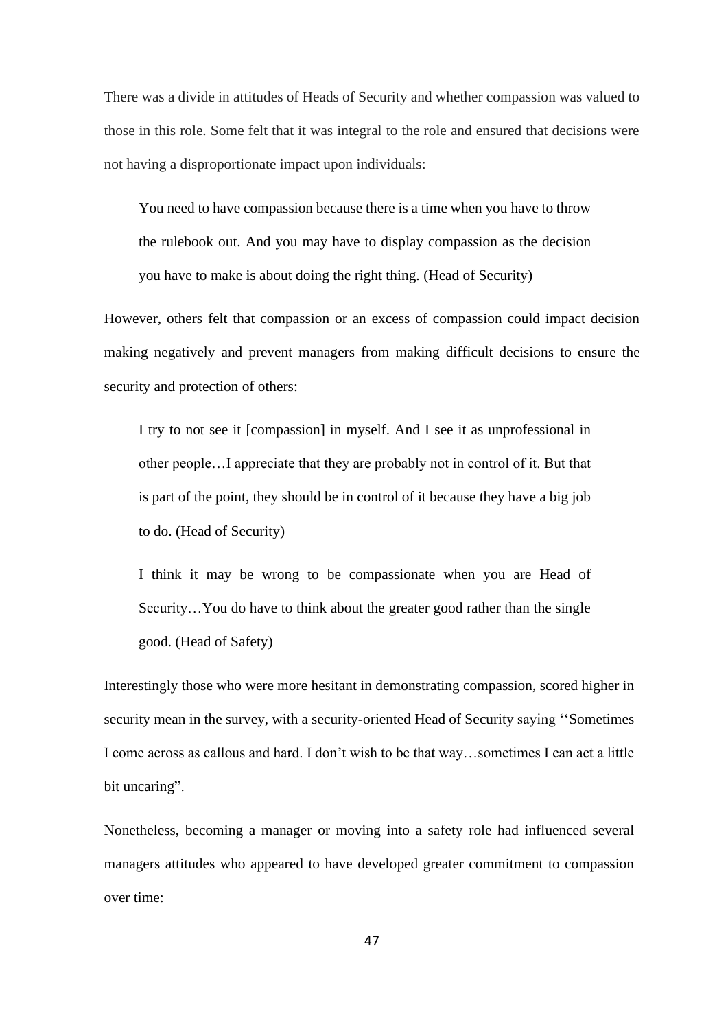There was a divide in attitudes of Heads of Security and whether compassion was valued to those in this role. Some felt that it was integral to the role and ensured that decisions were not having a disproportionate impact upon individuals:

> You need to have compassion because there is a time when you have to throw the rulebook out. And you may have to display compassion as the decision you have to make is about doing the right thing. (Head of Security)

However, others felt that compassion or an excess of compassion could impact decision making negatively and prevent managers from making difficult decisions to ensure the security and protection of others:

> I try to not see it [compassion] in myself. And I see it as unprofessional in other people…I appreciate that they are probably not in control of it. But that is part of the point, they should be in control of it because they have a big job to do. (Head of Security)

> I think it may be wrong to be compassionate when you are Head of Security…You do have to think about the greater good rather than the single good. (Head of Safety)

Interestingly those who were more hesitant in demonstrating compassion, scored higher in security mean in the survey, with a security-oriented Head of Security saying ''Sometimes I come across as callous and hard. I don't wish to be that way…sometimes I can act a little bit uncaring".

Nonetheless, becoming a manager or moving into a safety role had influenced several managers attitudes who appeared to have developed greater commitment to compassion over time: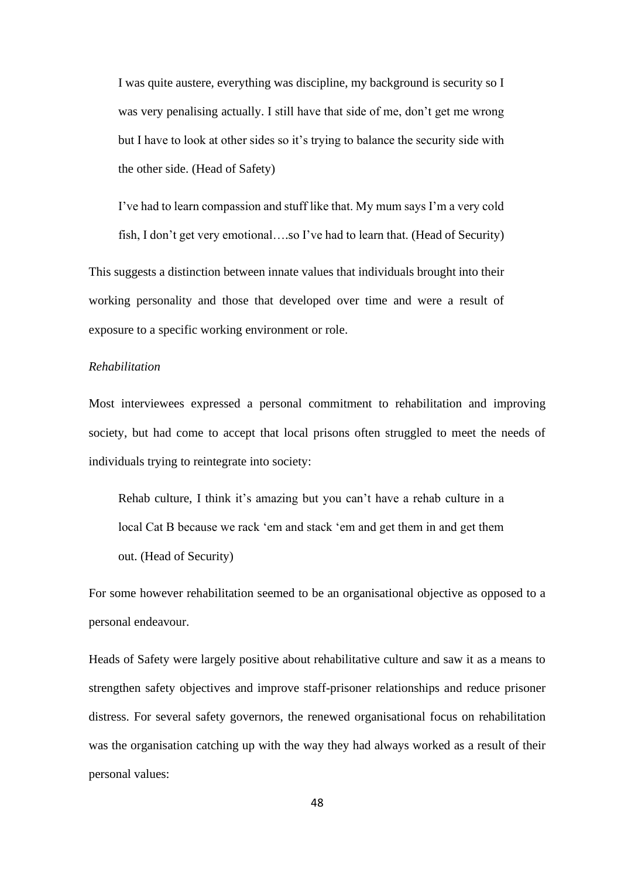> I was quite austere, everything was discipline, my background is security so I was very penalising actually. I still have that side of me, don't get me wrong but I have to look at other sides so it's trying to balance the security side with the other side. (Head of Safety)

> I've had to learn compassion and stuff like that. My mum says I'm a very cold fish, I don't get very emotional….so I've had to learn that. (Head of Security)

This suggests a distinction between innate values that individuals brought into their working personality and those that developed over time and were a result of exposure to a specific working environment or role.

*Rehabilitation*

Most interviewees expressed a personal commitment to rehabilitation and improving society, but had come to accept that local prisons often struggled to meet the needs of individuals trying to reintegrate into society:

> Rehab culture, I think it's amazing but you can't have a rehab culture in a local Cat B because we rack 'em and stack 'em and get them in and get them out. (Head of Security)

For some however rehabilitation seemed to be an organisational objective as opposed to a personal endeavour.

Heads of Safety were largely positive about rehabilitative culture and saw it as a means to strengthen safety objectives and improve staff-prisoner relationships and reduce prisoner distress. For several safety governors, the renewed organisational focus on rehabilitation was the organisation catching up with the way they had always worked as a result of their personal values: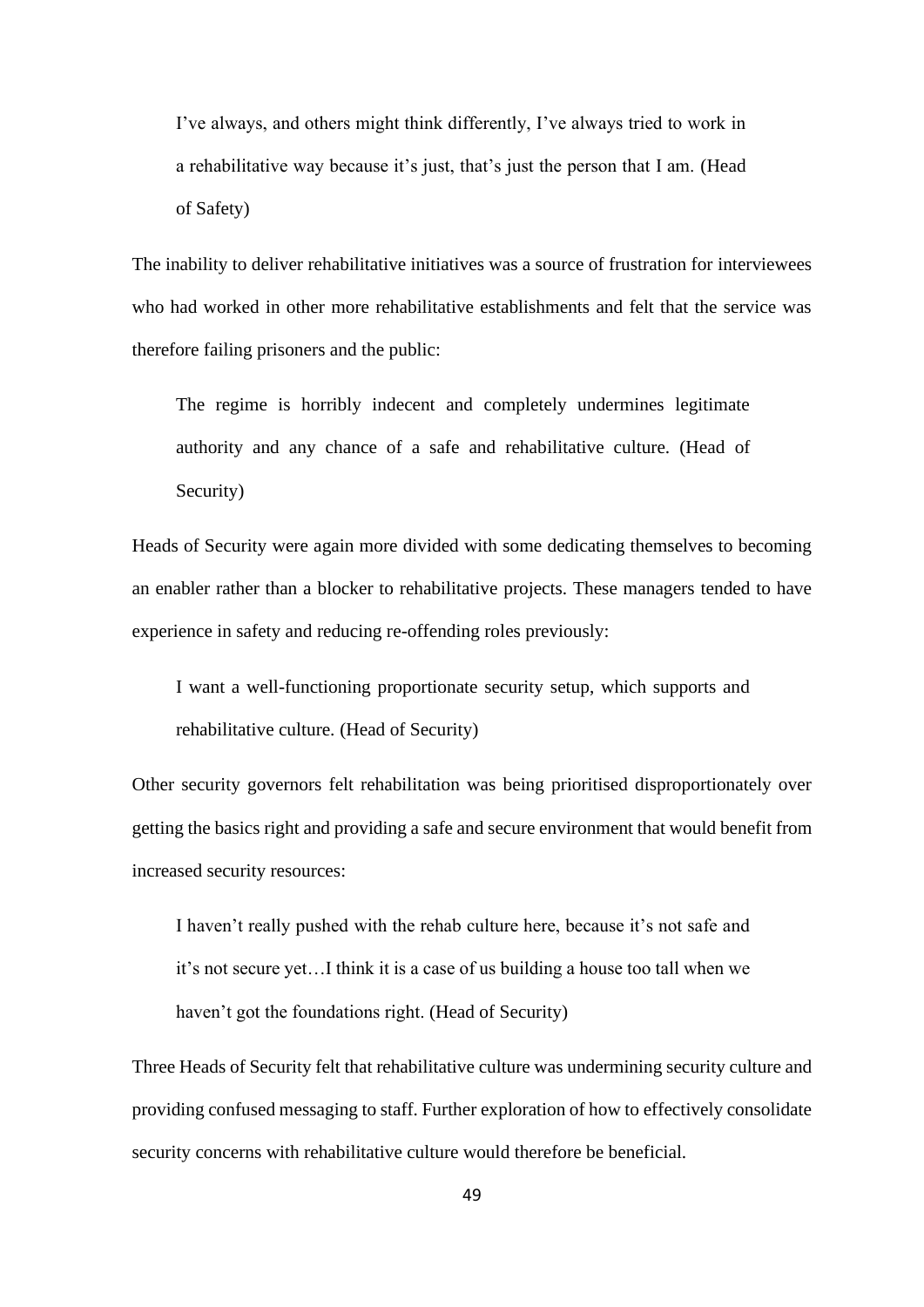> I've always, and others might think differently, I've always tried to work in a rehabilitative way because it's just, that's just the person that I am. (Head of Safety)

The inability to deliver rehabilitative initiatives was a source of frustration for interviewees who had worked in other more rehabilitative establishments and felt that the service was therefore failing prisoners and the public:

> The regime is horribly indecent and completely undermines legitimate authority and any chance of a safe and rehabilitative culture. (Head of Security)

Heads of Security were again more divided with some dedicating themselves to becoming an enabler rather than a blocker to rehabilitative projects. These managers tended to have experience in safety and reducing re-offending roles previously:

> I want a well-functioning proportionate security setup, which supports and rehabilitative culture. (Head of Security)

Other security governors felt rehabilitation was being prioritised disproportionately over getting the basics right and providing a safe and secure environment that would benefit from increased security resources:

> I haven't really pushed with the rehab culture here, because it's not safe and it's not secure yet…I think it is a case of us building a house too tall when we haven't got the foundations right. (Head of Security)

Three Heads of Security felt that rehabilitative culture was undermining security culture and providing confused messaging to staff. Further exploration of how to effectively consolidate security concerns with rehabilitative culture would therefore be beneficial.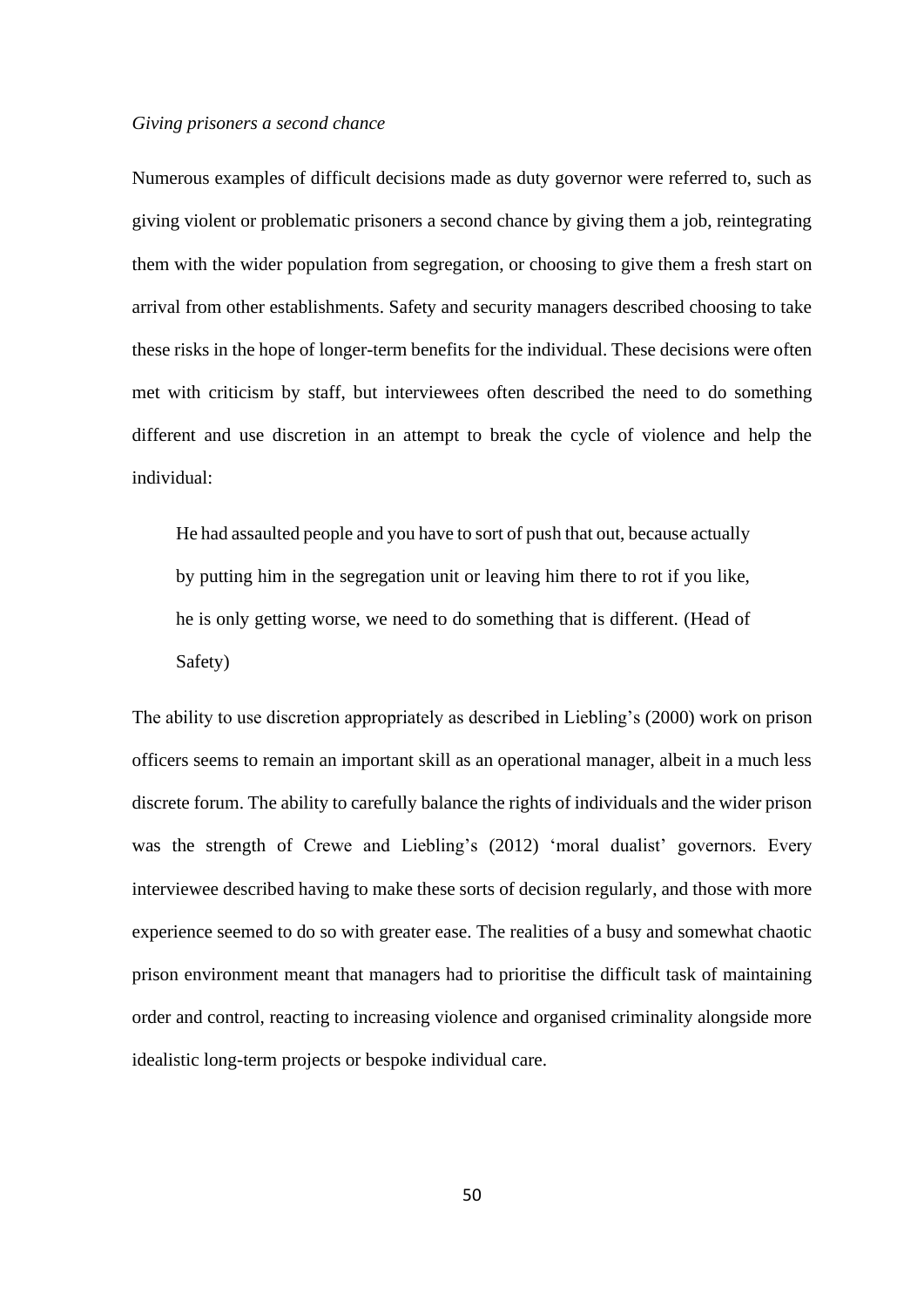*Giving prisoners a second chance*

Numerous examples of difficult decisions made as duty governor were referred to, such as giving violent or problematic prisoners a second chance by giving them a job, reintegrating them with the wider population from segregation, or choosing to give them a fresh start on arrival from other establishments. Safety and security managers described choosing to take these risks in the hope of longer-term benefits for the individual. These decisions were often met with criticism by staff, but interviewees often described the need to do something different and use discretion in an attempt to break the cycle of violence and help the individual:

> He had assaulted people and you have to sort of push that out, because actually by putting him in the segregation unit or leaving him there to rot if you like, he is only getting worse, we need to do something that is different. (Head of Safety)

The ability to use discretion appropriately as described in Liebling's (2000) work on prison officers seems to remain an important skill as an operational manager, albeit in a much less discrete forum. The ability to carefully balance the rights of individuals and the wider prison was the strength of Crewe and Liebling's (2012) 'moral dualist' governors. Every interviewee described having to make these sorts of decision regularly, and those with more experience seemed to do so with greater ease. The realities of a busy and somewhat chaotic prison environment meant that managers had to prioritise the difficult task of maintaining order and control, reacting to increasing violence and organised criminality alongside more idealistic long-term projects or bespoke individual care.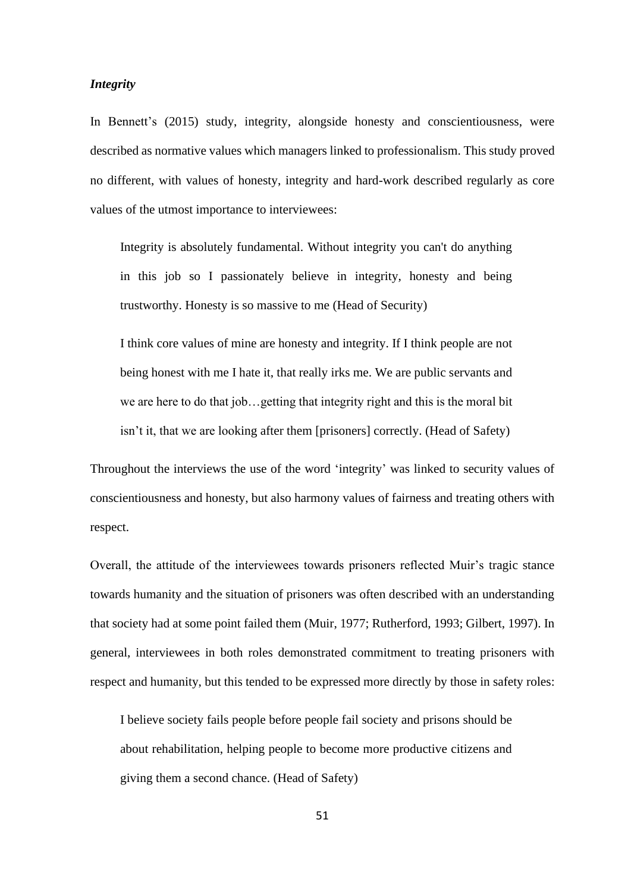***Integrity***

In Bennett's (2015) study, integrity, alongside honesty and conscientiousness, were described as normative values which managers linked to professionalism. This study proved no different, with values of honesty, integrity and hard-work described regularly as core values of the utmost importance to interviewees:

> Integrity is absolutely fundamental. Without integrity you can't do anything in this job so I passionately believe in integrity, honesty and being trustworthy. Honesty is so massive to me (Head of Security)

> I think core values of mine are honesty and integrity. If I think people are not being honest with me I hate it, that really irks me. We are public servants and we are here to do that job…getting that integrity right and this is the moral bit isn't it, that we are looking after them [prisoners] correctly. (Head of Safety)

Throughout the interviews the use of the word 'integrity' was linked to security values of conscientiousness and honesty, but also harmony values of fairness and treating others with respect.

Overall, the attitude of the interviewees towards prisoners reflected Muir's tragic stance towards humanity and the situation of prisoners was often described with an understanding that society had at some point failed them (Muir, 1977; Rutherford, 1993; Gilbert, 1997). In general, interviewees in both roles demonstrated commitment to treating prisoners with respect and humanity, but this tended to be expressed more directly by those in safety roles:

> I believe society fails people before people fail society and prisons should be about rehabilitation, helping people to become more productive citizens and giving them a second chance. (Head of Safety)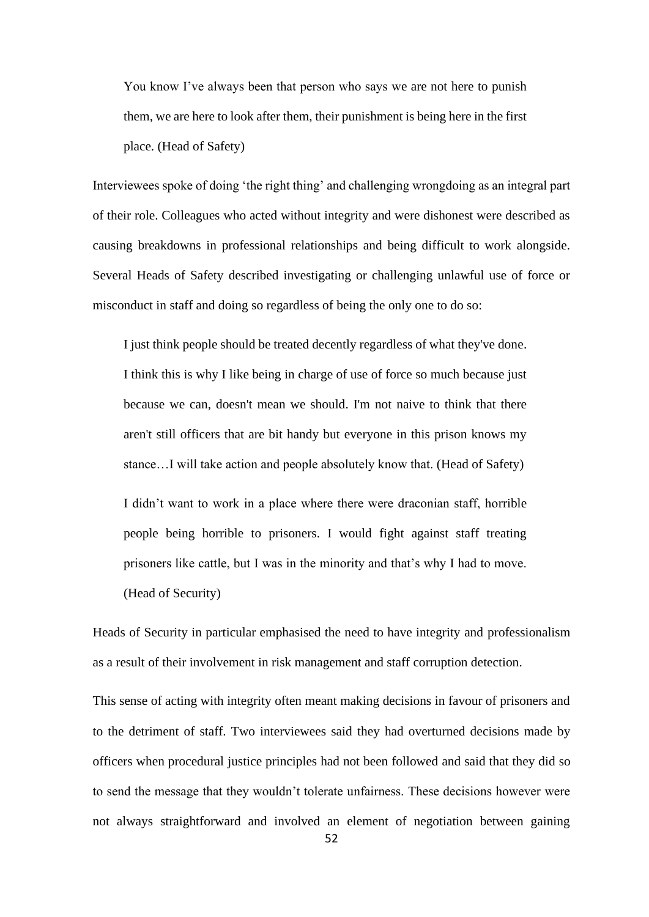> You know I’ve always been that person who says we are not here to punish them, we are here to look after them, their punishment is being here in the first place. (Head of Safety)

Interviewees spoke of doing ‘the right thing’ and challenging wrongdoing as an integral part of their role. Colleagues who acted without integrity and were dishonest were described as causing breakdowns in professional relationships and being difficult to work alongside. Several Heads of Safety described investigating or challenging unlawful use of force or misconduct in staff and doing so regardless of being the only one to do so:

> I just think people should be treated decently regardless of what they've done. I think this is why I like being in charge of use of force so much because just because we can, doesn't mean we should. I'm not naive to think that there aren't still officers that are bit handy but everyone in this prison knows my stance…I will take action and people absolutely know that. (Head of Safety)

> I didn’t want to work in a place where there were draconian staff, horrible people being horrible to prisoners. I would fight against staff treating prisoners like cattle, but I was in the minority and that’s why I had to move. (Head of Security)

Heads of Security in particular emphasised the need to have integrity and professionalism as a result of their involvement in risk management and staff corruption detection.

This sense of acting with integrity often meant making decisions in favour of prisoners and to the detriment of staff. Two interviewees said they had overturned decisions made by officers when procedural justice principles had not been followed and said that they did so to send the message that they wouldn’t tolerate unfairness. These decisions however were not always straightforward and involved an element of negotiation between gaining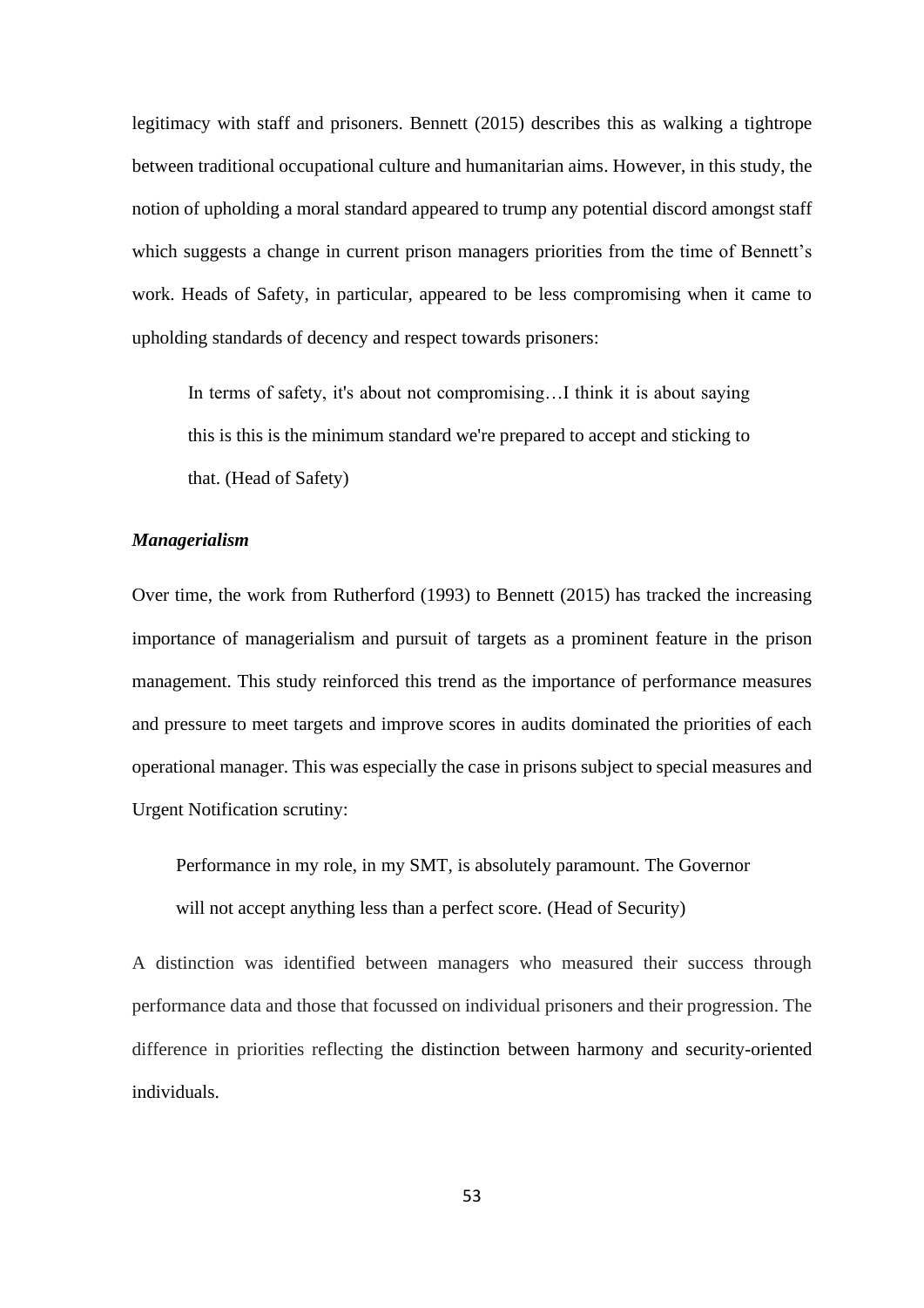legitimacy with staff and prisoners. Bennett (2015) describes this as walking a tightrope between traditional occupational culture and humanitarian aims. However, in this study, the notion of upholding a moral standard appeared to trump any potential discord amongst staff which suggests a change in current prison managers priorities from the time of Bennett's work. Heads of Safety, in particular, appeared to be less compromising when it came to upholding standards of decency and respect towards prisoners:

> In terms of safety, it's about not compromising…I think it is about saying this is this is the minimum standard we're prepared to accept and sticking to that. (Head of Safety)

***Managerialism***

Over time, the work from Rutherford (1993) to Bennett (2015) has tracked the increasing importance of managerialism and pursuit of targets as a prominent feature in the prison management. This study reinforced this trend as the importance of performance measures and pressure to meet targets and improve scores in audits dominated the priorities of each operational manager. This was especially the case in prisons subject to special measures and Urgent Notification scrutiny:

> Performance in my role, in my SMT, is absolutely paramount. The Governor will not accept anything less than a perfect score. (Head of Security)

A distinction was identified between managers who measured their success through performance data and those that focussed on individual prisoners and their progression. The difference in priorities reflecting the distinction between harmony and security-oriented individuals.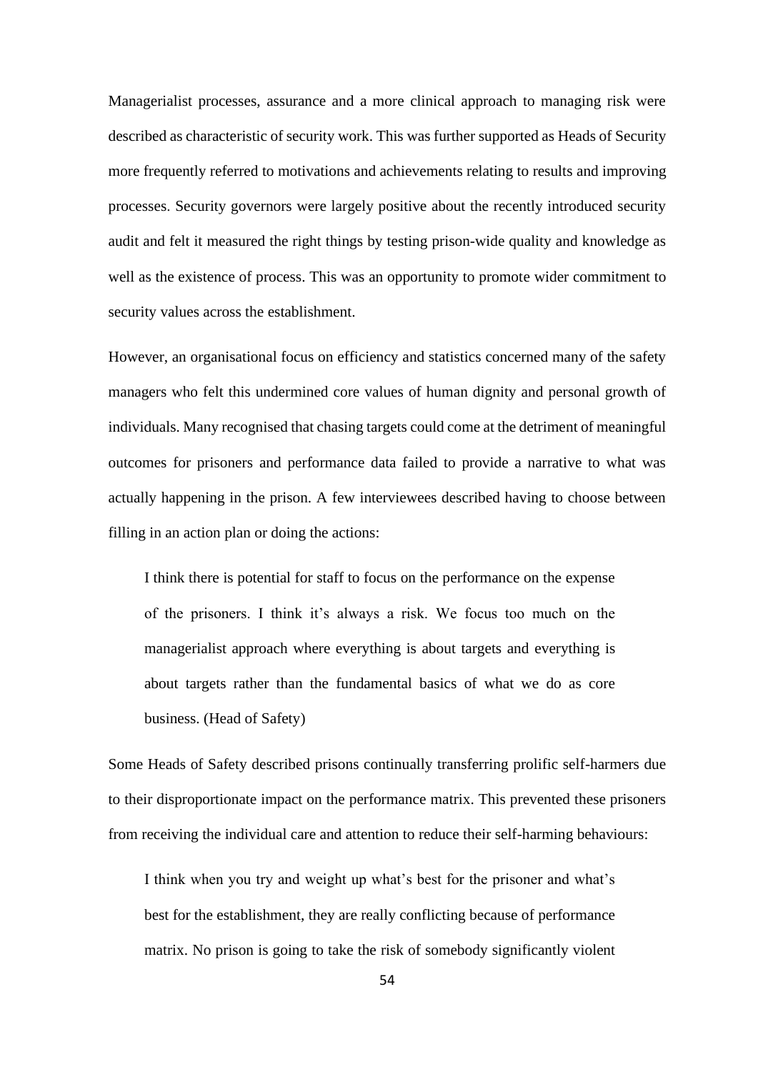Managerialist processes, assurance and a more clinical approach to managing risk were described as characteristic of security work. This was further supported as Heads of Security more frequently referred to motivations and achievements relating to results and improving processes. Security governors were largely positive about the recently introduced security audit and felt it measured the right things by testing prison-wide quality and knowledge as well as the existence of process. This was an opportunity to promote wider commitment to security values across the establishment.

However, an organisational focus on efficiency and statistics concerned many of the safety managers who felt this undermined core values of human dignity and personal growth of individuals. Many recognised that chasing targets could come at the detriment of meaningful outcomes for prisoners and performance data failed to provide a narrative to what was actually happening in the prison. A few interviewees described having to choose between filling in an action plan or doing the actions:

> I think there is potential for staff to focus on the performance on the expense of the prisoners. I think it's always a risk. We focus too much on the managerialist approach where everything is about targets and everything is about targets rather than the fundamental basics of what we do as core business. (Head of Safety)

Some Heads of Safety described prisons continually transferring prolific self-harmers due to their disproportionate impact on the performance matrix. This prevented these prisoners from receiving the individual care and attention to reduce their self-harming behaviours:

> I think when you try and weight up what's best for the prisoner and what's best for the establishment, they are really conflicting because of performance matrix. No prison is going to take the risk of somebody significantly violent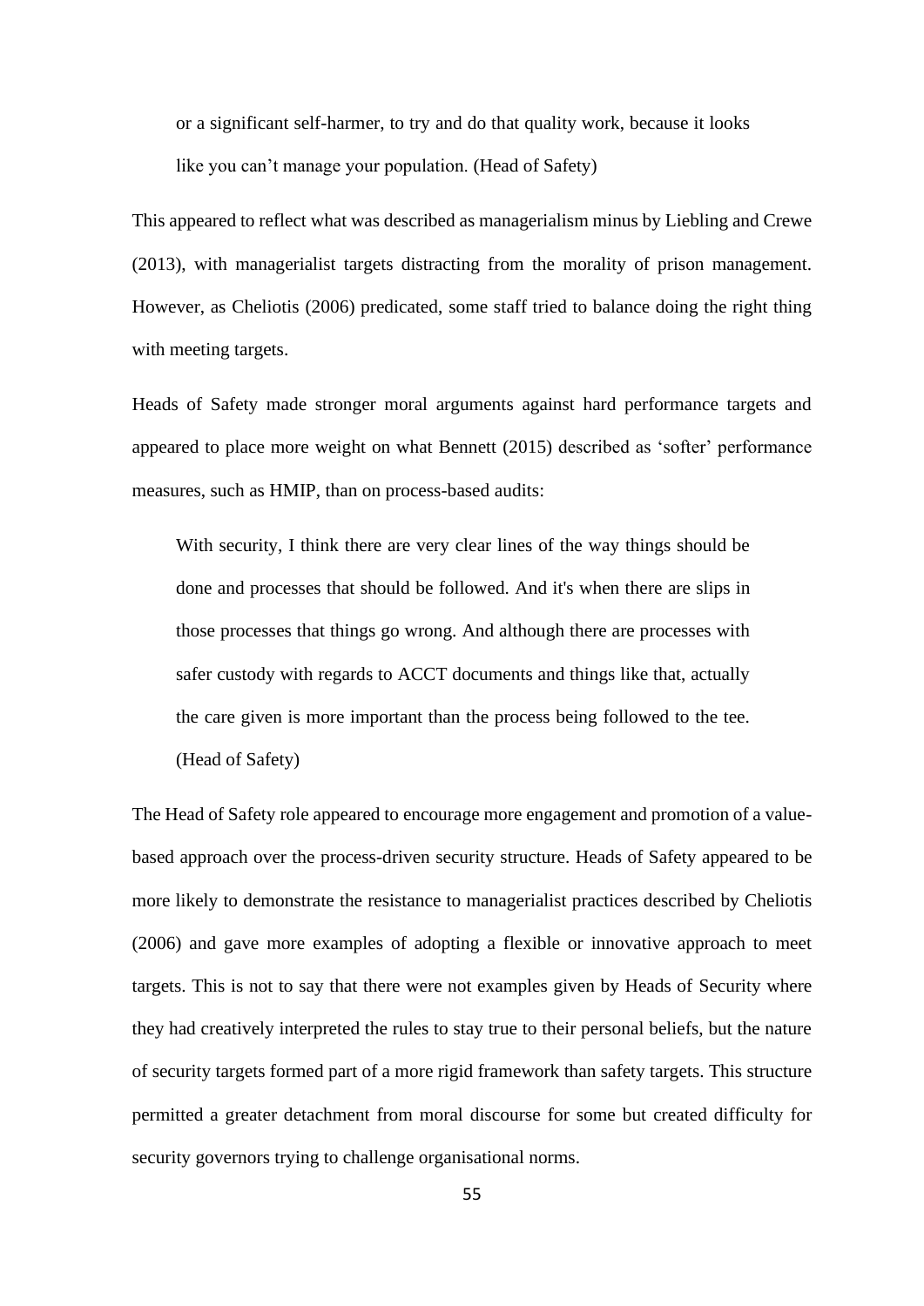> or a significant self-harmer, to try and do that quality work, because it looks like you can't manage your population. (Head of Safety)

This appeared to reflect what was described as managerialism minus by Liebling and Crewe (2013), with managerialist targets distracting from the morality of prison management. However, as Cheliotis (2006) predicated, some staff tried to balance doing the right thing with meeting targets.

Heads of Safety made stronger moral arguments against hard performance targets and appeared to place more weight on what Bennett (2015) described as 'softer' performance measures, such as HMIP, than on process-based audits:

> With security, I think there are very clear lines of the way things should be done and processes that should be followed. And it's when there are slips in those processes that things go wrong. And although there are processes with safer custody with regards to ACCT documents and things like that, actually the care given is more important than the process being followed to the tee. (Head of Safety)

The Head of Safety role appeared to encourage more engagement and promotion of a value-based approach over the process-driven security structure. Heads of Safety appeared to be more likely to demonstrate the resistance to managerialist practices described by Cheliotis (2006) and gave more examples of adopting a flexible or innovative approach to meet targets. This is not to say that there were not examples given by Heads of Security where they had creatively interpreted the rules to stay true to their personal beliefs, but the nature of security targets formed part of a more rigid framework than safety targets. This structure permitted a greater detachment from moral discourse for some but created difficulty for security governors trying to challenge organisational norms.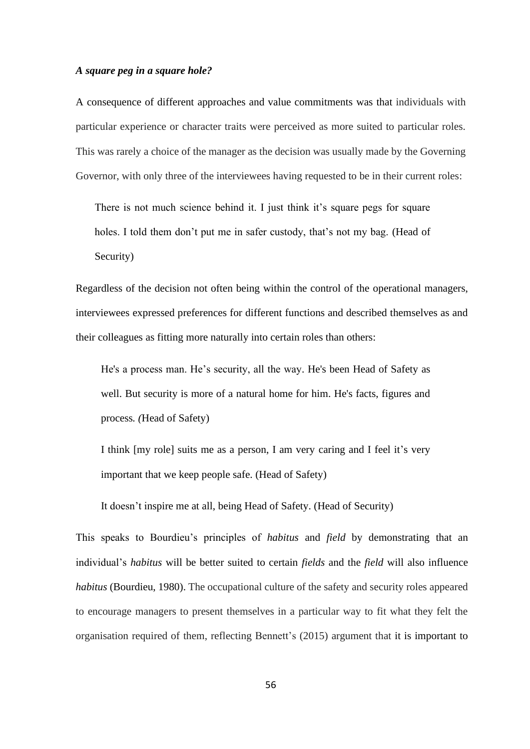***A square peg in a square hole?***

A consequence of different approaches and value commitments was that individuals with particular experience or character traits were perceived as more suited to particular roles. This was rarely a choice of the manager as the decision was usually made by the Governing Governor, with only three of the interviewees having requested to be in their current roles:

> There is not much science behind it. I just think it's square pegs for square holes. I told them don't put me in safer custody, that's not my bag. (Head of Security)

Regardless of the decision not often being within the control of the operational managers, interviewees expressed preferences for different functions and described themselves as and their colleagues as fitting more naturally into certain roles than others:

> He's a process man. He's security, all the way. He's been Head of Safety as well. But security is more of a natural home for him. He's facts, figures and process. *(*Head of Safety)

> I think [my role] suits me as a person, I am very caring and I feel it's very important that we keep people safe. (Head of Safety)

> It doesn't inspire me at all, being Head of Safety. (Head of Security)

This speaks to Bourdieu's principles of *habitus* and *field* by demonstrating that an individual's *habitus* will be better suited to certain *fields* and the *field* will also influence *habitus* (Bourdieu, 1980). The occupational culture of the safety and security roles appeared to encourage managers to present themselves in a particular way to fit what they felt the organisation required of them, reflecting Bennett's (2015) argument that it is important to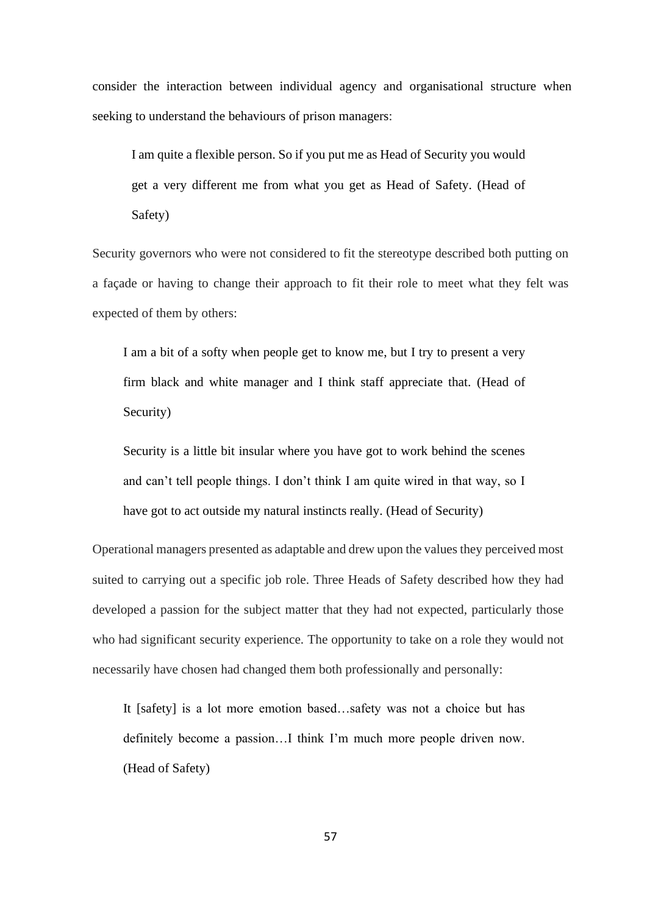consider the interaction between individual agency and organisational structure when seeking to understand the behaviours of prison managers:

> I am quite a flexible person. So if you put me as Head of Security you would get a very different me from what you get as Head of Safety. (Head of Safety)

Security governors who were not considered to fit the stereotype described both putting on a façade or having to change their approach to fit their role to meet what they felt was expected of them by others:

> I am a bit of a softy when people get to know me, but I try to present a very firm black and white manager and I think staff appreciate that. (Head of Security)

> Security is a little bit insular where you have got to work behind the scenes and can't tell people things. I don't think I am quite wired in that way, so I have got to act outside my natural instincts really. (Head of Security)

Operational managers presented as adaptable and drew upon the values they perceived most suited to carrying out a specific job role. Three Heads of Safety described how they had developed a passion for the subject matter that they had not expected, particularly those who had significant security experience. The opportunity to take on a role they would not necessarily have chosen had changed them both professionally and personally:

> It [safety] is a lot more emotion based…safety was not a choice but has definitely become a passion…I think I'm much more people driven now. (Head of Safety)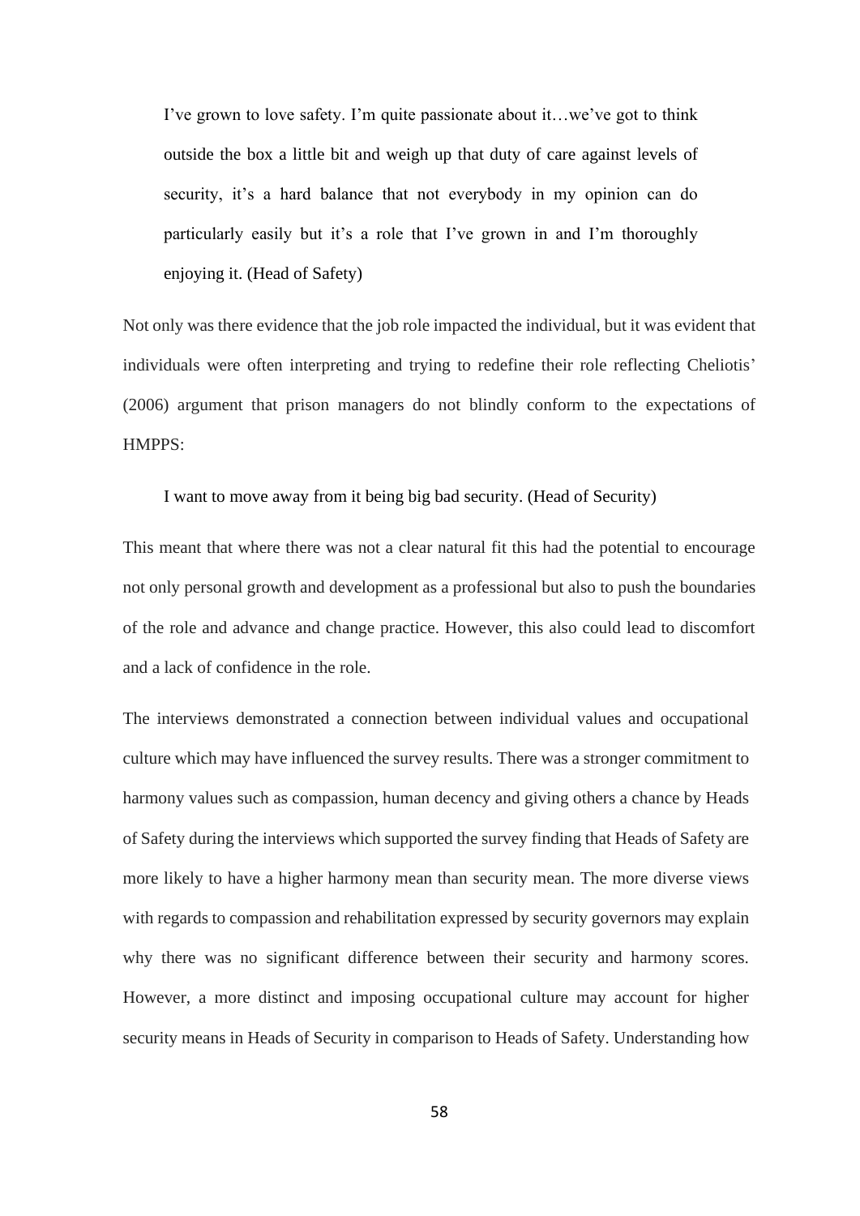> I've grown to love safety. I'm quite passionate about it…we've got to think outside the box a little bit and weigh up that duty of care against levels of security, it's a hard balance that not everybody in my opinion can do particularly easily but it's a role that I've grown in and I'm thoroughly enjoying it. (Head of Safety)

Not only was there evidence that the job role impacted the individual, but it was evident that individuals were often interpreting and trying to redefine their role reflecting Cheliotis' (2006) argument that prison managers do not blindly conform to the expectations of HMPPS:

> I want to move away from it being big bad security. (Head of Security)

This meant that where there was not a clear natural fit this had the potential to encourage not only personal growth and development as a professional but also to push the boundaries of the role and advance and change practice. However, this also could lead to discomfort and a lack of confidence in the role.

The interviews demonstrated a connection between individual values and occupational culture which may have influenced the survey results. There was a stronger commitment to harmony values such as compassion, human decency and giving others a chance by Heads of Safety during the interviews which supported the survey finding that Heads of Safety are more likely to have a higher harmony mean than security mean. The more diverse views with regards to compassion and rehabilitation expressed by security governors may explain why there was no significant difference between their security and harmony scores. However, a more distinct and imposing occupational culture may account for higher security means in Heads of Security in comparison to Heads of Safety. Understanding how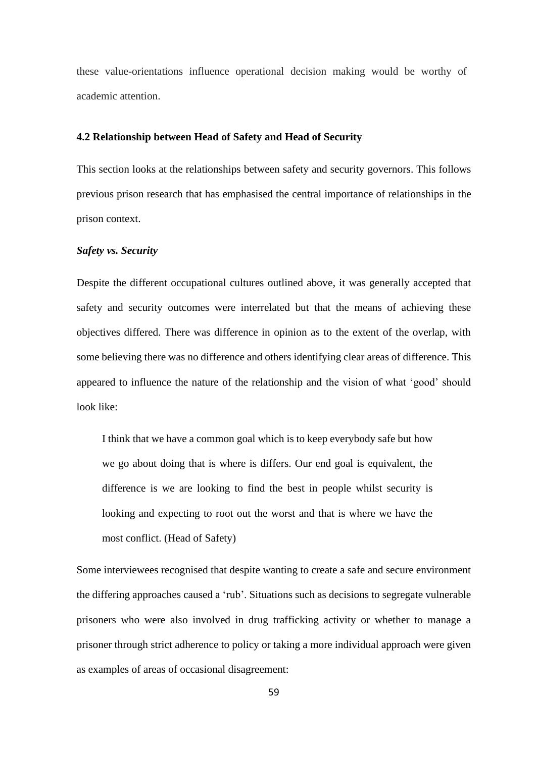these value-orientations influence operational decision making would be worthy of academic attention.

### 4.2 Relationship between Head of Safety and Head of Security

This section looks at the relationships between safety and security governors. This follows previous prison research that has emphasised the central importance of relationships in the prison context.

#### *Safety vs. Security*

Despite the different occupational cultures outlined above, it was generally accepted that safety and security outcomes were interrelated but that the means of achieving these objectives differed. There was difference in opinion as to the extent of the overlap, with some believing there was no difference and others identifying clear areas of difference. This appeared to influence the nature of the relationship and the vision of what 'good' should look like:

> I think that we have a common goal which is to keep everybody safe but how we go about doing that is where is differs. Our end goal is equivalent, the difference is we are looking to find the best in people whilst security is looking and expecting to root out the worst and that is where we have the most conflict. (Head of Safety)

Some interviewees recognised that despite wanting to create a safe and secure environment the differing approaches caused a 'rub'. Situations such as decisions to segregate vulnerable prisoners who were also involved in drug trafficking activity or whether to manage a prisoner through strict adherence to policy or taking a more individual approach were given as examples of areas of occasional disagreement: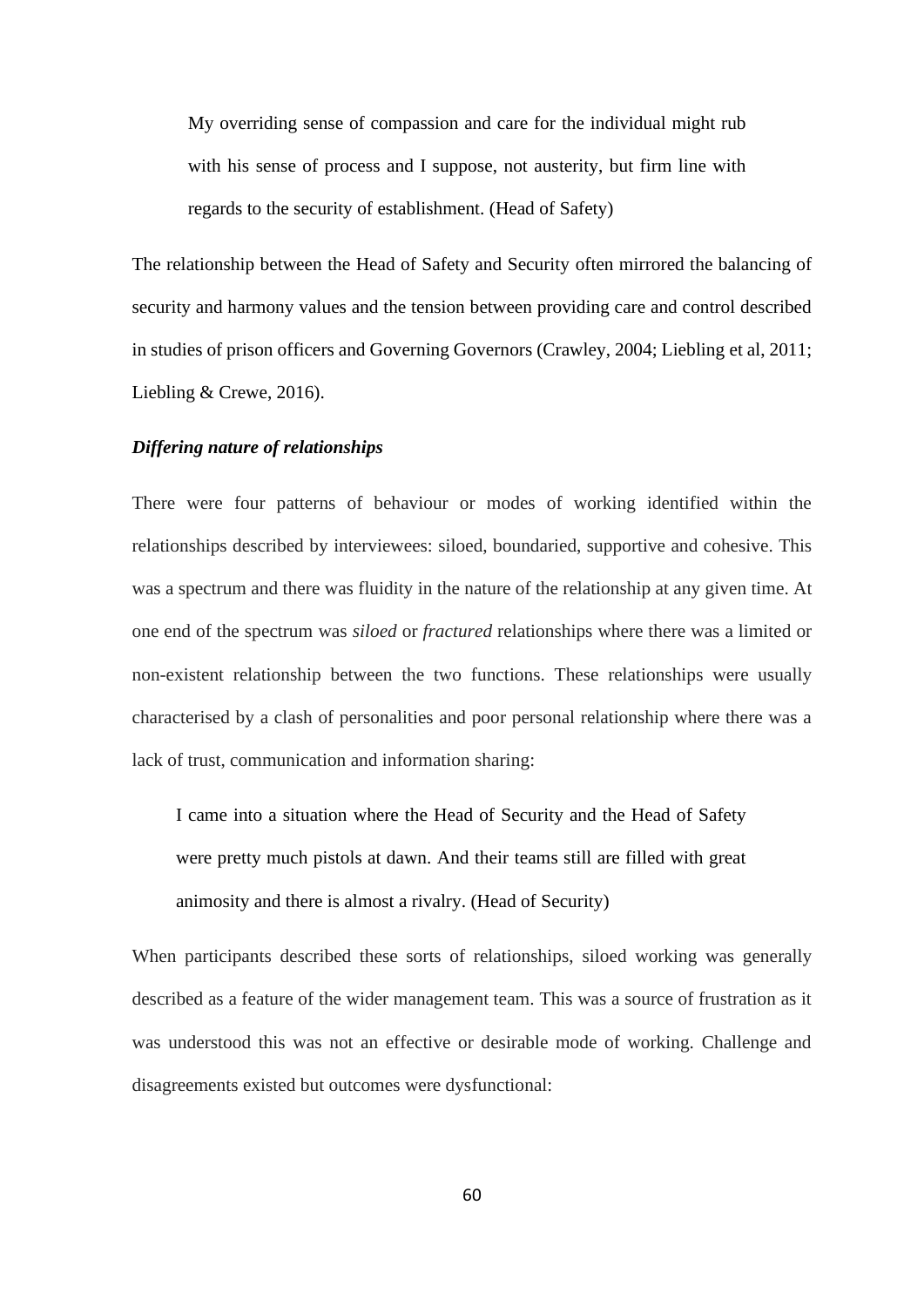> My overriding sense of compassion and care for the individual might rub with his sense of process and I suppose, not austerity, but firm line with regards to the security of establishment. (Head of Safety)

The relationship between the Head of Safety and Security often mirrored the balancing of security and harmony values and the tension between providing care and control described in studies of prison officers and Governing Governors (Crawley, 2004; Liebling et al, 2011; Liebling & Crewe, 2016).

***Differing nature of relationships***

There were four patterns of behaviour or modes of working identified within the relationships described by interviewees: siloed, boundaried, supportive and cohesive. This was a spectrum and there was fluidity in the nature of the relationship at any given time. At one end of the spectrum was *siloed* or *fractured* relationships where there was a limited or non-existent relationship between the two functions. These relationships were usually characterised by a clash of personalities and poor personal relationship where there was a lack of trust, communication and information sharing:

> I came into a situation where the Head of Security and the Head of Safety were pretty much pistols at dawn. And their teams still are filled with great animosity and there is almost a rivalry. (Head of Security)

When participants described these sorts of relationships, siloed working was generally described as a feature of the wider management team. This was a source of frustration as it was understood this was not an effective or desirable mode of working. Challenge and disagreements existed but outcomes were dysfunctional: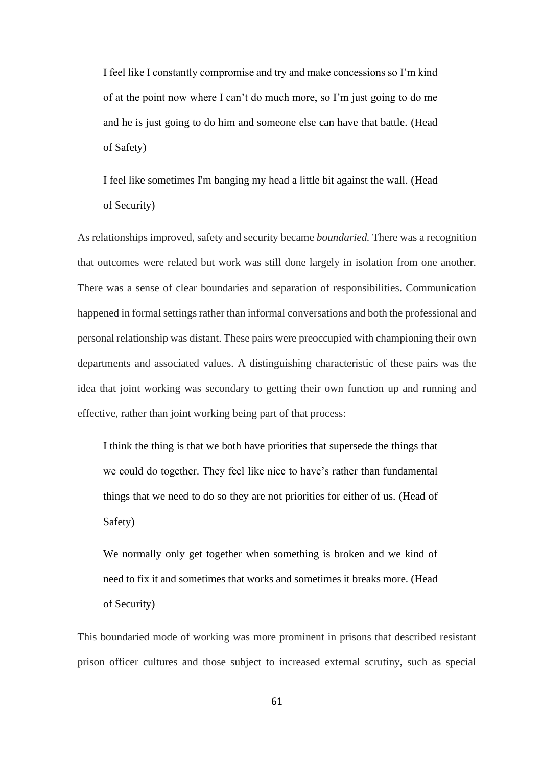> I feel like I constantly compromise and try and make concessions so I'm kind of at the point now where I can't do much more, so I'm just going to do me and he is just going to do him and someone else can have that battle. (Head of Safety)

> I feel like sometimes I'm banging my head a little bit against the wall. (Head of Security)

As relationships improved, safety and security became *boundaried.* There was a recognition that outcomes were related but work was still done largely in isolation from one another. There was a sense of clear boundaries and separation of responsibilities. Communication happened in formal settings rather than informal conversations and both the professional and personal relationship was distant. These pairs were preoccupied with championing their own departments and associated values. A distinguishing characteristic of these pairs was the idea that joint working was secondary to getting their own function up and running and effective, rather than joint working being part of that process:

> I think the thing is that we both have priorities that supersede the things that we could do together. They feel like nice to have's rather than fundamental things that we need to do so they are not priorities for either of us. (Head of Safety)

> We normally only get together when something is broken and we kind of need to fix it and sometimes that works and sometimes it breaks more. (Head of Security)

This boundaried mode of working was more prominent in prisons that described resistant prison officer cultures and those subject to increased external scrutiny, such as special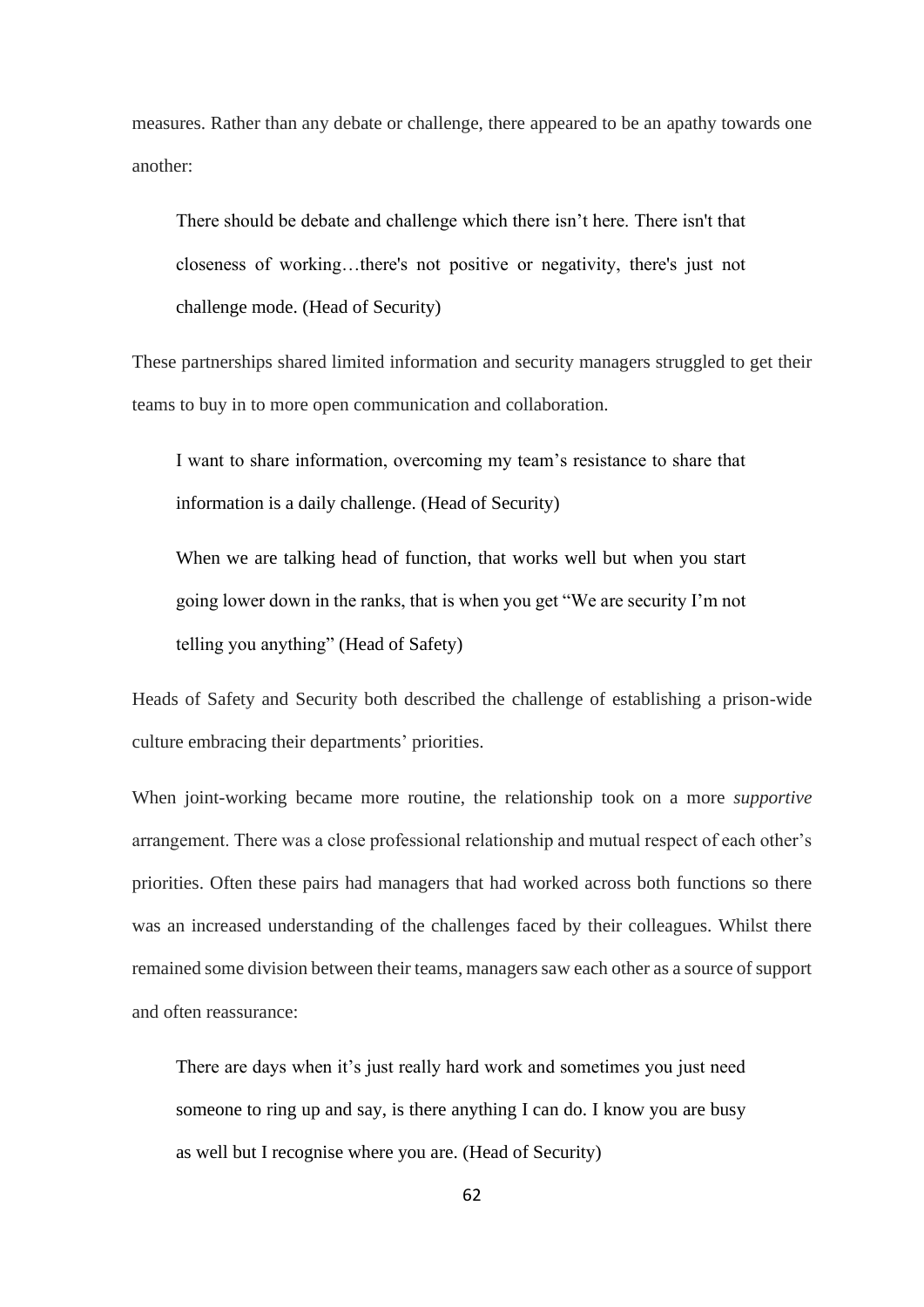measures. Rather than any debate or challenge, there appeared to be an apathy towards one another:

> There should be debate and challenge which there isn't here. There isn't that closeness of working…there's not positive or negativity, there's just not challenge mode. (Head of Security)

These partnerships shared limited information and security managers struggled to get their teams to buy in to more open communication and collaboration.

> I want to share information, overcoming my team's resistance to share that information is a daily challenge. (Head of Security)

> When we are talking head of function, that works well but when you start going lower down in the ranks, that is when you get "We are security I'm not telling you anything" (Head of Safety)

Heads of Safety and Security both described the challenge of establishing a prison-wide culture embracing their departments' priorities.

When joint-working became more routine, the relationship took on a more *supportive* arrangement. There was a close professional relationship and mutual respect of each other's priorities. Often these pairs had managers that had worked across both functions so there was an increased understanding of the challenges faced by their colleagues. Whilst there remained some division between their teams, managers saw each other as a source of support and often reassurance:

> There are days when it's just really hard work and sometimes you just need someone to ring up and say, is there anything I can do. I know you are busy as well but I recognise where you are. (Head of Security)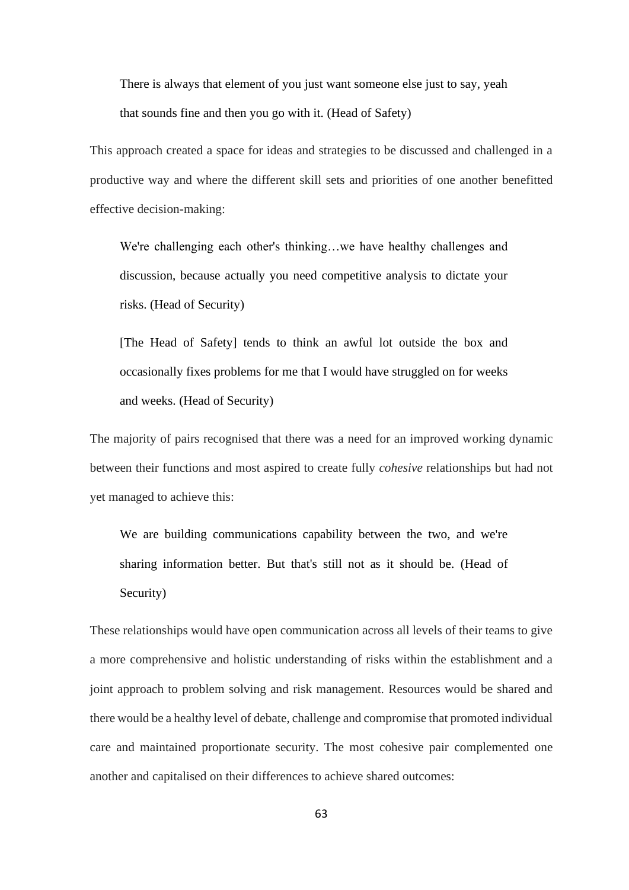> There is always that element of you just want someone else just to say, yeah that sounds fine and then you go with it. (Head of Safety)

This approach created a space for ideas and strategies to be discussed and challenged in a productive way and where the different skill sets and priorities of one another benefitted effective decision-making:

> We're challenging each other's thinking…we have healthy challenges and discussion, because actually you need competitive analysis to dictate your risks. (Head of Security)

> [The Head of Safety] tends to think an awful lot outside the box and occasionally fixes problems for me that I would have struggled on for weeks and weeks. (Head of Security)

The majority of pairs recognised that there was a need for an improved working dynamic between their functions and most aspired to create fully *cohesive* relationships but had not yet managed to achieve this:

> We are building communications capability between the two, and we're sharing information better. But that's still not as it should be. (Head of Security)

These relationships would have open communication across all levels of their teams to give a more comprehensive and holistic understanding of risks within the establishment and a joint approach to problem solving and risk management. Resources would be shared and there would be a healthy level of debate, challenge and compromise that promoted individual care and maintained proportionate security. The most cohesive pair complemented one another and capitalised on their differences to achieve shared outcomes: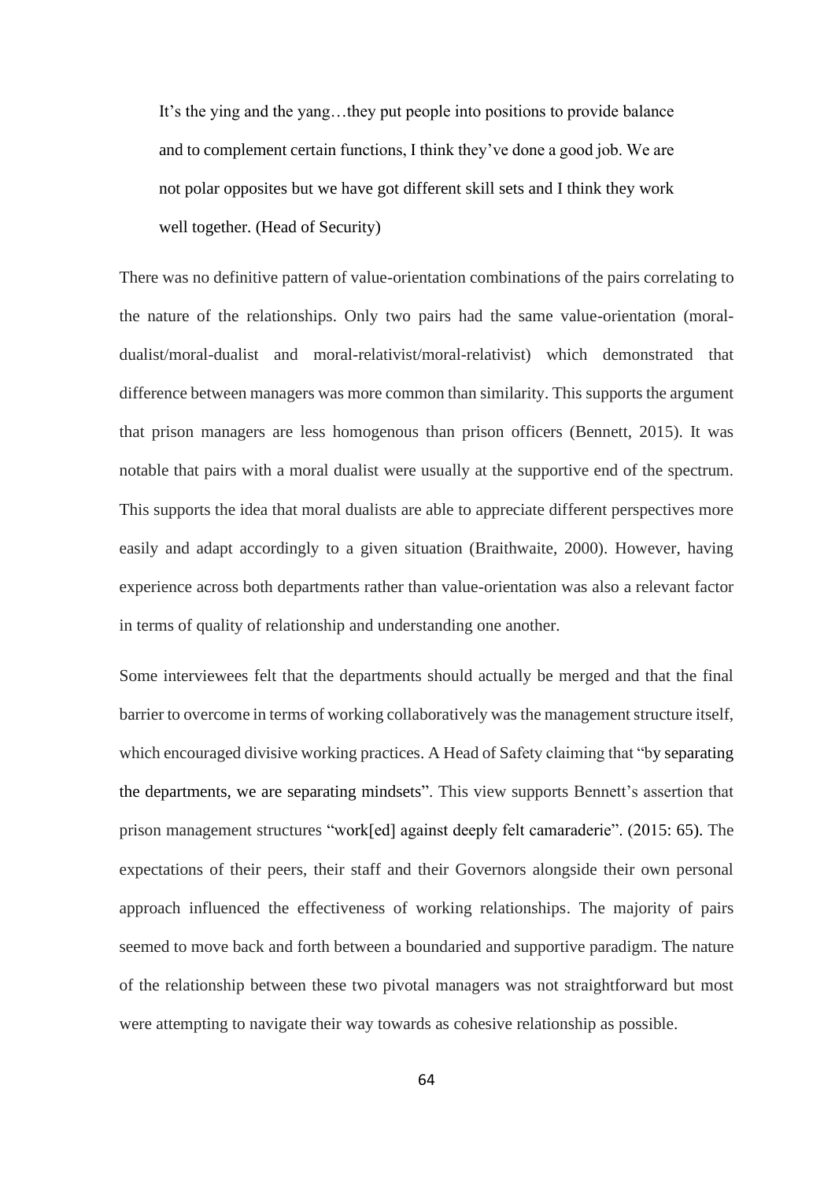> It's the ying and the yang…they put people into positions to provide balance and to complement certain functions, I think they've done a good job. We are not polar opposites but we have got different skill sets and I think they work well together. (Head of Security)

There was no definitive pattern of value-orientation combinations of the pairs correlating to the nature of the relationships. Only two pairs had the same value-orientation (moral-dualist/moral-dualist and moral-relativist/moral-relativist) which demonstrated that difference between managers was more common than similarity. This supports the argument that prison managers are less homogenous than prison officers (Bennett, 2015). It was notable that pairs with a moral dualist were usually at the supportive end of the spectrum. This supports the idea that moral dualists are able to appreciate different perspectives more easily and adapt accordingly to a given situation (Braithwaite, 2000). However, having experience across both departments rather than value-orientation was also a relevant factor in terms of quality of relationship and understanding one another.

Some interviewees felt that the departments should actually be merged and that the final barrier to overcome in terms of working collaboratively was the management structure itself, which encouraged divisive working practices. A Head of Safety claiming that "by separating the departments, we are separating mindsets". This view supports Bennett's assertion that prison management structures "work[ed] against deeply felt camaraderie". (2015: 65). The expectations of their peers, their staff and their Governors alongside their own personal approach influenced the effectiveness of working relationships. The majority of pairs seemed to move back and forth between a boundaried and supportive paradigm. The nature of the relationship between these two pivotal managers was not straightforward but most were attempting to navigate their way towards as cohesive relationship as possible.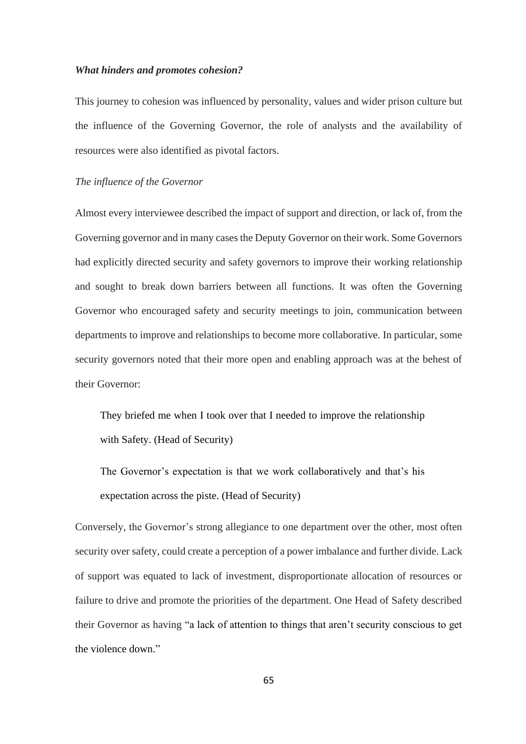### *What hinders and promotes cohesion?*

This journey to cohesion was influenced by personality, values and wider prison culture but the influence of the Governing Governor, the role of analysts and the availability of resources were also identified as pivotal factors.

#### *The influence of the Governor*

Almost every interviewee described the impact of support and direction, or lack of, from the Governing governor and in many cases the Deputy Governor on their work. Some Governors had explicitly directed security and safety governors to improve their working relationship and sought to break down barriers between all functions. It was often the Governing Governor who encouraged safety and security meetings to join, communication between departments to improve and relationships to become more collaborative. In particular, some security governors noted that their more open and enabling approach was at the behest of their Governor:

> They briefed me when I took over that I needed to improve the relationship with Safety. (Head of Security)

> The Governor's expectation is that we work collaboratively and that's his expectation across the piste. (Head of Security)

Conversely, the Governor's strong allegiance to one department over the other, most often security over safety, could create a perception of a power imbalance and further divide. Lack of support was equated to lack of investment, disproportionate allocation of resources or failure to drive and promote the priorities of the department. One Head of Safety described their Governor as having "a lack of attention to things that aren't security conscious to get the violence down."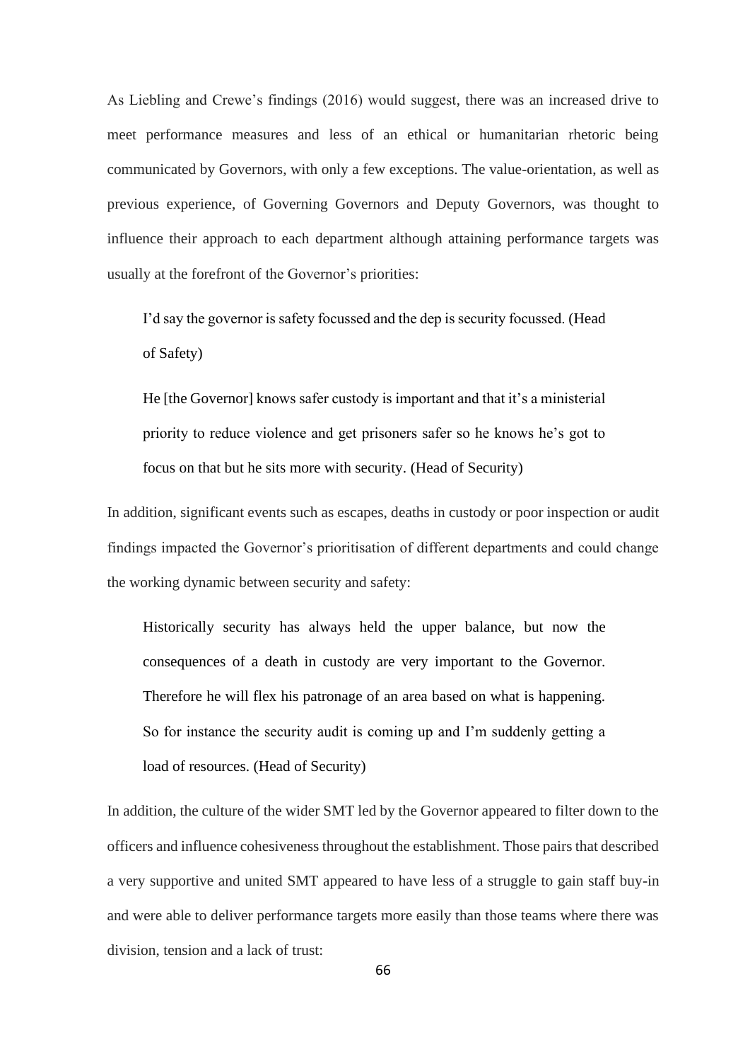As Liebling and Crewe's findings (2016) would suggest, there was an increased drive to meet performance measures and less of an ethical or humanitarian rhetoric being communicated by Governors, with only a few exceptions. The value-orientation, as well as previous experience, of Governing Governors and Deputy Governors, was thought to influence their approach to each department although attaining performance targets was usually at the forefront of the Governor's priorities:

> I'd say the governor is safety focussed and the dep is security focussed. (Head of Safety)

> He [the Governor] knows safer custody is important and that it's a ministerial priority to reduce violence and get prisoners safer so he knows he's got to focus on that but he sits more with security. (Head of Security)

In addition, significant events such as escapes, deaths in custody or poor inspection or audit findings impacted the Governor's prioritisation of different departments and could change the working dynamic between security and safety:

> Historically security has always held the upper balance, but now the consequences of a death in custody are very important to the Governor. Therefore he will flex his patronage of an area based on what is happening. So for instance the security audit is coming up and I'm suddenly getting a load of resources. (Head of Security)

In addition, the culture of the wider SMT led by the Governor appeared to filter down to the officers and influence cohesiveness throughout the establishment. Those pairs that described a very supportive and united SMT appeared to have less of a struggle to gain staff buy-in and were able to deliver performance targets more easily than those teams where there was division, tension and a lack of trust: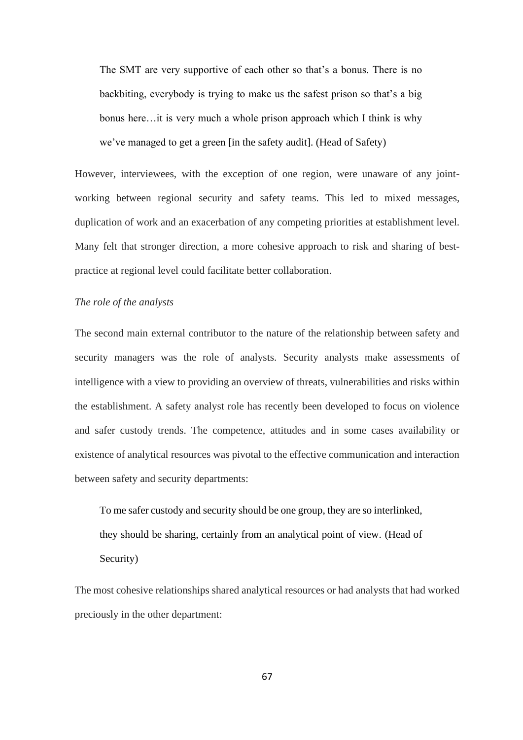> The SMT are very supportive of each other so that's a bonus. There is no backbiting, everybody is trying to make us the safest prison so that's a big bonus here…it is very much a whole prison approach which I think is why we've managed to get a green [in the safety audit]. (Head of Safety)

However, interviewees, with the exception of one region, were unaware of any joint-working between regional security and safety teams. This led to mixed messages, duplication of work and an exacerbation of any competing priorities at establishment level. Many felt that stronger direction, a more cohesive approach to risk and sharing of best-practice at regional level could facilitate better collaboration.

*The role of the analysts*

The second main external contributor to the nature of the relationship between safety and security managers was the role of analysts. Security analysts make assessments of intelligence with a view to providing an overview of threats, vulnerabilities and risks within the establishment. A safety analyst role has recently been developed to focus on violence and safer custody trends. The competence, attitudes and in some cases availability or existence of analytical resources was pivotal to the effective communication and interaction between safety and security departments:

> To me safer custody and security should be one group, they are so interlinked, they should be sharing, certainly from an analytical point of view. (Head of Security)

The most cohesive relationships shared analytical resources or had analysts that had worked preciously in the other department: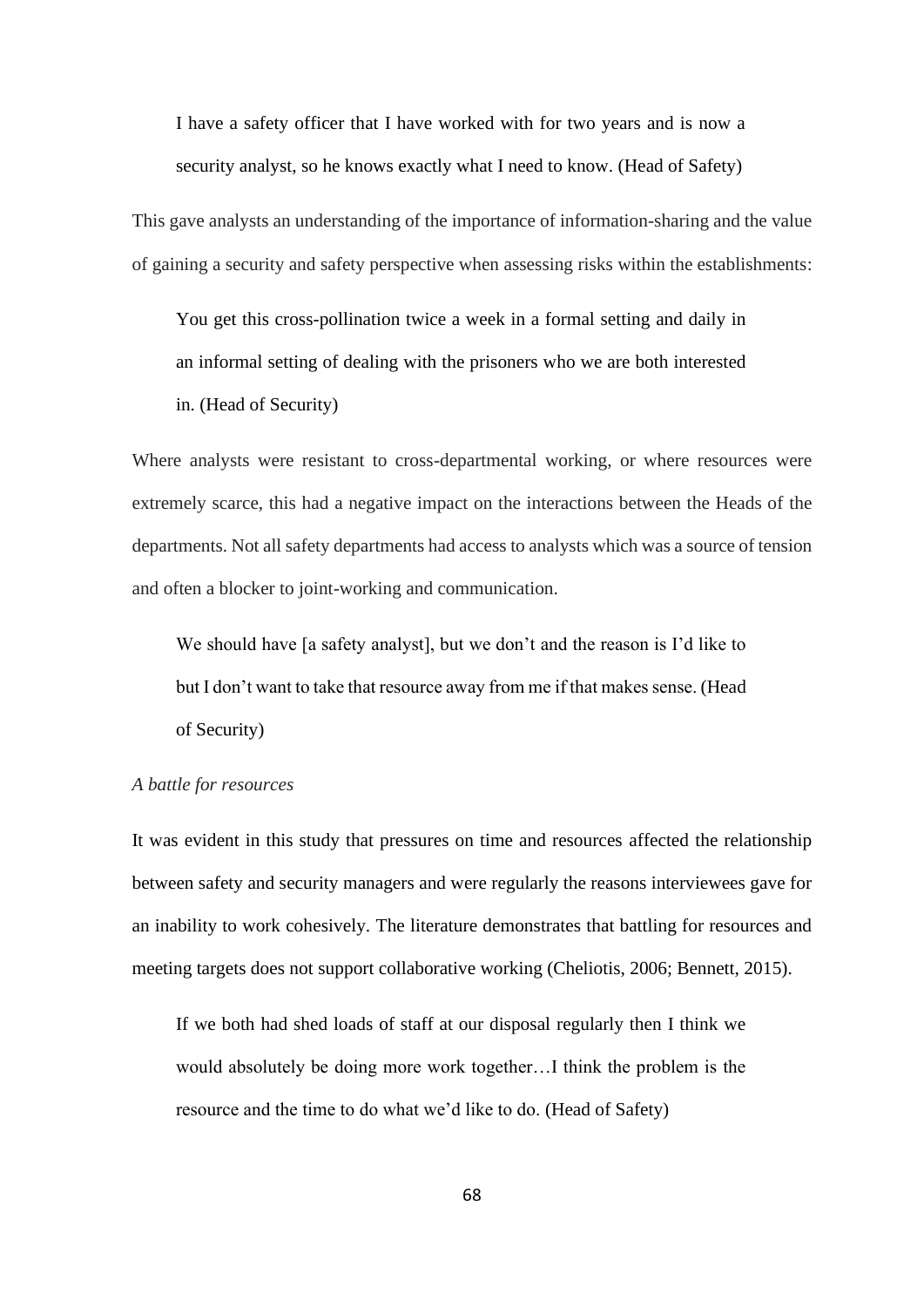> I have a safety officer that I have worked with for two years and is now a security analyst, so he knows exactly what I need to know. (Head of Safety)

This gave analysts an understanding of the importance of information-sharing and the value of gaining a security and safety perspective when assessing risks within the establishments:

> You get this cross-pollination twice a week in a formal setting and daily in an informal setting of dealing with the prisoners who we are both interested in. (Head of Security)

Where analysts were resistant to cross-departmental working, or where resources were extremely scarce, this had a negative impact on the interactions between the Heads of the departments. Not all safety departments had access to analysts which was a source of tension and often a blocker to joint-working and communication.

> We should have [a safety analyst], but we don't and the reason is I'd like to but I don't want to take that resource away from me if that makes sense. (Head of Security)

*A battle for resources*

It was evident in this study that pressures on time and resources affected the relationship between safety and security managers and were regularly the reasons interviewees gave for an inability to work cohesively. The literature demonstrates that battling for resources and meeting targets does not support collaborative working (Cheliotis, 2006; Bennett, 2015).

> If we both had shed loads of staff at our disposal regularly then I think we would absolutely be doing more work together…I think the problem is the resource and the time to do what we'd like to do. (Head of Safety)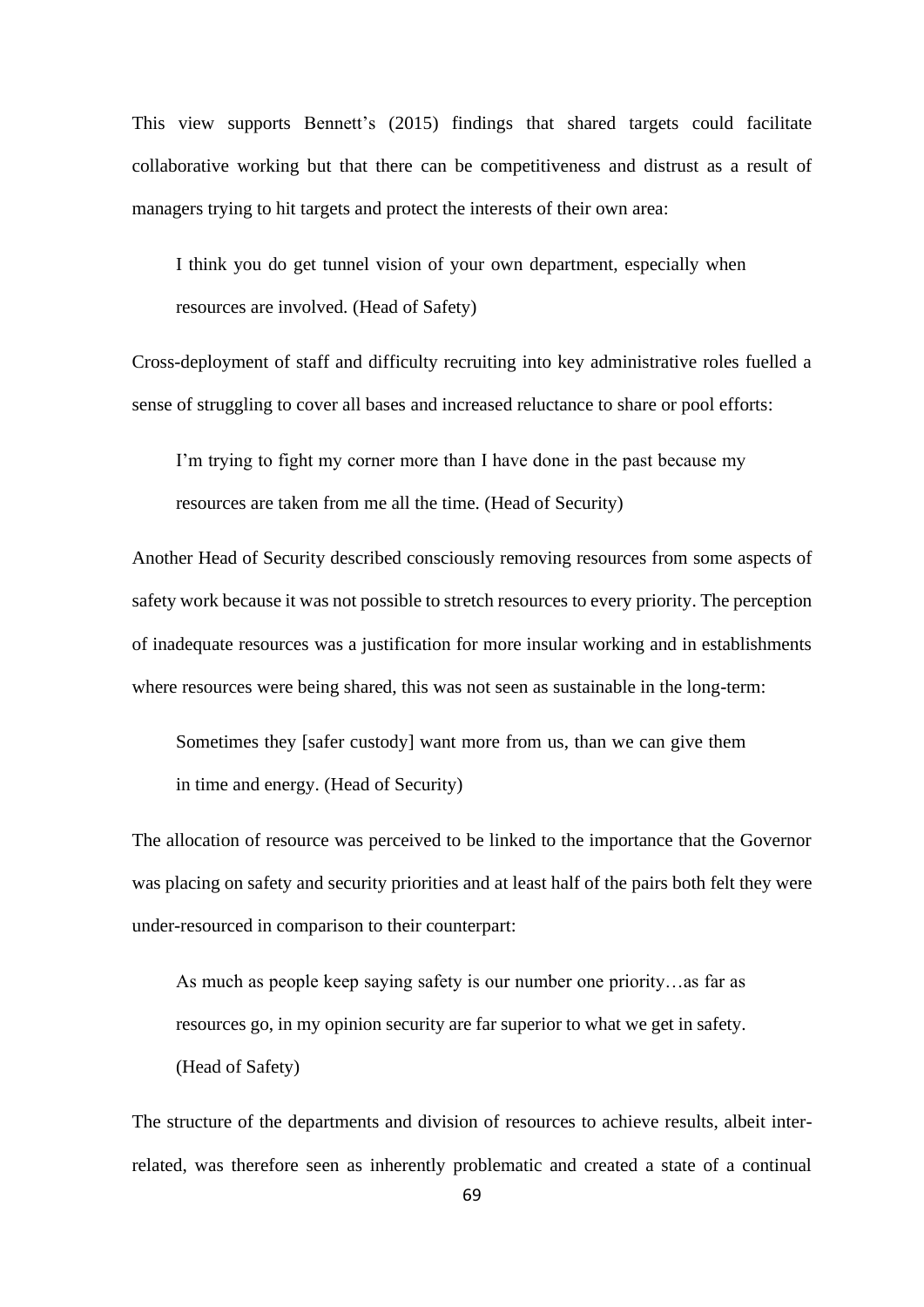This view supports Bennett's (2015) findings that shared targets could facilitate collaborative working but that there can be competitiveness and distrust as a result of managers trying to hit targets and protect the interests of their own area:

> I think you do get tunnel vision of your own department, especially when resources are involved. (Head of Safety)

Cross-deployment of staff and difficulty recruiting into key administrative roles fuelled a sense of struggling to cover all bases and increased reluctance to share or pool efforts:

> I'm trying to fight my corner more than I have done in the past because my resources are taken from me all the time. (Head of Security)

Another Head of Security described consciously removing resources from some aspects of safety work because it was not possible to stretch resources to every priority. The perception of inadequate resources was a justification for more insular working and in establishments where resources were being shared, this was not seen as sustainable in the long-term:

> Sometimes they [safer custody] want more from us, than we can give them in time and energy. (Head of Security)

The allocation of resource was perceived to be linked to the importance that the Governor was placing on safety and security priorities and at least half of the pairs both felt they were under-resourced in comparison to their counterpart:

> As much as people keep saying safety is our number one priority…as far as resources go, in my opinion security are far superior to what we get in safety. (Head of Safety)

The structure of the departments and division of resources to achieve results, albeit inter-related, was therefore seen as inherently problematic and created a state of a continual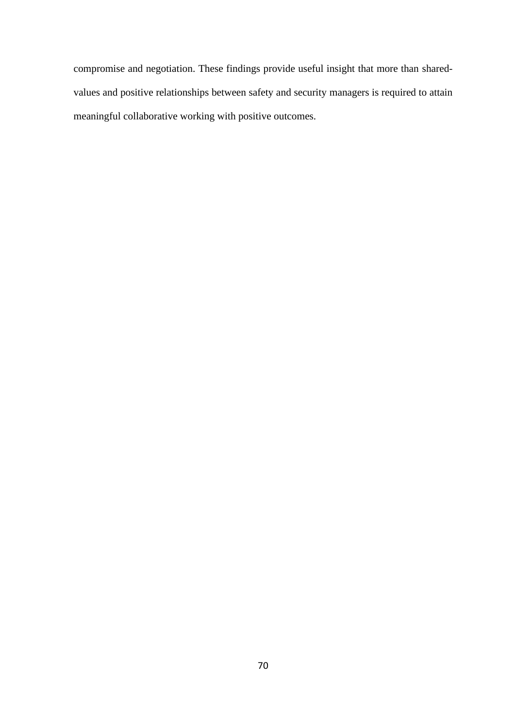compromise and negotiation. These findings provide useful insight that more than shared-values and positive relationships between safety and security managers is required to attain meaningful collaborative working with positive outcomes.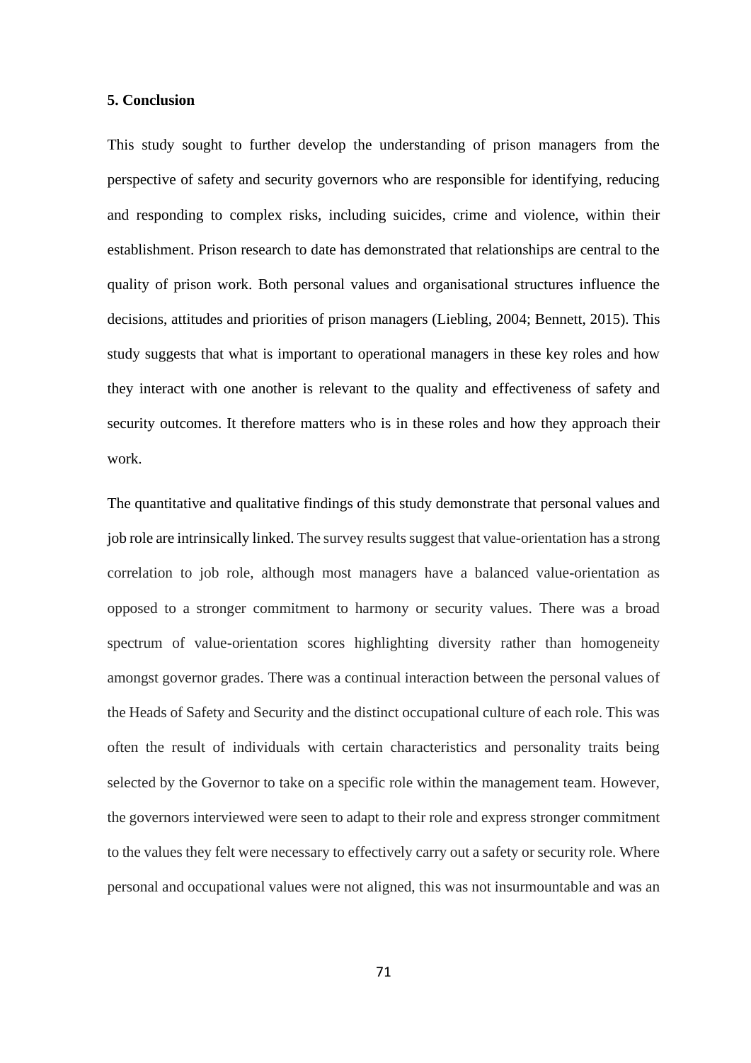## 5. Conclusion

This study sought to further develop the understanding of prison managers from the perspective of safety and security governors who are responsible for identifying, reducing and responding to complex risks, including suicides, crime and violence, within their establishment. Prison research to date has demonstrated that relationships are central to the quality of prison work. Both personal values and organisational structures influence the decisions, attitudes and priorities of prison managers (Liebling, 2004; Bennett, 2015). This study suggests that what is important to operational managers in these key roles and how they interact with one another is relevant to the quality and effectiveness of safety and security outcomes. It therefore matters who is in these roles and how they approach their work.

The quantitative and qualitative findings of this study demonstrate that personal values and job role are intrinsically linked. The survey results suggest that value-orientation has a strong correlation to job role, although most managers have a balanced value-orientation as opposed to a stronger commitment to harmony or security values. There was a broad spectrum of value-orientation scores highlighting diversity rather than homogeneity amongst governor grades. There was a continual interaction between the personal values of the Heads of Safety and Security and the distinct occupational culture of each role. This was often the result of individuals with certain characteristics and personality traits being selected by the Governor to take on a specific role within the management team. However, the governors interviewed were seen to adapt to their role and express stronger commitment to the values they felt were necessary to effectively carry out a safety or security role. Where personal and occupational values were not aligned, this was not insurmountable and was an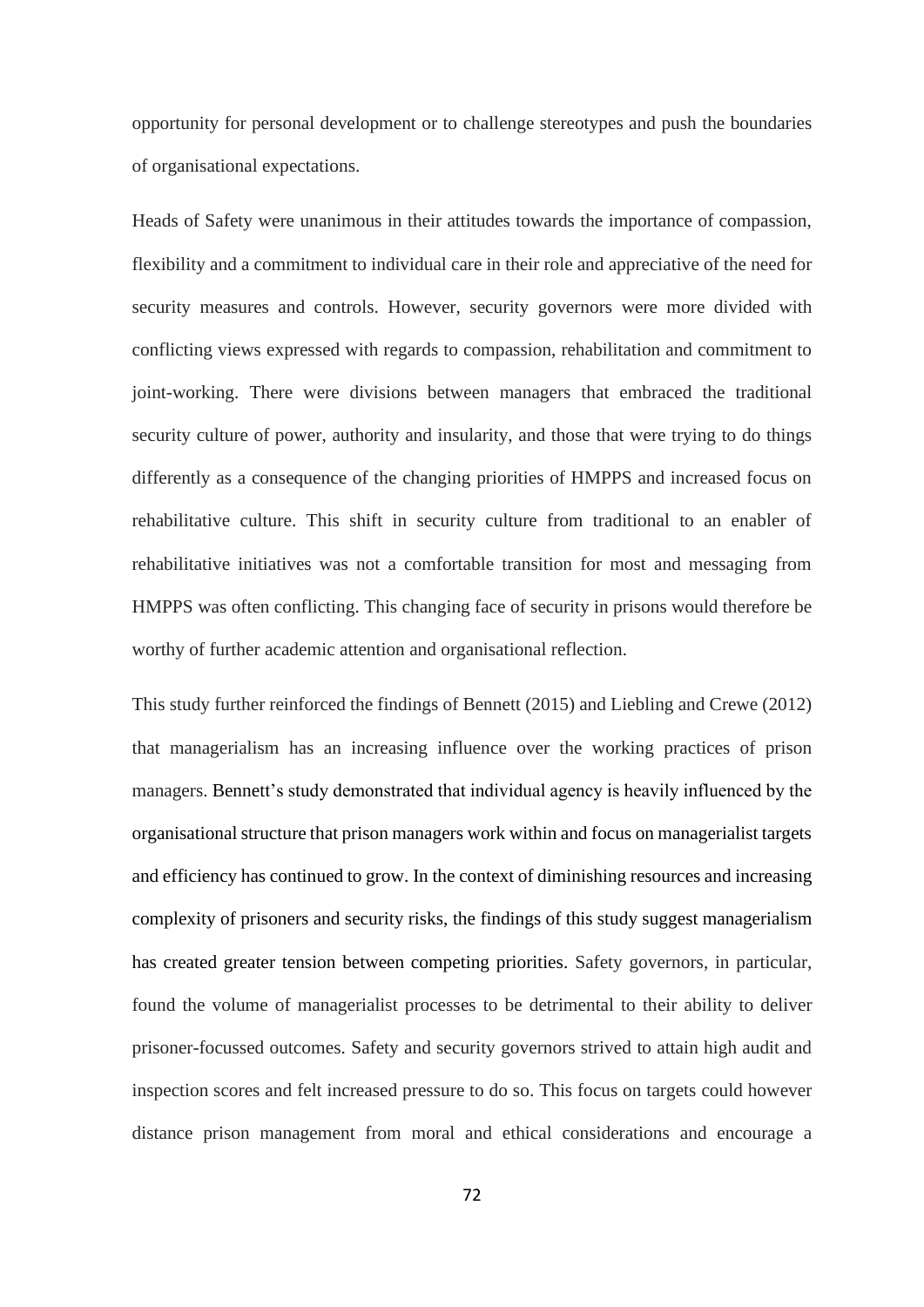opportunity for personal development or to challenge stereotypes and push the boundaries of organisational expectations.

Heads of Safety were unanimous in their attitudes towards the importance of compassion, flexibility and a commitment to individual care in their role and appreciative of the need for security measures and controls. However, security governors were more divided with conflicting views expressed with regards to compassion, rehabilitation and commitment to joint-working. There were divisions between managers that embraced the traditional security culture of power, authority and insularity, and those that were trying to do things differently as a consequence of the changing priorities of HMPPS and increased focus on rehabilitative culture. This shift in security culture from traditional to an enabler of rehabilitative initiatives was not a comfortable transition for most and messaging from HMPPS was often conflicting. This changing face of security in prisons would therefore be worthy of further academic attention and organisational reflection.

This study further reinforced the findings of Bennett (2015) and Liebling and Crewe (2012) that managerialism has an increasing influence over the working practices of prison managers. Bennett's study demonstrated that individual agency is heavily influenced by the organisational structure that prison managers work within and focus on managerialist targets and efficiency has continued to grow. In the context of diminishing resources and increasing complexity of prisoners and security risks, the findings of this study suggest managerialism has created greater tension between competing priorities. Safety governors, in particular, found the volume of managerialist processes to be detrimental to their ability to deliver prisoner-focussed outcomes. Safety and security governors strived to attain high audit and inspection scores and felt increased pressure to do so. This focus on targets could however distance prison management from moral and ethical considerations and encourage a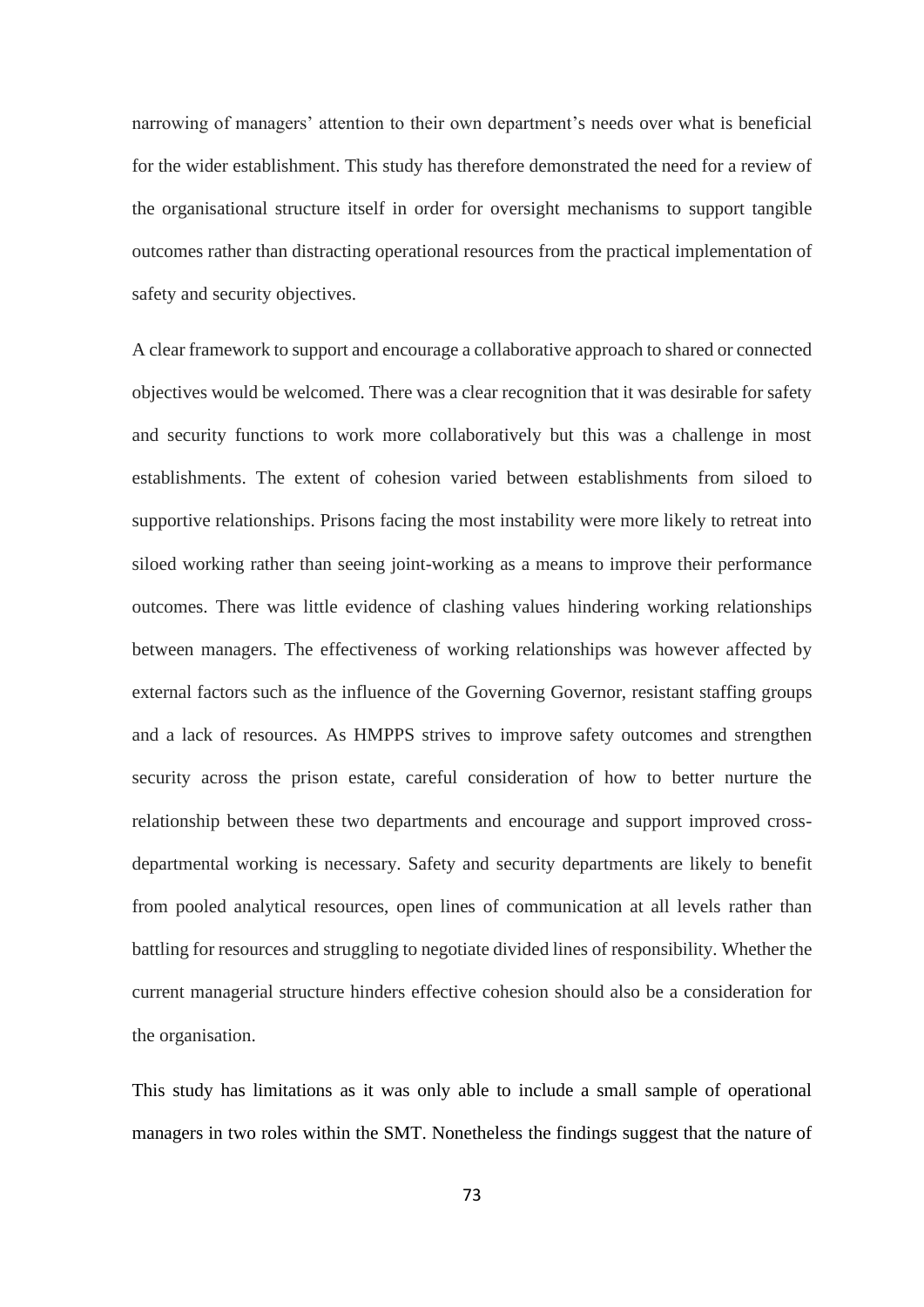narrowing of managers' attention to their own department's needs over what is beneficial for the wider establishment. This study has therefore demonstrated the need for a review of the organisational structure itself in order for oversight mechanisms to support tangible outcomes rather than distracting operational resources from the practical implementation of safety and security objectives.

A clear framework to support and encourage a collaborative approach to shared or connected objectives would be welcomed. There was a clear recognition that it was desirable for safety and security functions to work more collaboratively but this was a challenge in most establishments. The extent of cohesion varied between establishments from siloed to supportive relationships. Prisons facing the most instability were more likely to retreat into siloed working rather than seeing joint-working as a means to improve their performance outcomes. There was little evidence of clashing values hindering working relationships between managers. The effectiveness of working relationships was however affected by external factors such as the influence of the Governing Governor, resistant staffing groups and a lack of resources. As HMPPS strives to improve safety outcomes and strengthen security across the prison estate, careful consideration of how to better nurture the relationship between these two departments and encourage and support improved cross-departmental working is necessary. Safety and security departments are likely to benefit from pooled analytical resources, open lines of communication at all levels rather than battling for resources and struggling to negotiate divided lines of responsibility. Whether the current managerial structure hinders effective cohesion should also be a consideration for the organisation.

This study has limitations as it was only able to include a small sample of operational managers in two roles within the SMT. Nonetheless the findings suggest that the nature of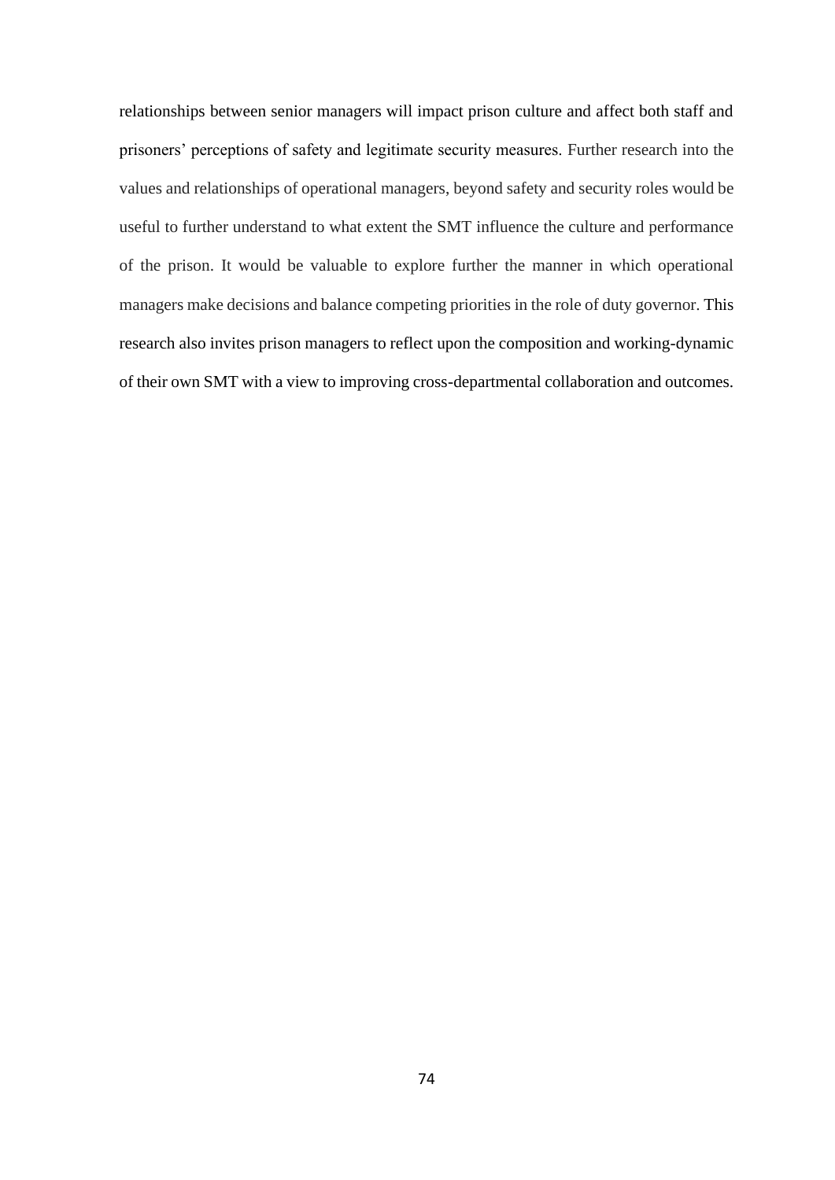relationships between senior managers will impact prison culture and affect both staff and prisoners' perceptions of safety and legitimate security measures. Further research into the values and relationships of operational managers, beyond safety and security roles would be useful to further understand to what extent the SMT influence the culture and performance of the prison. It would be valuable to explore further the manner in which operational managers make decisions and balance competing priorities in the role of duty governor. This research also invites prison managers to reflect upon the composition and working-dynamic of their own SMT with a view to improving cross-departmental collaboration and outcomes.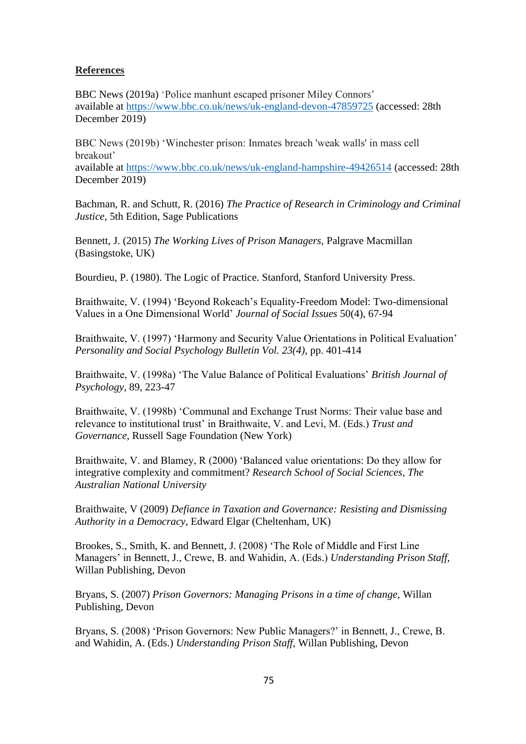**References**

BBC News (2019a) 'Police manhunt escaped prisoner Miley Connors' available at https://www.bbc.co.uk/news/uk-england-devon-47859725 (accessed: 28th December 2019)

BBC News (2019b) 'Winchester prison: Inmates breach 'weak walls' in mass cell breakout' available at https://www.bbc.co.uk/news/uk-england-hampshire-49426514 (accessed: 28th December 2019)

Bachman, R. and Schutt, R. (2016) *The Practice of Research in Criminology and Criminal Justice*, 5th Edition, Sage Publications

Bennett, J. (2015) *The Working Lives of Prison Managers*, Palgrave Macmillan (Basingstoke, UK)

Bourdieu, P. (1980). The Logic of Practice. Stanford, Stanford University Press.

Braithwaite, V. (1994) 'Beyond Rokeach's Equality-Freedom Model: Two-dimensional Values in a One Dimensional World' *Journal of Social Issues* 50(4), 67-94

Braithwaite, V. (1997) 'Harmony and Security Value Orientations in Political Evaluation' *Personality and Social Psychology Bulletin Vol. 23(4)*, pp. 401-414

Braithwaite, V. (1998a) 'The Value Balance of Political Evaluations' *British Journal of Psychology*, 89, 223-47

Braithwaite, V. (1998b) 'Communal and Exchange Trust Norms: Their value base and relevance to institutional trust' in Braithwaite, V. and Levi, M. (Eds.) *Trust and Governance*, Russell Sage Foundation (New York)

Braithwaite, V. and Blamey, R (2000) 'Balanced value orientations: Do they allow for integrative complexity and commitment? *Research School of Social Sciences, The Australian National University*

Braithwaite, V (2009) *Defiance in Taxation and Governance: Resisting and Dismissing Authority in a Democracy*, Edward Elgar (Cheltenham, UK)

Brookes, S., Smith, K. and Bennett, J. (2008) 'The Role of Middle and First Line Managers' in Bennett, J., Crewe, B. and Wahidin, A. (Eds.) *Understanding Prison Staff*, Willan Publishing, Devon

Bryans, S. (2007) *Prison Governors: Managing Prisons in a time of change*, Willan Publishing, Devon

Bryans, S. (2008) 'Prison Governors: New Public Managers?' in Bennett, J., Crewe, B. and Wahidin, A. (Eds.) *Understanding Prison Staff*, Willan Publishing, Devon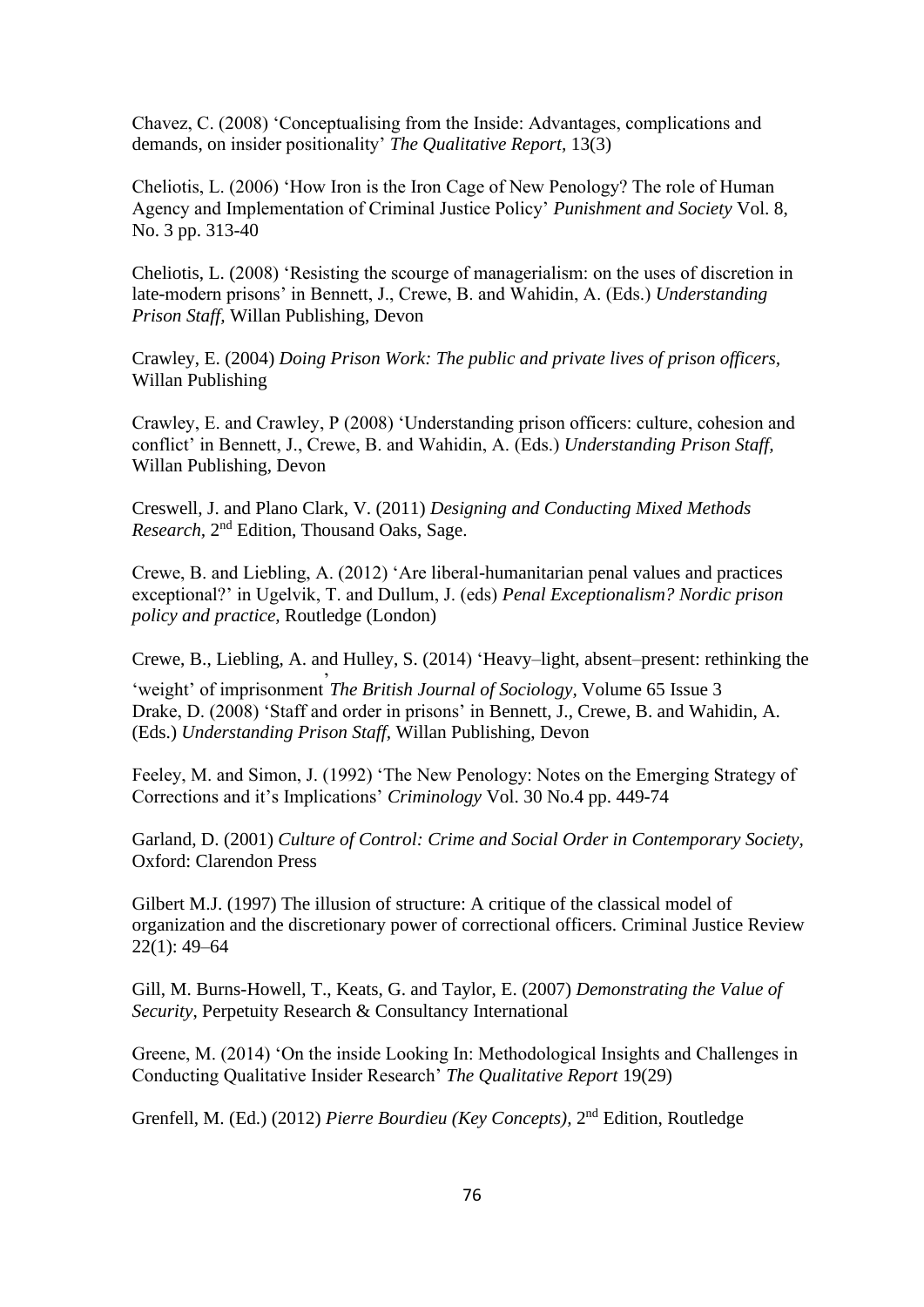Chavez, C. (2008) 'Conceptualising from the Inside: Advantages, complications and demands, on insider positionality' *The Qualitative Report,* 13(3)

Cheliotis, L. (2006) 'How Iron is the Iron Cage of New Penology? The role of Human Agency and Implementation of Criminal Justice Policy' *Punishment and Society* Vol. 8, No. 3 pp. 313-40

Cheliotis, L. (2008) 'Resisting the scourge of managerialism: on the uses of discretion in late-modern prisons' in Bennett, J., Crewe, B. and Wahidin, A. (Eds.) *Understanding Prison Staff,* Willan Publishing, Devon

Crawley, E. (2004) *Doing Prison Work: The public and private lives of prison officers,* Willan Publishing

Crawley, E. and Crawley, P (2008) 'Understanding prison officers: culture, cohesion and conflict' in Bennett, J., Crewe, B. and Wahidin, A. (Eds.) *Understanding Prison Staff,* Willan Publishing, Devon

Creswell, J. and Plano Clark, V. (2011) *Designing and Conducting Mixed Methods Research,* 2nd Edition, Thousand Oaks, Sage.

Crewe, B. and Liebling, A. (2012) 'Are liberal-humanitarian penal values and practices exceptional?' in Ugelvik, T. and Dullum, J. (eds) *Penal Exceptionalism? Nordic prison policy and practice,* Routledge (London)

Crewe, B., Liebling, A. and Hulley, S. (2014) 'Heavy–light, absent–present: rethinking the 'weight' of imprisonment' *The British Journal of Sociology,* Volume 65 Issue 3

Drake, D. (2008) 'Staff and order in prisons' in Bennett, J., Crewe, B. and Wahidin, A. (Eds.) *Understanding Prison Staff,* Willan Publishing, Devon

Feeley, M. and Simon, J. (1992) 'The New Penology: Notes on the Emerging Strategy of Corrections and it's Implications' *Criminology* Vol. 30 No.4 pp. 449-74

Garland, D. (2001) *Culture of Control: Crime and Social Order in Contemporary Society,* Oxford: Clarendon Press

Gilbert M.J. (1997) The illusion of structure: A critique of the classical model of organization and the discretionary power of correctional officers. Criminal Justice Review 22(1): 49–64

Gill, M. Burns-Howell, T., Keats, G. and Taylor, E. (2007) *Demonstrating the Value of Security*, Perpetuity Research & Consultancy International

Greene, M. (2014) 'On the inside Looking In: Methodological Insights and Challenges in Conducting Qualitative Insider Research' *The Qualitative Report* 19(29)

Grenfell, M. (Ed.) (2012) *Pierre Bourdieu (Key Concepts),* 2nd Edition, Routledge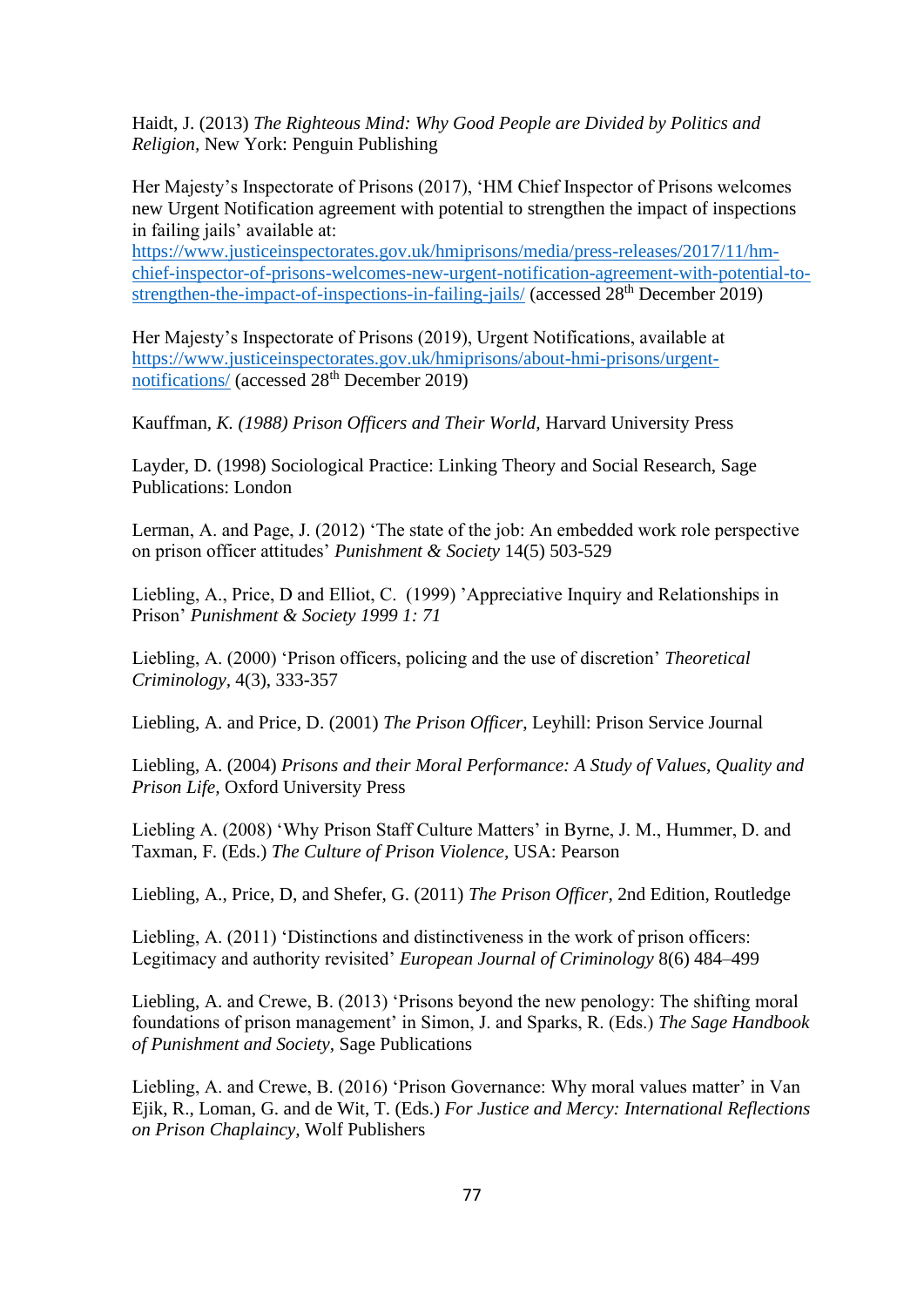Haidt, J. (2013) *The Righteous Mind: Why Good People are Divided by Politics and Religion,* New York: Penguin Publishing

Her Majesty's Inspectorate of Prisons (2017), 'HM Chief Inspector of Prisons welcomes new Urgent Notification agreement with potential to strengthen the impact of inspections in failing jails' available at: [https://www.justiceinspectorates.gov.uk/hmiprisons/media/press-releases/2017/11/hm-chief-inspector-of-prisons-welcomes-new-urgent-notification-agreement-with-potential-to-strengthen-the-impact-of-inspections-in-failing-jails/](https://www.justiceinspectorates.gov.uk/hmiprisons/media/press-releases/2017/11/hm-chief-inspector-of-prisons-welcomes-new-urgent-notification-agreement-with-potential-to-strengthen-the-impact-of-inspections-in-failing-jails/) (accessed 28th December 2019)

Her Majesty's Inspectorate of Prisons (2019), Urgent Notifications, available at [https://www.justiceinspectorates.gov.uk/hmiprisons/about-hmi-prisons/urgent-notifications/](https://www.justiceinspectorates.gov.uk/hmiprisons/about-hmi-prisons/urgent-notifications/) (accessed 28th December 2019)

Kauffman, *K. (1988) Prison Officers and Their World,* Harvard University Press

Layder, D. (1998) Sociological Practice: Linking Theory and Social Research, Sage Publications: London

Lerman, A. and Page, J. (2012) 'The state of the job: An embedded work role perspective on prison officer attitudes' *Punishment & Society* 14(5) 503-529

Liebling, A., Price, D and Elliot, C. (1999) 'Appreciative Inquiry and Relationships in Prison' *Punishment & Society 1999 1: 71*

Liebling, A. (2000) 'Prison officers, policing and the use of discretion' *Theoretical Criminology,* 4(3), 333-357

Liebling, A. and Price, D. (2001) *The Prison Officer*, Leyhill: Prison Service Journal

Liebling, A. (2004) *Prisons and their Moral Performance: A Study of Values, Quality and Prison Life,* Oxford University Press

Liebling A. (2008) 'Why Prison Staff Culture Matters' in Byrne, J. M., Hummer, D. and Taxman, F. (Eds.) *The Culture of Prison Violence,* USA: Pearson

Liebling, A., Price, D, and Shefer, G. (2011) *The Prison Officer*, 2nd Edition, Routledge

Liebling, A. (2011) 'Distinctions and distinctiveness in the work of prison officers: Legitimacy and authority revisited' *European Journal of Criminology* 8(6) 484–499

Liebling, A. and Crewe, B. (2013) 'Prisons beyond the new penology: The shifting moral foundations of prison management' in Simon, J. and Sparks, R. (Eds.) *The Sage Handbook of Punishment and Society,* Sage Publications

Liebling, A. and Crewe, B. (2016) 'Prison Governance: Why moral values matter' in Van Ejik, R., Loman, G. and de Wit, T. (Eds.) *For Justice and Mercy: International Reflections on Prison Chaplaincy,* Wolf Publishers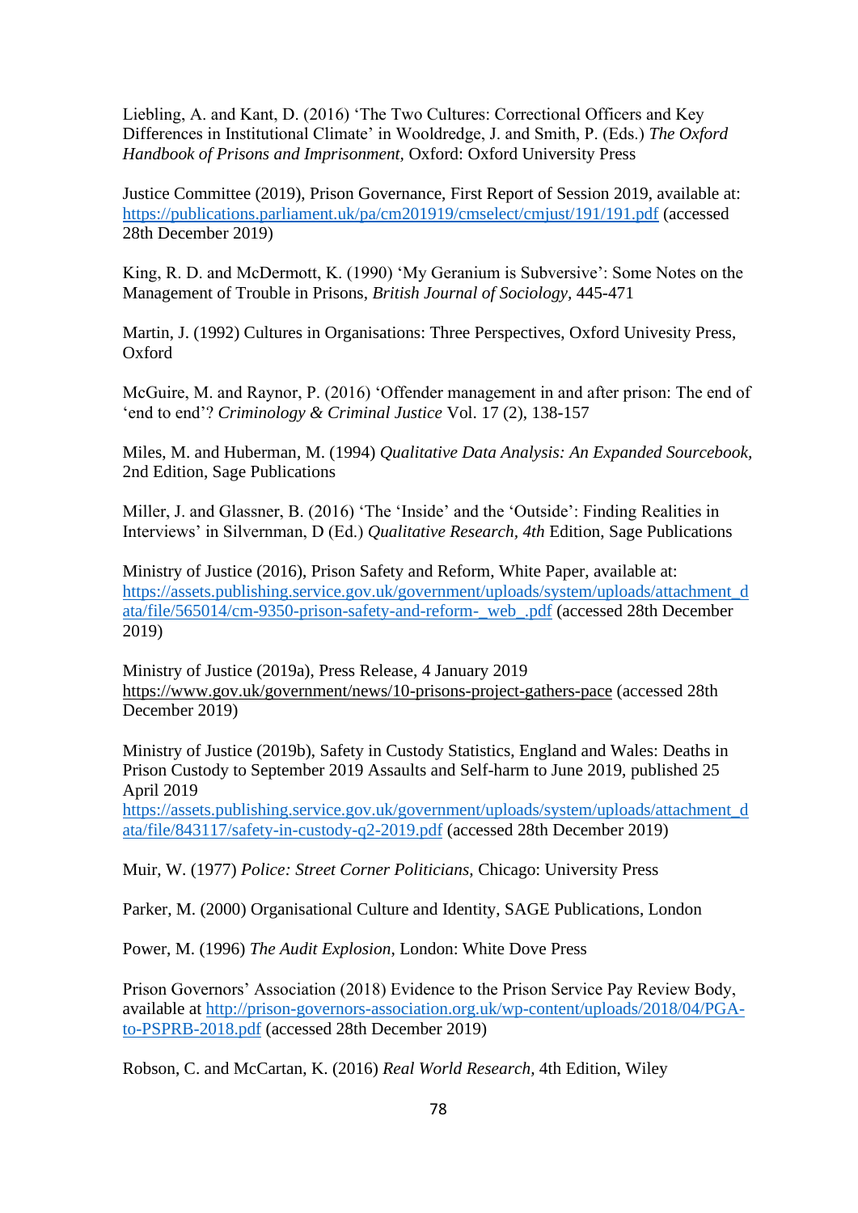Liebling, A. and Kant, D. (2016) 'The Two Cultures: Correctional Officers and Key Differences in Institutional Climate' in Wooldredge, J. and Smith, P. (Eds.) *The Oxford Handbook of Prisons and Imprisonment,* Oxford: Oxford University Press

Justice Committee (2019), Prison Governance, First Report of Session 2019, available at: https://publications.parliament.uk/pa/cm201919/cmselect/cmjust/191/191.pdf (accessed 28th December 2019)

King, R. D. and McDermott, K. (1990) 'My Geranium is Subversive': Some Notes on the Management of Trouble in Prisons, *British Journal of Sociology*, 445-471

Martin, J. (1992) Cultures in Organisations: Three Perspectives, Oxford Univesity Press, Oxford

McGuire, M. and Raynor, P. (2016) 'Offender management in and after prison: The end of 'end to end'? *Criminology & Criminal Justice* Vol. 17 (2), 138-157

Miles, M. and Huberman, M. (1994) *Qualitative Data Analysis: An Expanded Sourcebook*, 2nd Edition, Sage Publications

Miller, J. and Glassner, B. (2016) 'The 'Inside' and the 'Outside': Finding Realities in Interviews' in Silvernman, D (Ed.) *Qualitative Research, 4th* Edition, Sage Publications

Ministry of Justice (2016), Prison Safety and Reform, White Paper, available at: https://assets.publishing.service.gov.uk/government/uploads/system/uploads/attachment_data/file/565014/cm-9350-prison-safety-and-reform-_web_.pdf (accessed 28th December 2019)

Ministry of Justice (2019a), Press Release, 4 January 2019 https://www.gov.uk/government/news/10-prisons-project-gathers-pace (accessed 28th December 2019)

Ministry of Justice (2019b), Safety in Custody Statistics, England and Wales: Deaths in Prison Custody to September 2019 Assaults and Self-harm to June 2019, published 25 April 2019 https://assets.publishing.service.gov.uk/government/uploads/system/uploads/attachment_data/file/843117/safety-in-custody-q2-2019.pdf (accessed 28th December 2019)

Muir, W. (1977) *Police: Street Corner Politicians,* Chicago: University Press

Parker, M. (2000) Organisational Culture and Identity, SAGE Publications, London

Power, M. (1996) *The Audit Explosion*, London: White Dove Press

Prison Governors' Association (2018) Evidence to the Prison Service Pay Review Body, available at http://prison-governors-association.org.uk/wp-content/uploads/2018/04/PGA-to-PSPRB-2018.pdf (accessed 28th December 2019)

Robson, C. and McCartan, K. (2016) *Real World Research*, 4th Edition, Wiley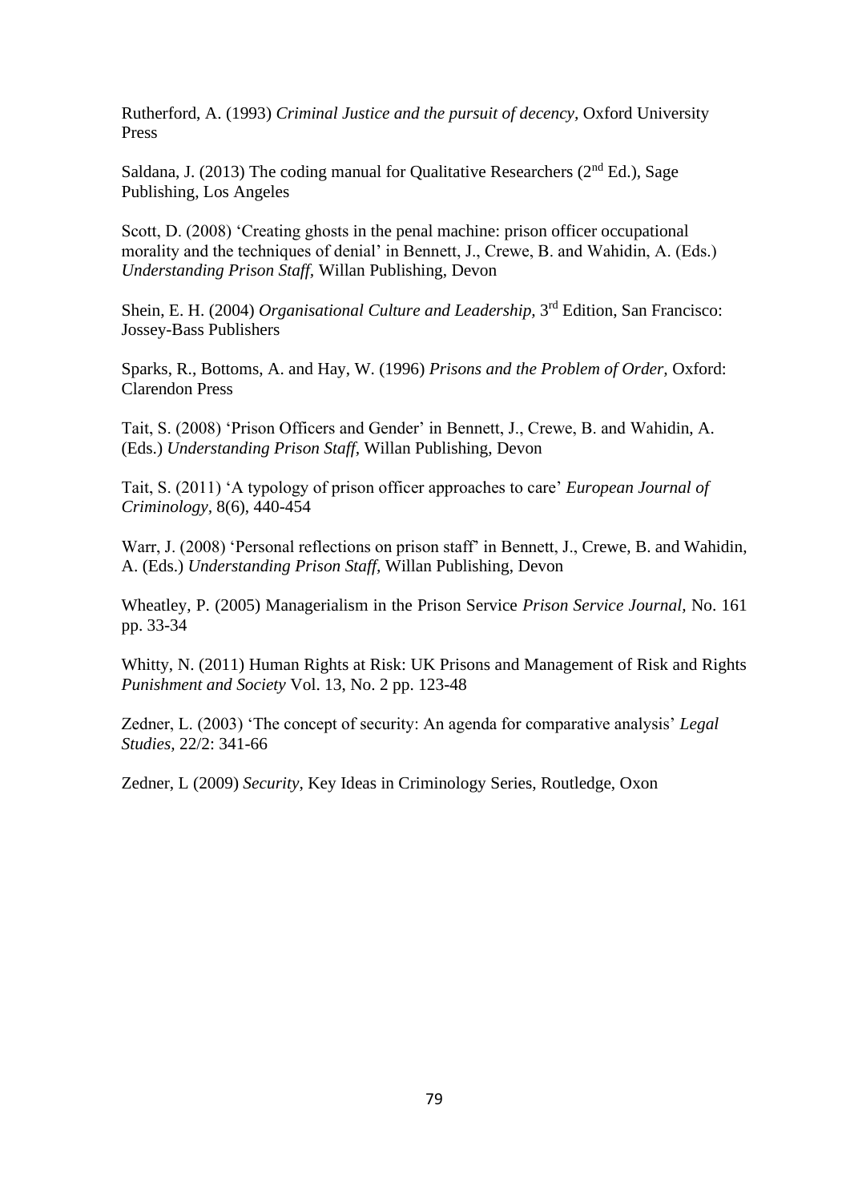Rutherford, A. (1993) *Criminal Justice and the pursuit of decency*, Oxford University Press

Saldana, J. (2013) The coding manual for Qualitative Researchers (2nd Ed.), Sage Publishing, Los Angeles

Scott, D. (2008) 'Creating ghosts in the penal machine: prison officer occupational morality and the techniques of denial' in Bennett, J., Crewe, B. and Wahidin, A. (Eds.) *Understanding Prison Staff*, Willan Publishing, Devon

Shein, E. H. (2004) *Organisational Culture and Leadership*, 3rd Edition, San Francisco: Jossey-Bass Publishers

Sparks, R., Bottoms, A. and Hay, W. (1996) *Prisons and the Problem of Order,* Oxford: Clarendon Press

Tait, S. (2008) 'Prison Officers and Gender' in Bennett, J., Crewe, B. and Wahidin, A. (Eds.) *Understanding Prison Staff*, Willan Publishing, Devon

Tait, S. (2011) 'A typology of prison officer approaches to care' *European Journal of Criminology*, 8(6), 440-454

Warr, J. (2008) 'Personal reflections on prison staff' in Bennett, J., Crewe, B. and Wahidin, A. (Eds.) *Understanding Prison Staff*, Willan Publishing, Devon

Wheatley, P. (2005) Managerialism in the Prison Service *Prison Service Journal*, No. 161 pp. 33-34

Whitty, N. (2011) Human Rights at Risk: UK Prisons and Management of Risk and Rights *Punishment and Society* Vol. 13, No. 2 pp. 123-48

Zedner, L. (2003) 'The concept of security: An agenda for comparative analysis' *Legal Studies*, 22/2: 341-66

Zedner, L (2009) *Security*, Key Ideas in Criminology Series, Routledge, Oxon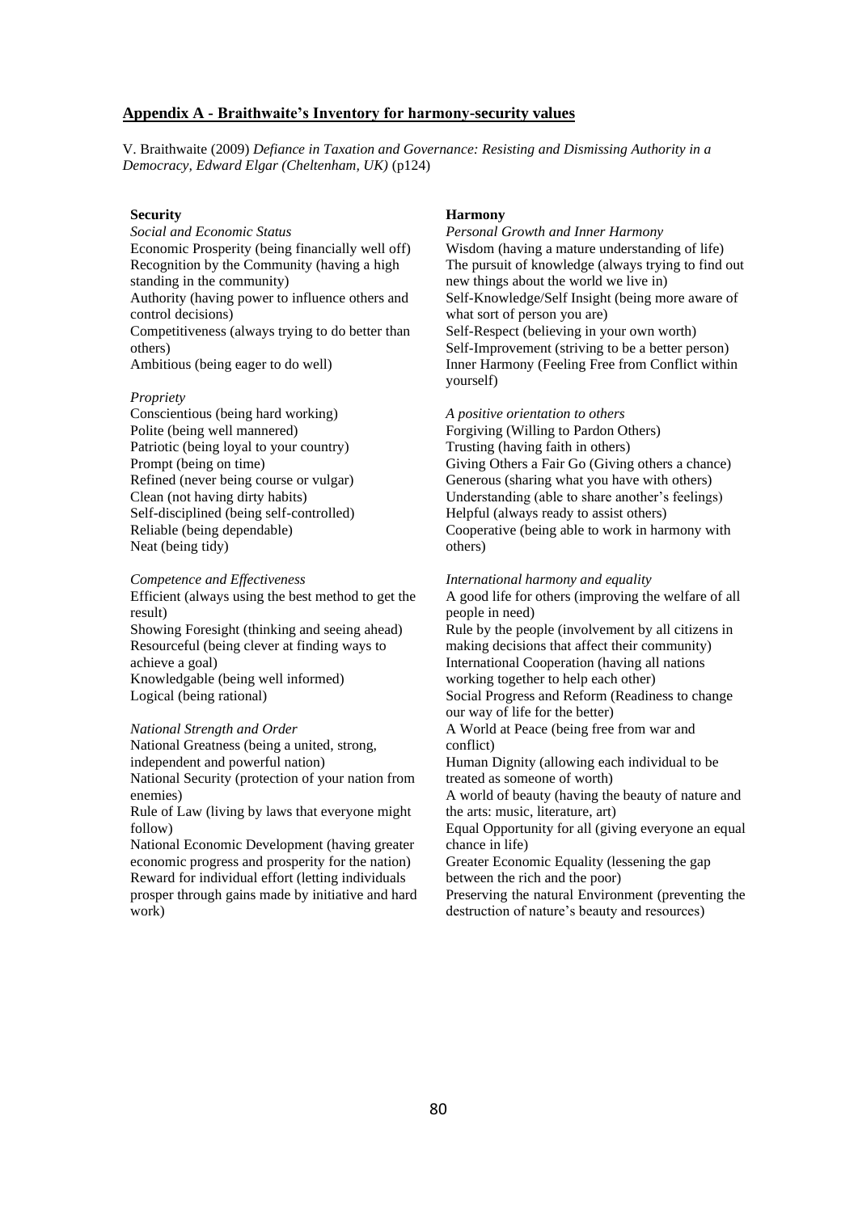## Appendix A - Braithwaite's Inventory for harmony-security values

V. Braithwaite (2009) *Defiance in Taxation and Governance: Resisting and Dismissing Authority in a Democracy, Edward Elgar (Cheltenham, UK)* (p124)

**Security**

*Social and Economic Status*

Economic Prosperity (being financially well off)
Recognition by the Community (having a high standing in the community)
Authority (having power to influence others and control decisions)
Competitiveness (always trying to do better than others)
Ambitious (being eager to do well)

*Propriety*

Conscientious (being hard working)
Polite (being well mannered)
Patriotic (being loyal to your country)
Prompt (being on time)
Refined (never being course or vulgar)
Clean (not having dirty habits)
Self-disciplined (being self-controlled)
Reliable (being dependable)
Neat (being tidy)

*Competence and Effectiveness*

Efficient (always using the best method to get the result)
Showing Foresight (thinking and seeing ahead)
Resourceful (being clever at finding ways to achieve a goal)
Knowledgable (being well informed)
Logical (being rational)

*National Strength and Order*

National Greatness (being a united, strong, independent and powerful nation)
National Security (protection of your nation from enemies)
Rule of Law (living by laws that everyone might follow)
National Economic Development (having greater economic progress and prosperity for the nation)
Reward for individual effort (letting individuals prosper through gains made by initiative and hard work)

**Harmony**

*Personal Growth and Inner Harmony*

Wisdom (having a mature understanding of life)
The pursuit of knowledge (always trying to find out new things about the world we live in)
Self-Knowledge/Self Insight (being more aware of what sort of person you are)
Self-Respect (believing in your own worth)
Self-Improvement (striving to be a better person)
Inner Harmony (Feeling Free from Conflict within yourself)

*A positive orientation to others*

Forgiving (Willing to Pardon Others)
Trusting (having faith in others)
Giving Others a Fair Go (Giving others a chance)
Generous (sharing what you have with others)
Understanding (able to share another's feelings)
Helpful (always ready to assist others)
Cooperative (being able to work in harmony with others)

*International harmony and equality*

A good life for others (improving the welfare of all people in need)
Rule by the people (involvement by all citizens in making decisions that affect their community)
International Cooperation (having all nations working together to help each other)
Social Progress and Reform (Readiness to change our way of life for the better)
A World at Peace (being free from war and conflict)
Human Dignity (allowing each individual to be treated as someone of worth)
A world of beauty (having the beauty of nature and the arts: music, literature, art)
Equal Opportunity for all (giving everyone an equal chance in life)
Greater Economic Equality (lessening the gap between the rich and the poor)
Preserving the natural Environment (preventing the destruction of nature's beauty and resources)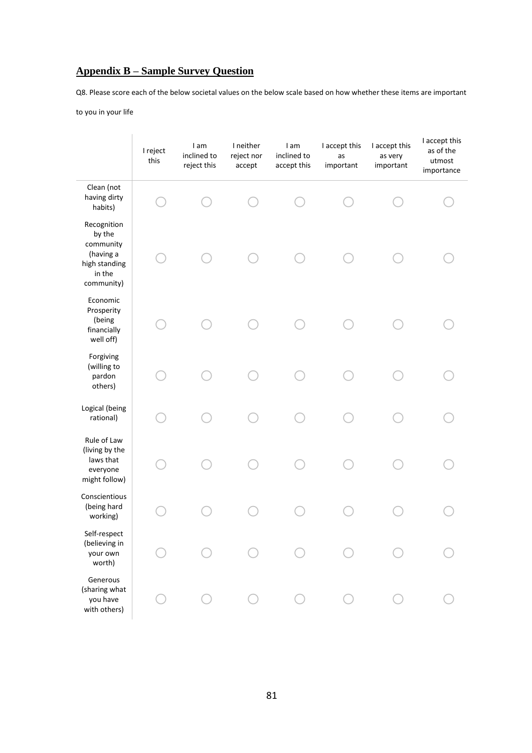## Appendix B – Sample Survey Question

Q8. Please score each of the below societal values on the below scale based on how whether these items are important to you in your life

| | I reject this | I am inclined to reject this | I neither reject nor accept | I am inclined to accept this | I accept this as important | I accept this as very important | I accept this as of the utmost importance |
|---|---|---|---|---|---|---|---|
| Clean (not having dirty habits) | ○ | ○ | ○ | ○ | ○ | ○ | ○ |
| Recognition by the community (having a high standing in the community) | ○ | ○ | ○ | ○ | ○ | ○ | ○ |
| Economic Prosperity (being financially well off) | ○ | ○ | ○ | ○ | ○ | ○ | ○ |
| Forgiving (willing to pardon others) | ○ | ○ | ○ | ○ | ○ | ○ | ○ |
| Logical (being rational) | ○ | ○ | ○ | ○ | ○ | ○ | ○ |
| Rule of Law (living by the laws that everyone might follow) | ○ | ○ | ○ | ○ | ○ | ○ | ○ |
| Conscientious (being hard working) | ○ | ○ | ○ | ○ | ○ | ○ | ○ |
| Self-respect (believing in your own worth) | ○ | ○ | ○ | ○ | ○ | ○ | ○ |
| Generous (sharing what you have with others) | ○ | ○ | ○ | ○ | ○ | ○ | ○ |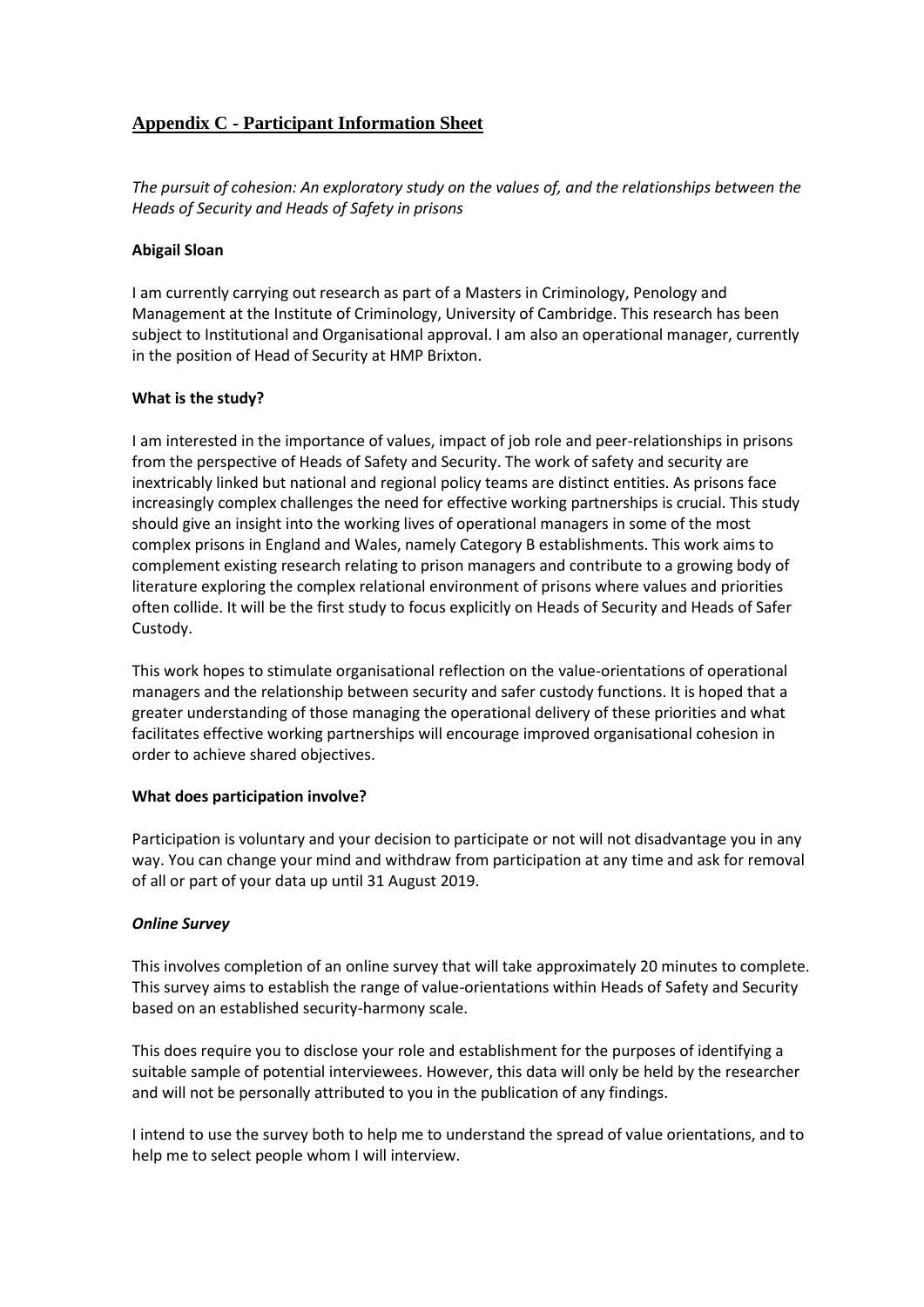## Appendix C - Participant Information Sheet

*The pursuit of cohesion: An exploratory study on the values of, and the relationships between the Heads of Security and Heads of Safety in prisons*

**Abigail Sloan**

I am currently carrying out research as part of a Masters in Criminology, Penology and Management at the Institute of Criminology, University of Cambridge. This research has been subject to Institutional and Organisational approval. I am also an operational manager, currently in the position of Head of Security at HMP Brixton.

**What is the study?**

I am interested in the importance of values, impact of job role and peer-relationships in prisons from the perspective of Heads of Safety and Security. The work of safety and security are inextricably linked but national and regional policy teams are distinct entities. As prisons face increasingly complex challenges the need for effective working partnerships is crucial. This study should give an insight into the working lives of operational managers in some of the most complex prisons in England and Wales, namely Category B establishments. This work aims to complement existing research relating to prison managers and contribute to a growing body of literature exploring the complex relational environment of prisons where values and priorities often collide. It will be the first study to focus explicitly on Heads of Security and Heads of Safer Custody.

This work hopes to stimulate organisational reflection on the value-orientations of operational managers and the relationship between security and safer custody functions. It is hoped that a greater understanding of those managing the operational delivery of these priorities and what facilitates effective working partnerships will encourage improved organisational cohesion in order to achieve shared objectives.

**What does participation involve?**

Participation is voluntary and your decision to participate or not will not disadvantage you in any way. You can change your mind and withdraw from participation at any time and ask for removal of all or part of your data up until 31 August 2019.

***Online Survey***

This involves completion of an online survey that will take approximately 20 minutes to complete. This survey aims to establish the range of value-orientations within Heads of Safety and Security based on an established security-harmony scale.

This does require you to disclose your role and establishment for the purposes of identifying a suitable sample of potential interviewees. However, this data will only be held by the researcher and will not be personally attributed to you in the publication of any findings.

I intend to use the survey both to help me to understand the spread of value orientations, and to help me to select people whom I will interview.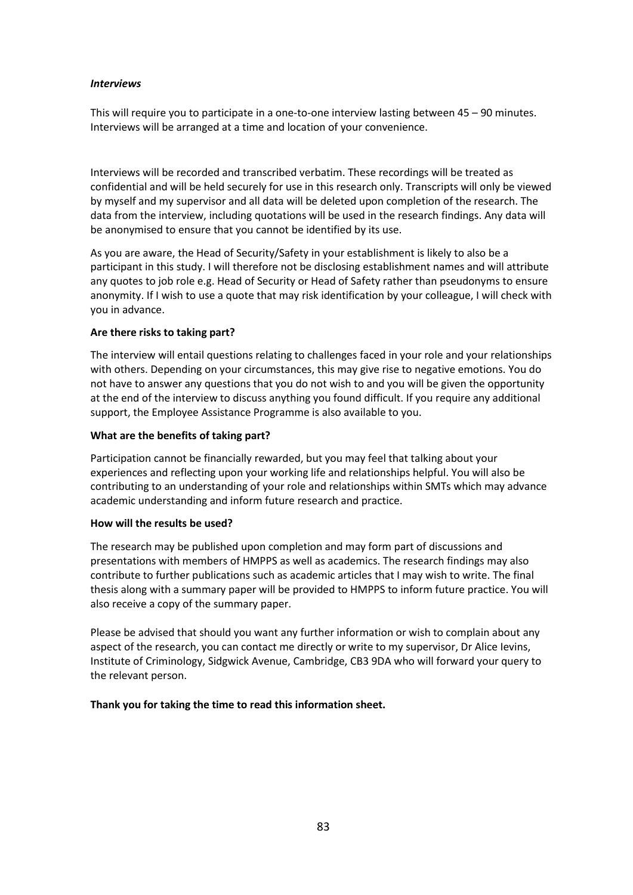***Interviews***

This will require you to participate in a one-to-one interview lasting between 45 – 90 minutes. Interviews will be arranged at a time and location of your convenience.

Interviews will be recorded and transcribed verbatim. These recordings will be treated as confidential and will be held securely for use in this research only. Transcripts will only be viewed by myself and my supervisor and all data will be deleted upon completion of the research. The data from the interview, including quotations will be used in the research findings. Any data will be anonymised to ensure that you cannot be identified by its use.

As you are aware, the Head of Security/Safety in your establishment is likely to also be a participant in this study. I will therefore not be disclosing establishment names and will attribute any quotes to job role e.g. Head of Security or Head of Safety rather than pseudonyms to ensure anonymity. If I wish to use a quote that may risk identification by your colleague, I will check with you in advance.

**Are there risks to taking part?**

The interview will entail questions relating to challenges faced in your role and your relationships with others. Depending on your circumstances, this may give rise to negative emotions. You do not have to answer any questions that you do not wish to and you will be given the opportunity at the end of the interview to discuss anything you found difficult. If you require any additional support, the Employee Assistance Programme is also available to you.

**What are the benefits of taking part?**

Participation cannot be financially rewarded, but you may feel that talking about your experiences and reflecting upon your working life and relationships helpful. You will also be contributing to an understanding of your role and relationships within SMTs which may advance academic understanding and inform future research and practice.

**How will the results be used?**

The research may be published upon completion and may form part of discussions and presentations with members of HMPPS as well as academics. The research findings may also contribute to further publications such as academic articles that I may wish to write. The final thesis along with a summary paper will be provided to HMPPS to inform future practice. You will also receive a copy of the summary paper.

Please be advised that should you want any further information or wish to complain about any aspect of the research, you can contact me directly or write to my supervisor, Dr Alice Ievins, Institute of Criminology, Sidgwick Avenue, Cambridge, CB3 9DA who will forward your query to the relevant person.

**Thank you for taking the time to read this information sheet.**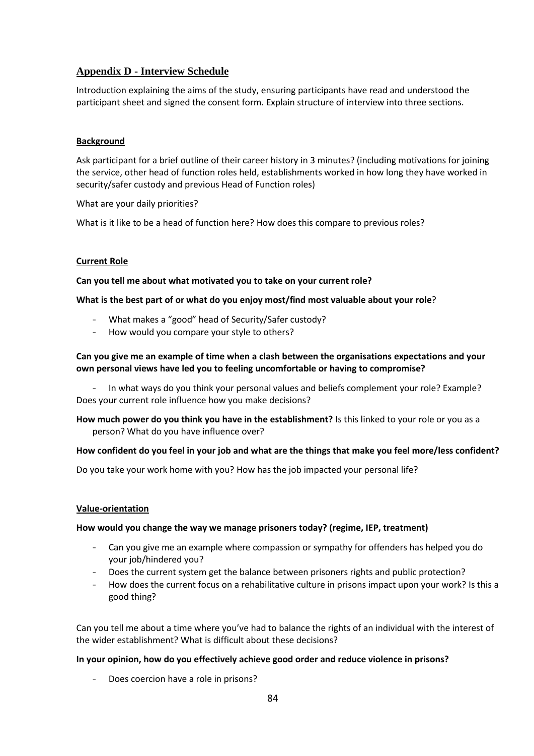## Appendix D - Interview Schedule

Introduction explaining the aims of the study, ensuring participants have read and understood the participant sheet and signed the consent form. Explain structure of interview into three sections.

**Background**

Ask participant for a brief outline of their career history in 3 minutes? (including motivations for joining the service, other head of function roles held, establishments worked in how long they have worked in security/safer custody and previous Head of Function roles)

What are your daily priorities?

What is it like to be a head of function here? How does this compare to previous roles?

**Current Role**

**Can you tell me about what motivated you to take on your current role?**

**What is the best part of or what do you enjoy most/find most valuable about your role**?

- What makes a "good" head of Security/Safer custody?
- How would you compare your style to others?

**Can you give me an example of time when a clash between the organisations expectations and your own personal views have led you to feeling uncomfortable or having to compromise?**

- In what ways do you think your personal values and beliefs complement your role? Example? Does your current role influence how you make decisions?

**How much power do you think you have in the establishment?** Is this linked to your role or you as a person? What do you have influence over?

**How confident do you feel in your job and what are the things that make you feel more/less confident?**

Do you take your work home with you? How has the job impacted your personal life?

**Value-orientation**

**How would you change the way we manage prisoners today? (regime, IEP, treatment)**

- Can you give me an example where compassion or sympathy for offenders has helped you do your job/hindered you?
- Does the current system get the balance between prisoners rights and public protection?
- How does the current focus on a rehabilitative culture in prisons impact upon your work? Is this a good thing?

Can you tell me about a time where you've had to balance the rights of an individual with the interest of the wider establishment? What is difficult about these decisions?

**In your opinion, how do you effectively achieve good order and reduce violence in prisons?**

- Does coercion have a role in prisons?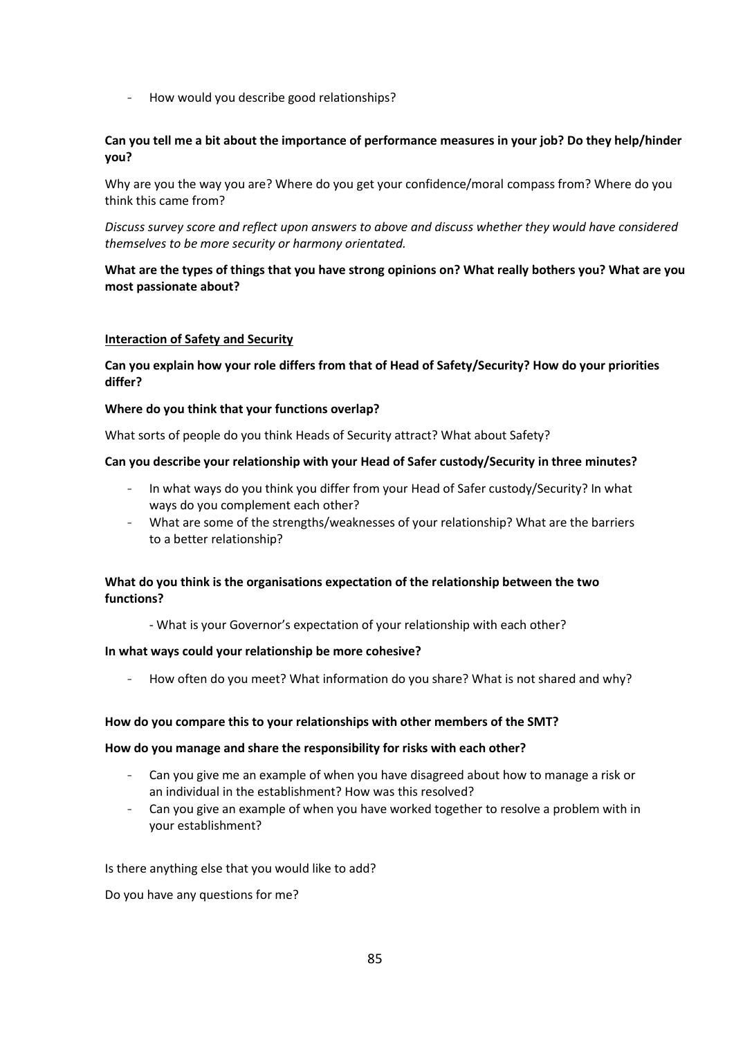- How would you describe good relationships?

**Can you tell me a bit about the importance of performance measures in your job? Do they help/hinder you?**

Why are you the way you are? Where do you get your confidence/moral compass from? Where do you think this came from?

*Discuss survey score and reflect upon answers to above and discuss whether they would have considered themselves to be more security or harmony orientated.*

**What are the types of things that you have strong opinions on? What really bothers you? What are you most passionate about?**

**<u>Interaction of Safety and Security</u>**

**Can you explain how your role differs from that of Head of Safety/Security? How do your priorities differ?**

**Where do you think that your functions overlap?**

What sorts of people do you think Heads of Security attract? What about Safety?

**Can you describe your relationship with your Head of Safer custody/Security in three minutes?**

- In what ways do you think you differ from your Head of Safer custody/Security? In what ways do you complement each other?
- What are some of the strengths/weaknesses of your relationship? What are the barriers to a better relationship?

**What do you think is the organisations expectation of the relationship between the two functions?**

- What is your Governor's expectation of your relationship with each other?

**In what ways could your relationship be more cohesive?**

- How often do you meet? What information do you share? What is not shared and why?

**How do you compare this to your relationships with other members of the SMT?**

**How do you manage and share the responsibility for risks with each other?**

- Can you give me an example of when you have disagreed about how to manage a risk or an individual in the establishment? How was this resolved?
- Can you give an example of when you have worked together to resolve a problem with in your establishment?

Is there anything else that you would like to add?

Do you have any questions for me?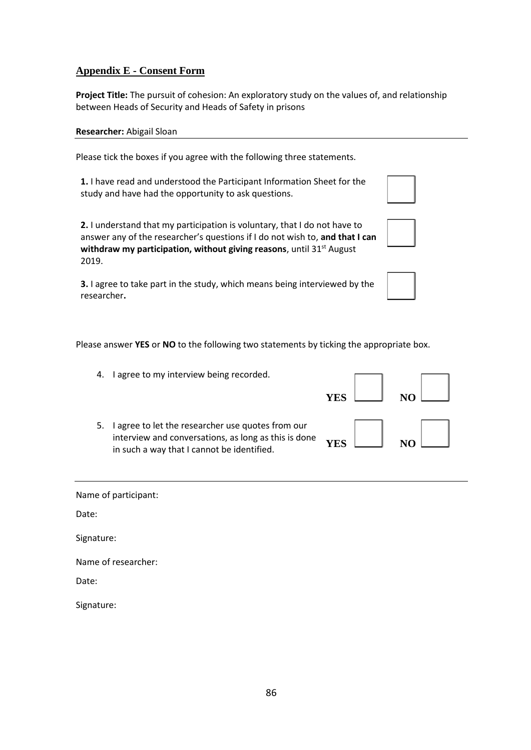## Appendix E - Consent Form

**Project Title:** The pursuit of cohesion: An exploratory study on the values of, and relationship between Heads of Security and Heads of Safety in prisons

**Researcher:** Abigail Sloan

Please tick the boxes if you agree with the following three statements.

**1.** I have read and understood the Participant Information Sheet for the study and have had the opportunity to ask questions. ☐

**2.** I understand that my participation is voluntary, that I do not have to answer any of the researcher's questions if I do not wish to, **and that I can withdraw my participation, without giving reasons**, until 31st August 2019. ☐

**3.** I agree to take part in the study, which means being interviewed by the researcher**.** ☐

Please answer **YES** or **NO** to the following two statements by ticking the appropriate box.

4. I agree to my interview being recorded. **YES** ☐ **NO** ☐
5. I agree to let the researcher use quotes from our interview and conversations, as long as this is done in such a way that I cannot be identified. **YES** ☐ **NO** ☐

---

Name of participant:

Date:

Signature:

Name of researcher:

Date:

Signature: